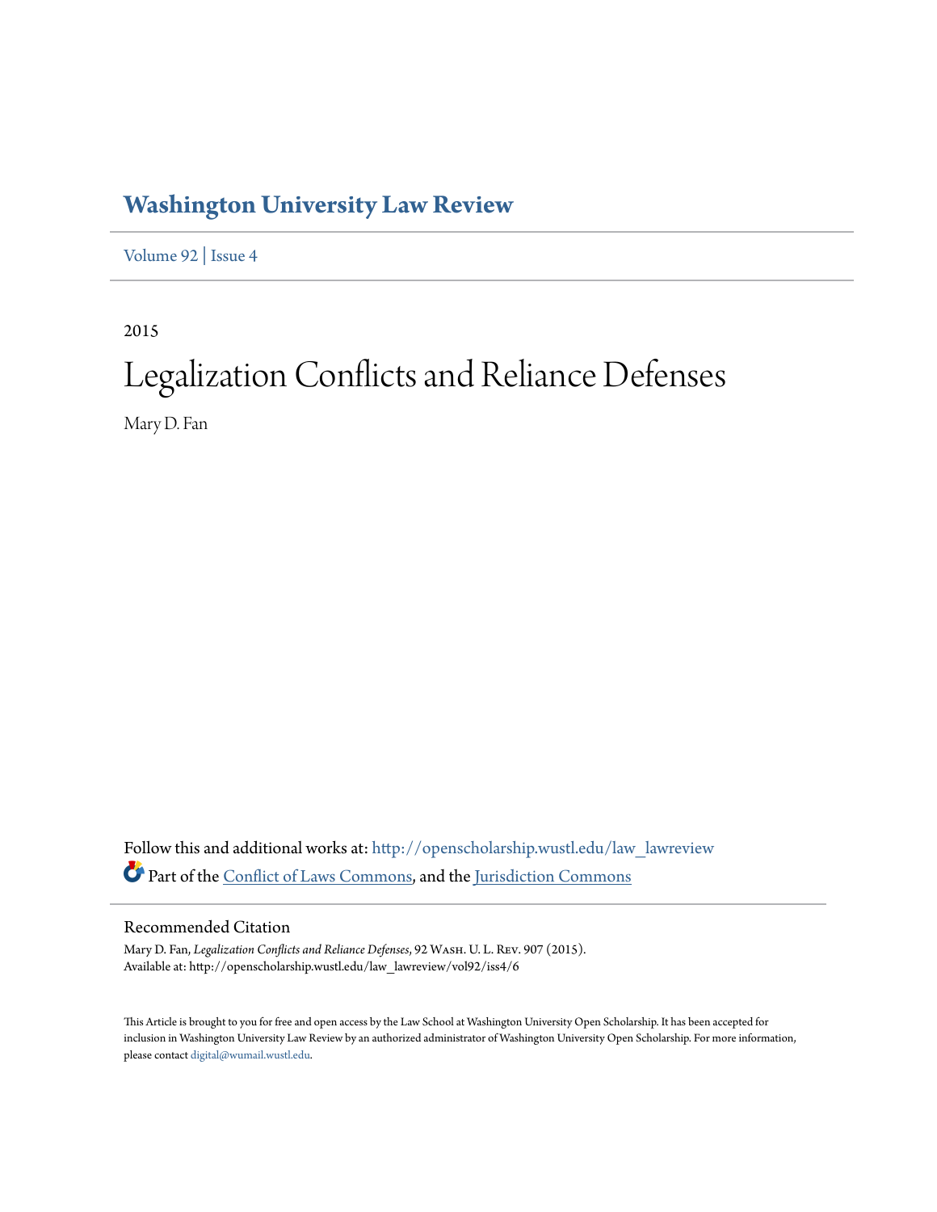# Washington University Law Review

Volume 92 | Issue 4

2015

## Legalization Conflicts and Reliance Defenses

Mary D. Fan

Follow this and additional works at: http://openscholarship.wustl.edu/law_lawreview

Part of the Conflict of Laws Commons, and the Jurisdiction Commons

### Recommended Citation

Mary D. Fan, *Legalization Conflicts and Reliance Defenses*, 92 Wash. U. L. Rev. 907 (2015).
Available at: http://openscholarship.wustl.edu/law_lawreview/vol92/iss4/6

This Article is brought to you for free and open access by the Law School at Washington University Open Scholarship. It has been accepted for inclusion in Washington University Law Review by an authorized administrator of Washington University Open Scholarship. For more information, please contact digital@wumail.wustl.edu.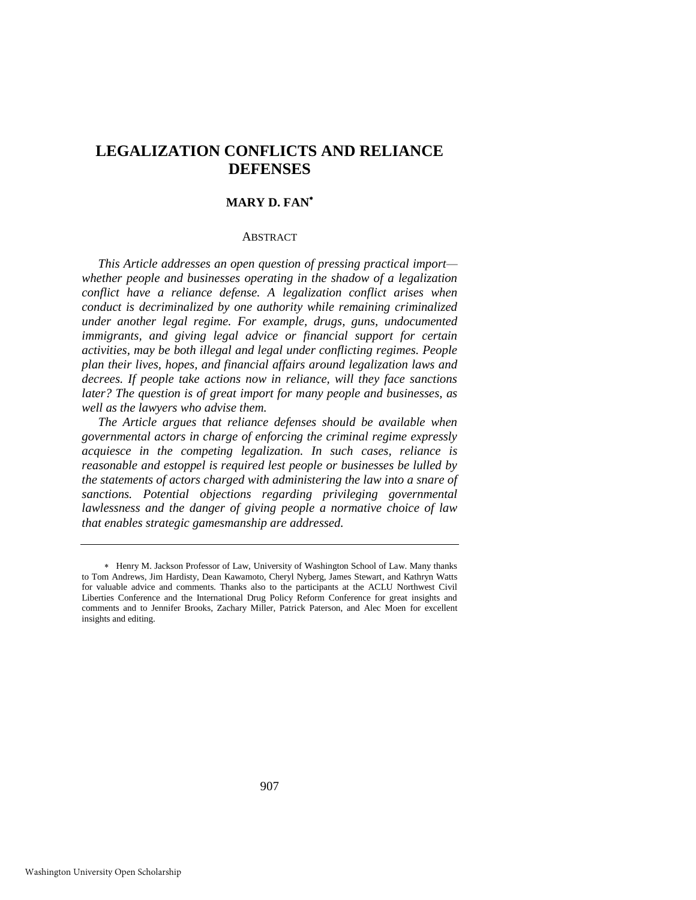# LEGALIZATION CONFLICTS AND RELIANCE DEFENSES

## MARY D. FAN*

### ABSTRACT

*This Article addresses an open question of pressing practical import—whether people and businesses operating in the shadow of a legalization conflict have a reliance defense. A legalization conflict arises when conduct is decriminalized by one authority while remaining criminalized under another legal regime. For example, drugs, guns, undocumented immigrants, and giving legal advice or financial support for certain activities, may be both illegal and legal under conflicting regimes. People plan their lives, hopes, and financial affairs around legalization laws and decrees. If people take actions now in reliance, will they face sanctions later? The question is of great import for many people and businesses, as well as the lawyers who advise them.*

*The Article argues that reliance defenses should be available when governmental actors in charge of enforcing the criminal regime expressly acquiesce in the competing legalization. In such cases, reliance is reasonable and estoppel is required lest people or businesses be lulled by the statements of actors charged with administering the law into a snare of sanctions. Potential objections regarding privileging governmental lawlessness and the danger of giving people a normative choice of law that enables strategic gamesmanship are addressed.*

---

\* Henry M. Jackson Professor of Law, University of Washington School of Law. Many thanks to Tom Andrews, Jim Hardisty, Dean Kawamoto, Cheryl Nyberg, James Stewart, and Kathryn Watts for valuable advice and comments. Thanks also to the participants at the ACLU Northwest Civil Liberties Conference and the International Drug Policy Reform Conference for great insights and comments and to Jennifer Brooks, Zachary Miller, Patrick Paterson, and Alec Moen for excellent insights and editing.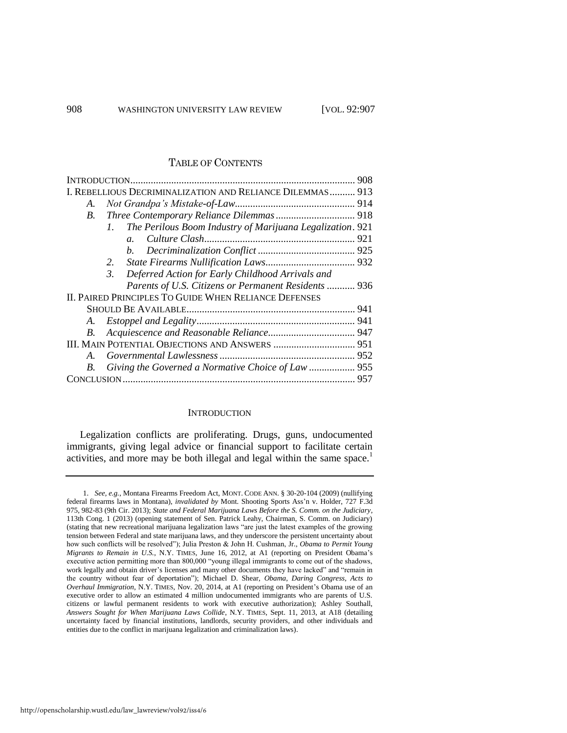## TABLE OF CONTENTS

| | |
|---|---|
| INTRODUCTION | 908 |
| I. REBELLIOUS DECRIMINALIZATION AND RELIANCE DILEMMAS | 913 |
| *A. Not Grandpa's Mistake-of-Law* | 914 |
| *B. Three Contemporary Reliance Dilemmas* | 918 |
| *1. The Perilous Boom Industry of Marijuana Legalization* | 921 |
| *a. Culture Clash* | 921 |
| *b. Decriminalization Conflict* | 925 |
| *2. State Firearms Nullification Laws* | 932 |
| *3. Deferred Action for Early Childhood Arrivals and Parents of U.S. Citizens or Permanent Residents* | 936 |
| II. PAIRED PRINCIPLES TO GUIDE WHEN RELIANCE DEFENSES SHOULD BE AVAILABLE | 941 |
| *A. Estoppel and Legality* | 941 |
| *B. Acquiescence and Reasonable Reliance* | 947 |
| III. MAIN POTENTIAL OBJECTIONS AND ANSWERS | 951 |
| *A. Governmental Lawlessness* | 952 |
| *B. Giving the Governed a Normative Choice of Law* | 955 |
| CONCLUSION | 957 |

## INTRODUCTION

Legalization conflicts are proliferating. Drugs, guns, undocumented immigrants, giving legal advice or financial support to facilitate certain activities, and more may be both illegal and legal within the same space.[1]

---

1. *See, e.g.*, Montana Firearms Freedom Act, MONT. CODE ANN. § 30-20-104 (2009) (nullifying federal firearms laws in Montana), *invalidated by* Mont. Shooting Sports Ass'n v. Holder, 727 F.3d 975, 982-83 (9th Cir. 2013); *State and Federal Marijuana Laws Before the S. Comm. on the Judiciary*, 113th Cong. 1 (2013) (opening statement of Sen. Patrick Leahy, Chairman, S. Comm. on Judiciary) (stating that new recreational marijuana legalization laws "are just the latest examples of the growing tension between Federal and state marijuana laws, and they underscore the persistent uncertainty about how such conflicts will be resolved"); Julia Preston & John H. Cushman, Jr., *Obama to Permit Young Migrants to Remain in U.S.*, N.Y. TIMES, June 16, 2012, at A1 (reporting on President Obama's executive action permitting more than 800,000 "young illegal immigrants to come out of the shadows, work legally and obtain driver's licenses and many other documents they have lacked" and "remain in the country without fear of deportation"); Michael D. Shear, *Obama, Daring Congress, Acts to Overhaul Immigration*, N.Y. TIMES, Nov. 20, 2014, at A1 (reporting on President's Obama use of an executive order to allow an estimated 4 million undocumented immigrants who are parents of U.S. citizens or lawful permanent residents to work with executive authorization); Ashley Southall, *Answers Sought for When Marijuana Laws Collide*, N.Y. TIMES, Sept. 11, 2013, at A18 (detailing uncertainty faced by financial institutions, landlords, security providers, and other individuals and entities due to the conflict in marijuana legalization and criminalization laws).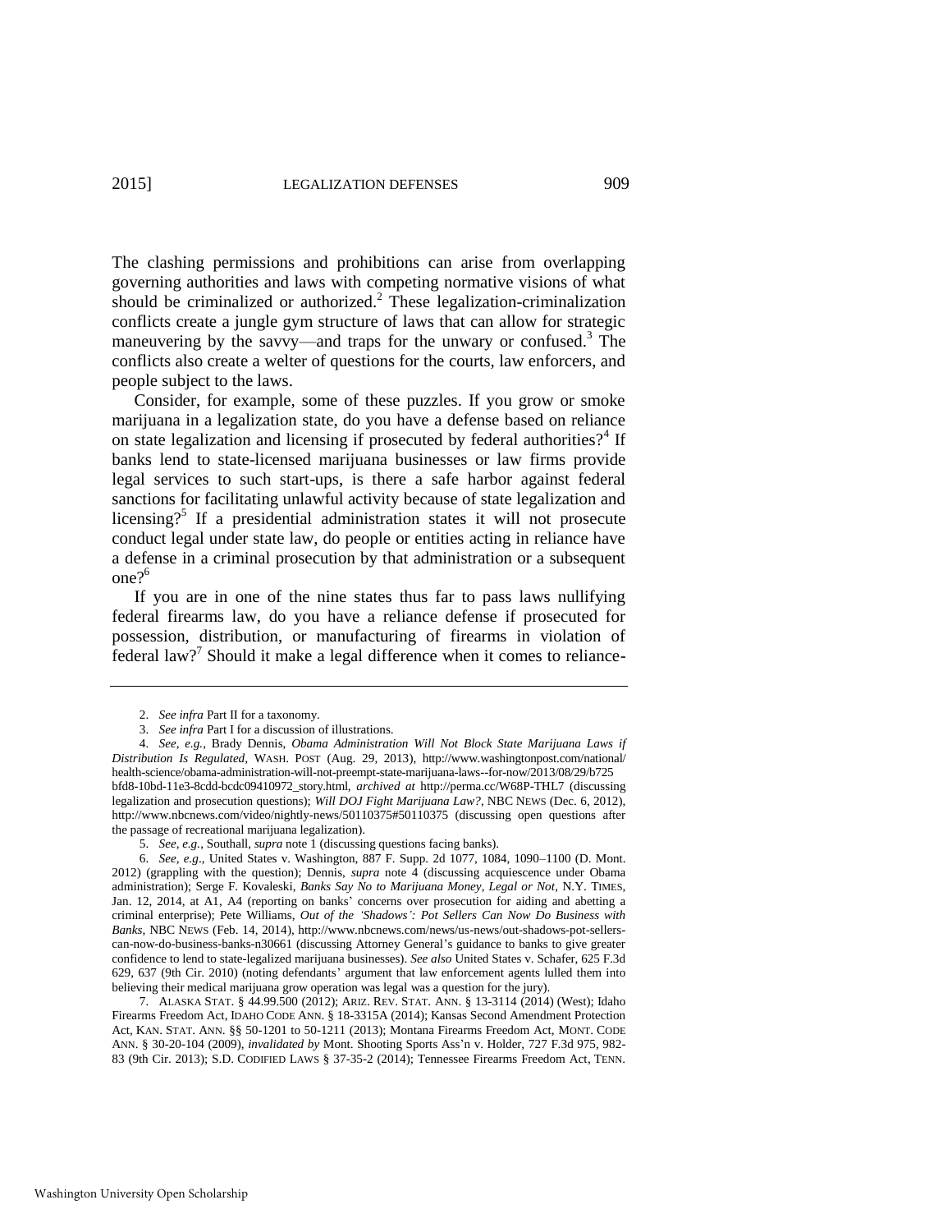The clashing permissions and prohibitions can arise from overlapping governing authorities and laws with competing normative visions of what should be criminalized or authorized.[2] These legalization-criminalization conflicts create a jungle gym structure of laws that can allow for strategic maneuvering by the savvy—and traps for the unwary or confused.[3] The conflicts also create a welter of questions for the courts, law enforcers, and people subject to the laws.

Consider, for example, some of these puzzles. If you grow or smoke marijuana in a legalization state, do you have a defense based on reliance on state legalization and licensing if prosecuted by federal authorities?[4] If banks lend to state-licensed marijuana businesses or law firms provide legal services to such start-ups, is there a safe harbor against federal sanctions for facilitating unlawful activity because of state legalization and licensing?[5] If a presidential administration states it will not prosecute conduct legal under state law, do people or entities acting in reliance have a defense in a criminal prosecution by that administration or a subsequent one?[6]

If you are in one of the nine states thus far to pass laws nullifying federal firearms law, do you have a reliance defense if prosecuted for possession, distribution, or manufacturing of firearms in violation of federal law?[7] Should it make a legal difference when it comes to reliance-

---

2. *See infra* Part II for a taxonomy.

3. *See infra* Part I for a discussion of illustrations.

4. *See, e.g.*, Brady Dennis, *Obama Administration Will Not Block State Marijuana Laws if Distribution Is Regulated*, WASH. POST (Aug. 29, 2013), http://www.washingtonpost.com/national/health-science/obama-administration-will-not-preempt-state-marijuana-laws--for-now/2013/08/29/b725bfd8-10bd-11e3-8cdd-bcdc09410972_story.html, *archived at* http://perma.cc/W68P-THL7 (discussing legalization and prosecution questions); *Will DOJ Fight Marijuana Law?*, NBC NEWS (Dec. 6, 2012), http://www.nbcnews.com/video/nightly-news/50110375#50110375 (discussing open questions after the passage of recreational marijuana legalization).

5. *See, e.g.*, Southall, *supra* note 1 (discussing questions facing banks).

6. *See, e.g.*, United States v. Washington, 887 F. Supp. 2d 1077, 1084, 1090–1100 (D. Mont. 2012) (grappling with the question); Dennis, *supra* note 4 (discussing acquiescence under Obama administration); Serge F. Kovaleski, *Banks Say No to Marijuana Money, Legal or Not*, N.Y. TIMES, Jan. 12, 2014, at A1, A4 (reporting on banks' concerns over prosecution for aiding and abetting a criminal enterprise); Pete Williams, *Out of the 'Shadows': Pot Sellers Can Now Do Business with Banks*, NBC NEWS (Feb. 14, 2014), http://www.nbcnews.com/news/us-news/out-shadows-pot-sellers-can-now-do-business-banks-n30661 (discussing Attorney General's guidance to banks to give greater confidence to lend to state-legalized marijuana businesses). *See also* United States v. Schafer, 625 F.3d 629, 637 (9th Cir. 2010) (noting defendants' argument that law enforcement agents lulled them into believing their medical marijuana grow operation was legal was a question for the jury).

7. ALASKA STAT. § 44.99.500 (2012); ARIZ. REV. STAT. ANN. § 13-3114 (2014) (West); Idaho Firearms Freedom Act, IDAHO CODE ANN. § 18-3315A (2014); Kansas Second Amendment Protection Act, KAN. STAT. ANN. §§ 50-1201 to 50-1211 (2013); Montana Firearms Freedom Act, MONT. CODE ANN. § 30-20-104 (2009), *invalidated by* Mont. Shooting Sports Ass'n v. Holder, 727 F.3d 975, 982-83 (9th Cir. 2013); S.D. CODIFIED LAWS § 37-35-2 (2014); Tennessee Firearms Freedom Act, TENN.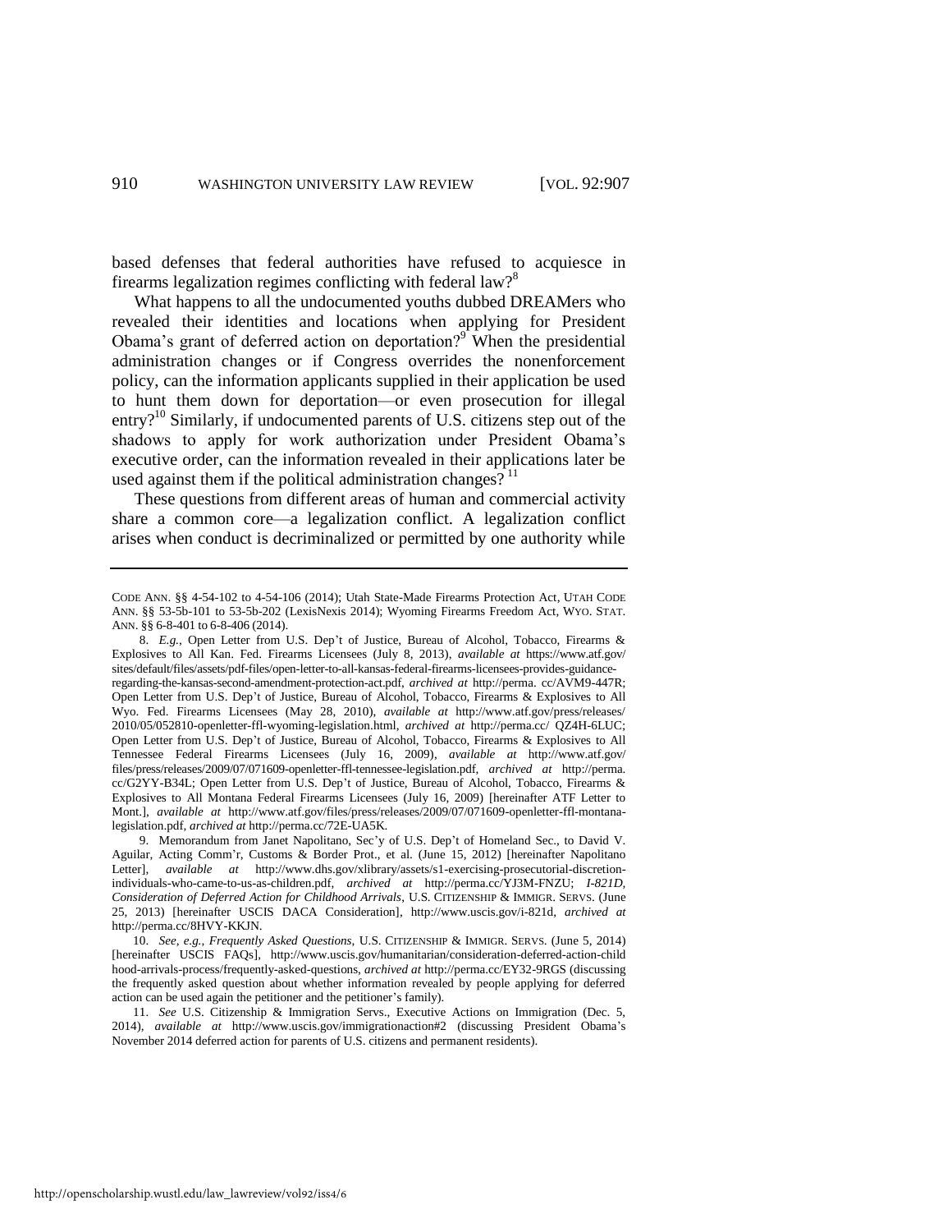based defenses that federal authorities have refused to acquiesce in firearms legalization regimes conflicting with federal law?[8]

What happens to all the undocumented youths dubbed DREAMers who revealed their identities and locations when applying for President Obama's grant of deferred action on deportation?[9] When the presidential administration changes or if Congress overrides the nonenforcement policy, can the information applicants supplied in their application be used to hunt them down for deportation—or even prosecution for illegal entry?[10] Similarly, if undocumented parents of U.S. citizens step out of the shadows to apply for work authorization under President Obama's executive order, can the information revealed in their applications later be used against them if the political administration changes? [11]

These questions from different areas of human and commercial activity share a common core—a legalization conflict. A legalization conflict arises when conduct is decriminalized or permitted by one authority while

---

CODE ANN. §§ 4-54-102 to 4-54-106 (2014); Utah State-Made Firearms Protection Act, UTAH CODE ANN. §§ 53-5b-101 to 53-5b-202 (LexisNexis 2014); Wyoming Firearms Freedom Act, WYO. STAT. ANN. §§ 6-8-401 to 6-8-406 (2014).

8. *E.g.*, Open Letter from U.S. Dep't of Justice, Bureau of Alcohol, Tobacco, Firearms & Explosives to All Kan. Fed. Firearms Licensees (July 8, 2013), *available at* https://www.atf.gov/sites/default/files/assets/pdf-files/open-letter-to-all-kansas-federal-firearms-licensees-provides-guidance-regarding-the-kansas-second-amendment-protection-act.pdf, *archived at* http://perma. cc/AVM9-447R; Open Letter from U.S. Dep't of Justice, Bureau of Alcohol, Tobacco, Firearms & Explosives to All Wyo. Fed. Firearms Licensees (May 28, 2010), *available at* http://www.atf.gov/press/releases/2010/05/052810-openletter-ffl-wyoming-legislation.html, *archived at* http://perma.cc/ QZ4H-6LUC; Open Letter from U.S. Dep't of Justice, Bureau of Alcohol, Tobacco, Firearms & Explosives to All Tennessee Federal Firearms Licensees (July 16, 2009), *available at* http://www.atf.gov/files/press/releases/2009/07/071609-openletter-ffl-tennessee-legislation.pdf, *archived at* http://perma. cc/G2YY-B34L; Open Letter from U.S. Dep't of Justice, Bureau of Alcohol, Tobacco, Firearms & Explosives to All Montana Federal Firearms Licensees (July 16, 2009) [hereinafter ATF Letter to Mont.], *available at* http://www.atf.gov/files/press/releases/2009/07/071609-openletter-ffl-montana-legislation.pdf, *archived at* http://perma.cc/72E-UA5K.

9. Memorandum from Janet Napolitano, Sec'y of U.S. Dep't of Homeland Sec., to David V. Aguilar, Acting Comm'r, Customs & Border Prot., et al. (June 15, 2012) [hereinafter Napolitano Letter], *available at* http://www.dhs.gov/xlibrary/assets/s1-exercising-prosecutorial-discretion-individuals-who-came-to-us-as-children.pdf, *archived at* http://perma.cc/YJ3M-FNZU; *I-821D, Consideration of Deferred Action for Childhood Arrivals*, U.S. CITIZENSHIP & IMMIGR. SERVS. (June 25, 2013) [hereinafter USCIS DACA Consideration], http://www.uscis.gov/i-821d, *archived at* http://perma.cc/8HVY-KKJN.

10. *See, e.g.*, *Frequently Asked Questions*, U.S. CITIZENSHIP & IMMIGR. SERVS. (June 5, 2014) [hereinafter USCIS FAQs], http://www.uscis.gov/humanitarian/consideration-deferred-action-childhood-arrivals-process/frequently-asked-questions, *archived at* http://perma.cc/EY32-9RGS (discussing the frequently asked question about whether information revealed by people applying for deferred action can be used again the petitioner and the petitioner's family).

11. *See* U.S. Citizenship & Immigration Servs., Executive Actions on Immigration (Dec. 5, 2014), *available at* http://www.uscis.gov/immigrationaction#2 (discussing President Obama's November 2014 deferred action for parents of U.S. citizens and permanent residents).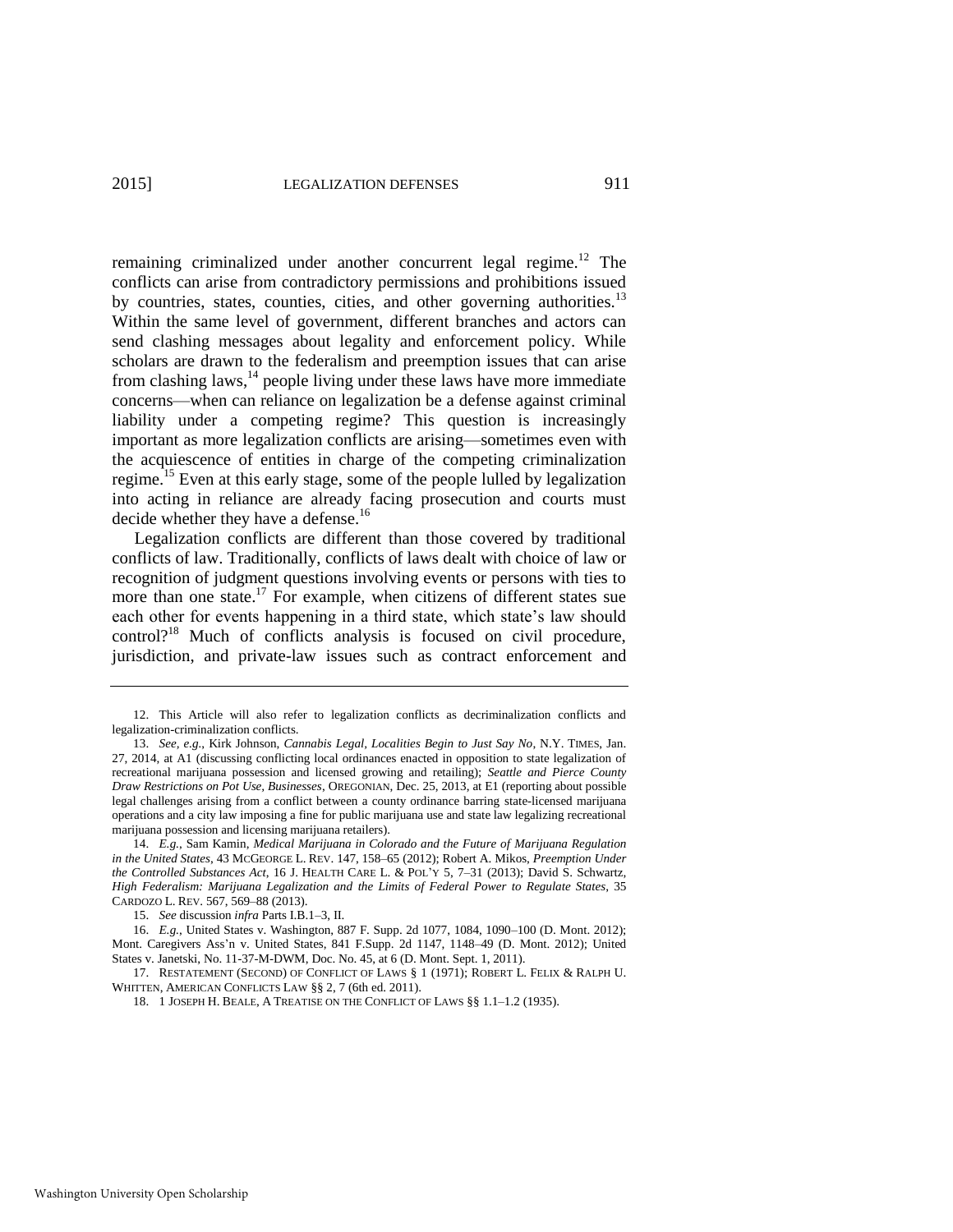remaining criminalized under another concurrent legal regime.[12] The conflicts can arise from contradictory permissions and prohibitions issued by countries, states, counties, cities, and other governing authorities.[13] Within the same level of government, different branches and actors can send clashing messages about legality and enforcement policy. While scholars are drawn to the federalism and preemption issues that can arise from clashing laws,[14] people living under these laws have more immediate concerns—when can reliance on legalization be a defense against criminal liability under a competing regime? This question is increasingly important as more legalization conflicts are arising—sometimes even with the acquiescence of entities in charge of the competing criminalization regime.[15] Even at this early stage, some of the people lulled by legalization into acting in reliance are already facing prosecution and courts must decide whether they have a defense.[16]

Legalization conflicts are different than those covered by traditional conflicts of law. Traditionally, conflicts of laws dealt with choice of law or recognition of judgment questions involving events or persons with ties to more than one state.[17] For example, when citizens of different states sue each other for events happening in a third state, which state's law should control?[18] Much of conflicts analysis is focused on civil procedure, jurisdiction, and private-law issues such as contract enforcement and

---

12. This Article will also refer to legalization conflicts as decriminalization conflicts and legalization-criminalization conflicts.

13. *See, e.g.*, Kirk Johnson, *Cannabis Legal, Localities Begin to Just Say No*, N.Y. TIMES, Jan. 27, 2014, at A1 (discussing conflicting local ordinances enacted in opposition to state legalization of recreational marijuana possession and licensed growing and retailing); *Seattle and Pierce County Draw Restrictions on Pot Use, Businesses*, OREGONIAN, Dec. 25, 2013, at E1 (reporting about possible legal challenges arising from a conflict between a county ordinance barring state-licensed marijuana operations and a city law imposing a fine for public marijuana use and state law legalizing recreational marijuana possession and licensing marijuana retailers).

14. *E.g.*, Sam Kamin, *Medical Marijuana in Colorado and the Future of Marijuana Regulation in the United States*, 43 MCGEORGE L. REV. 147, 158–65 (2012); Robert A. Mikos, *Preemption Under the Controlled Substances Act*, 16 J. HEALTH CARE L. & POL'Y 5, 7–31 (2013); David S. Schwartz, *High Federalism: Marijuana Legalization and the Limits of Federal Power to Regulate States*, 35 CARDOZO L. REV. 567, 569–88 (2013).

15. *See* discussion *infra* Parts I.B.1–3, II.

16. *E.g.*, United States v. Washington, 887 F. Supp. 2d 1077, 1084, 1090–100 (D. Mont. 2012); Mont. Caregivers Ass'n v. United States, 841 F.Supp. 2d 1147, 1148–49 (D. Mont. 2012); United States v. Janetski, No. 11-37-M-DWM, Doc. No. 45, at 6 (D. Mont. Sept. 1, 2011).

17. RESTATEMENT (SECOND) OF CONFLICT OF LAWS § 1 (1971); ROBERT L. FELIX & RALPH U. WHITTEN, AMERICAN CONFLICTS LAW §§ 2, 7 (6th ed. 2011).

18. 1 JOSEPH H. BEALE, A TREATISE ON THE CONFLICT OF LAWS §§ 1.1–1.2 (1935).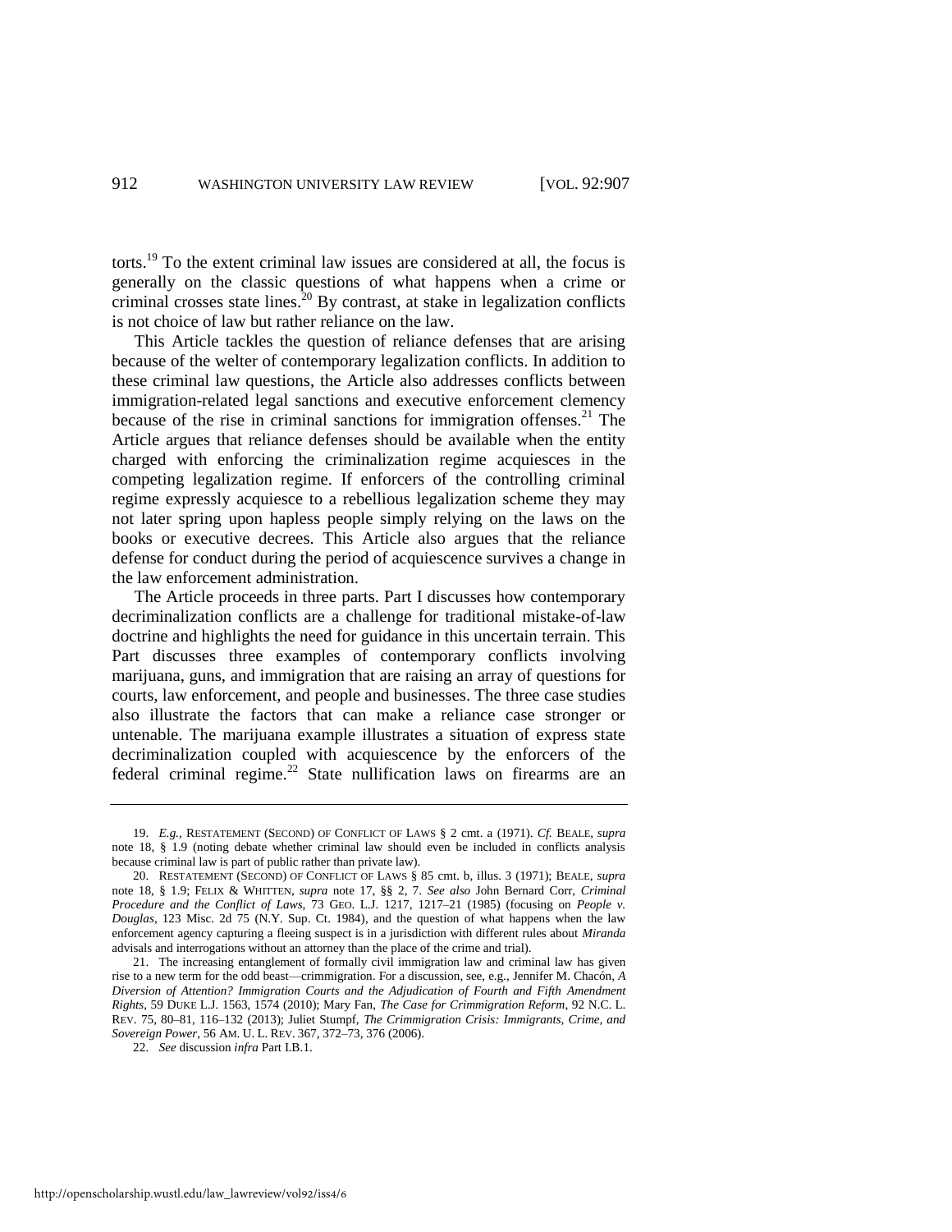torts.[19] To the extent criminal law issues are considered at all, the focus is generally on the classic questions of what happens when a crime or criminal crosses state lines.[20] By contrast, at stake in legalization conflicts is not choice of law but rather reliance on the law.

This Article tackles the question of reliance defenses that are arising because of the welter of contemporary legalization conflicts. In addition to these criminal law questions, the Article also addresses conflicts between immigration-related legal sanctions and executive enforcement clemency because of the rise in criminal sanctions for immigration offenses.[21] The Article argues that reliance defenses should be available when the entity charged with enforcing the criminalization regime acquiesces in the competing legalization regime. If enforcers of the controlling criminal regime expressly acquiesce to a rebellious legalization scheme they may not later spring upon hapless people simply relying on the laws on the books or executive decrees. This Article also argues that the reliance defense for conduct during the period of acquiescence survives a change in the law enforcement administration.

The Article proceeds in three parts. Part I discusses how contemporary decriminalization conflicts are a challenge for traditional mistake-of-law doctrine and highlights the need for guidance in this uncertain terrain. This Part discusses three examples of contemporary conflicts involving marijuana, guns, and immigration that are raising an array of questions for courts, law enforcement, and people and businesses. The three case studies also illustrate the factors that can make a reliance case stronger or untenable. The marijuana example illustrates a situation of express state decriminalization coupled with acquiescence by the enforcers of the federal criminal regime.[22] State nullification laws on firearms are an

---

19. *E.g.*, RESTATEMENT (SECOND) OF CONFLICT OF LAWS § 2 cmt. a (1971). *Cf.* BEALE, *supra* note 18, § 1.9 (noting debate whether criminal law should even be included in conflicts analysis because criminal law is part of public rather than private law).

20. RESTATEMENT (SECOND) OF CONFLICT OF LAWS § 85 cmt. b, illus. 3 (1971); BEALE, *supra* note 18, § 1.9; FELIX & WHITTEN, *supra* note 17, §§ 2, 7. *See also* John Bernard Corr, *Criminal Procedure and the Conflict of Laws*, 73 GEO. L.J. 1217, 1217–21 (1985) (focusing on *People v. Douglas*, 123 Misc. 2d 75 (N.Y. Sup. Ct. 1984), and the question of what happens when the law enforcement agency capturing a fleeing suspect is in a jurisdiction with different rules about *Miranda* advisals and interrogations without an attorney than the place of the crime and trial).

21. The increasing entanglement of formally civil immigration law and criminal law has given rise to a new term for the odd beast—crimmigration. For a discussion, see, e.g., Jennifer M. Chacón, *A Diversion of Attention? Immigration Courts and the Adjudication of Fourth and Fifth Amendment Rights*, 59 DUKE L.J. 1563, 1574 (2010); Mary Fan, *The Case for Crimmigration Reform*, 92 N.C. L. REV. 75, 80–81, 116–132 (2013); Juliet Stumpf, *The Crimmigration Crisis: Immigrants, Crime, and Sovereign Power*, 56 AM. U. L. REV. 367, 372–73, 376 (2006).

22. *See* discussion *infra* Part I.B.1.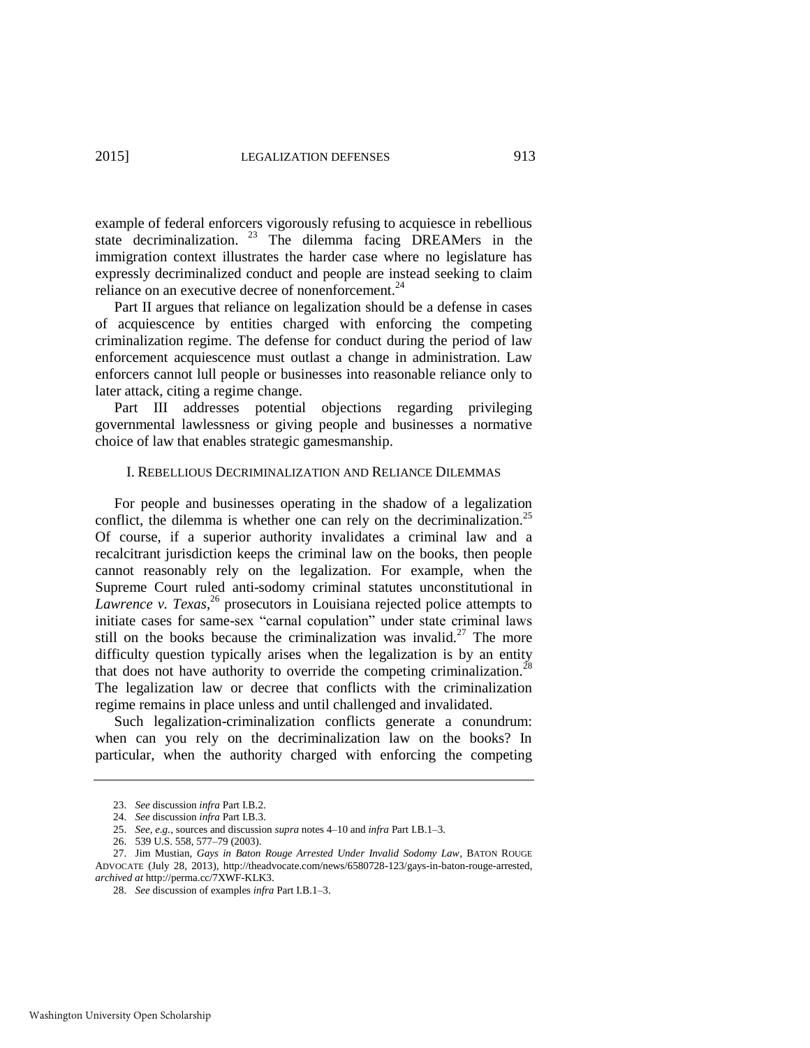example of federal enforcers vigorously refusing to acquiesce in rebellious state decriminalization.[23] The dilemma facing DREAMers in the immigration context illustrates the harder case where no legislature has expressly decriminalized conduct and people are instead seeking to claim reliance on an executive decree of nonenforcement.[24]

Part II argues that reliance on legalization should be a defense in cases of acquiescence by entities charged with enforcing the competing criminalization regime. The defense for conduct during the period of law enforcement acquiescence must outlast a change in administration. Law enforcers cannot lull people or businesses into reasonable reliance only to later attack, citing a regime change.

Part III addresses potential objections regarding privileging governmental lawlessness or giving people and businesses a normative choice of law that enables strategic gamesmanship.

## I. REBELLIOUS DECRIMINALIZATION AND RELIANCE DILEMMAS

For people and businesses operating in the shadow of a legalization conflict, the dilemma is whether one can rely on the decriminalization.[25] Of course, if a superior authority invalidates a criminal law and a recalcitrant jurisdiction keeps the criminal law on the books, then people cannot reasonably rely on the legalization. For example, when the Supreme Court ruled anti-sodomy criminal statutes unconstitutional in *Lawrence v. Texas*,[26] prosecutors in Louisiana rejected police attempts to initiate cases for same-sex "carnal copulation" under state criminal laws still on the books because the criminalization was invalid.[27] The more difficulty question typically arises when the legalization is by an entity that does not have authority to override the competing criminalization.[28] The legalization law or decree that conflicts with the criminalization regime remains in place unless and until challenged and invalidated.

Such legalization-criminalization conflicts generate a conundrum: when can you rely on the decriminalization law on the books? In particular, when the authority charged with enforcing the competing

---

23. *See* discussion *infra* Part I.B.2.

24. *See* discussion *infra* Part I.B.3.

25. *See, e.g.*, sources and discussion *supra* notes 4–10 and *infra* Part I.B.1–3.

26. 539 U.S. 558, 577–79 (2003).

27. Jim Mustian, *Gays in Baton Rouge Arrested Under Invalid Sodomy Law*, BATON ROUGE ADVOCATE (July 28, 2013), http://theadvocate.com/news/6580728-123/gays-in-baton-rouge-arrested, *archived at* http://perma.cc/7XWF-KLK3.

28. *See* discussion of examples *infra* Part I.B.1–3.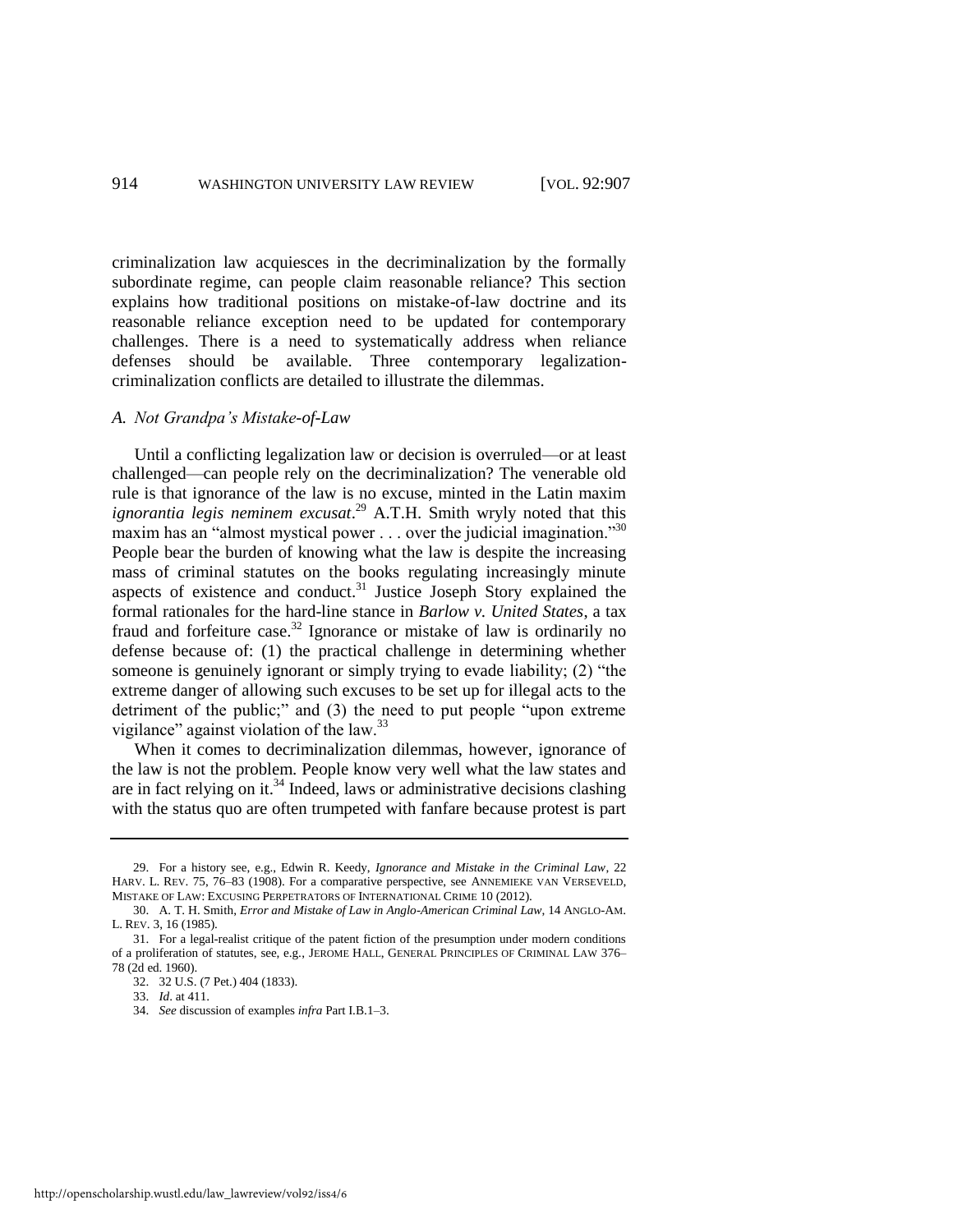criminalization law acquiesces in the decriminalization by the formally subordinate regime, can people claim reasonable reliance? This section explains how traditional positions on mistake-of-law doctrine and its reasonable reliance exception need to be updated for contemporary challenges. There is a need to systematically address when reliance defenses should be available. Three contemporary legalization-criminalization conflicts are detailed to illustrate the dilemmas.

### *A. Not Grandpa's Mistake-of-Law*

Until a conflicting legalization law or decision is overruled—or at least challenged—can people rely on the decriminalization? The venerable old rule is that ignorance of the law is no excuse, minted in the Latin maxim *ignorantia legis neminem excusat*.[29] A.T.H. Smith wryly noted that this maxim has an "almost mystical power . . . over the judicial imagination."[30] People bear the burden of knowing what the law is despite the increasing mass of criminal statutes on the books regulating increasingly minute aspects of existence and conduct.[31] Justice Joseph Story explained the formal rationales for the hard-line stance in *Barlow v. United States*, a tax fraud and forfeiture case.[32] Ignorance or mistake of law is ordinarily no defense because of: (1) the practical challenge in determining whether someone is genuinely ignorant or simply trying to evade liability; (2) "the extreme danger of allowing such excuses to be set up for illegal acts to the detriment of the public;" and (3) the need to put people "upon extreme vigilance" against violation of the law.[33]

When it comes to decriminalization dilemmas, however, ignorance of the law is not the problem. People know very well what the law states and are in fact relying on it.[34] Indeed, laws or administrative decisions clashing with the status quo are often trumpeted with fanfare because protest is part

---

29. For a history see, e.g., Edwin R. Keedy, *Ignorance and Mistake in the Criminal Law*, 22 HARV. L. REV. 75, 76–83 (1908). For a comparative perspective, see ANNEMIEKE VAN VERSEVELD, MISTAKE OF LAW: EXCUSING PERPETRATORS OF INTERNATIONAL CRIME 10 (2012).

30. A. T. H. Smith, *Error and Mistake of Law in Anglo-American Criminal Law*, 14 ANGLO-AM. L. REV. 3, 16 (1985).

31. For a legal-realist critique of the patent fiction of the presumption under modern conditions of a proliferation of statutes, see, e.g., JEROME HALL, GENERAL PRINCIPLES OF CRIMINAL LAW 376–78 (2d ed. 1960).

32. 32 U.S. (7 Pet.) 404 (1833).

33. *Id*. at 411.

34. *See* discussion of examples *infra* Part I.B.1–3.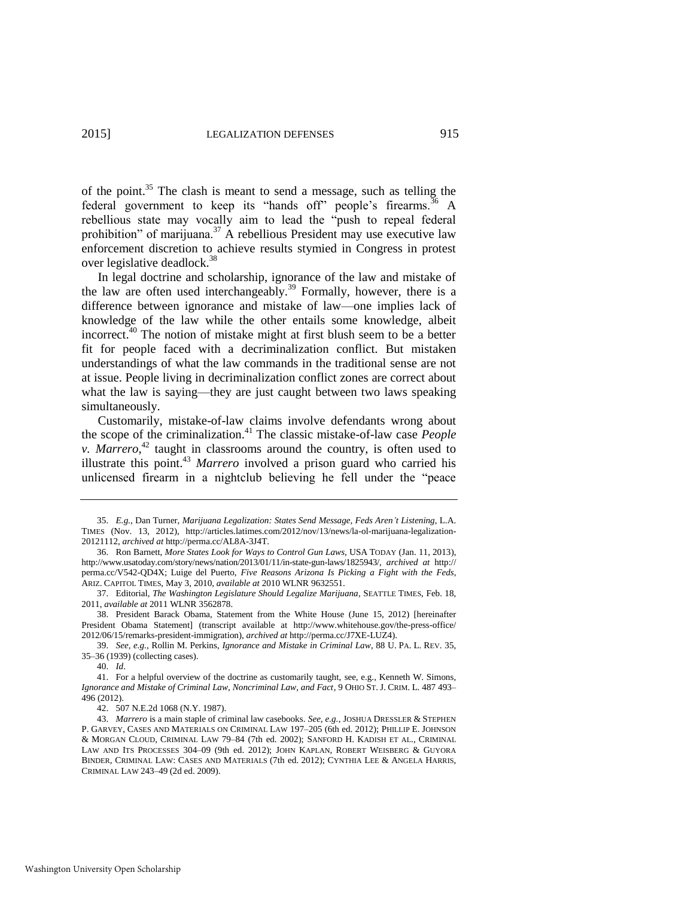of the point.[35] The clash is meant to send a message, such as telling the federal government to keep its "hands off" people's firearms.[36] A rebellious state may vocally aim to lead the "push to repeal federal prohibition" of marijuana.[37] A rebellious President may use executive law enforcement discretion to achieve results stymied in Congress in protest over legislative deadlock.[38]

In legal doctrine and scholarship, ignorance of the law and mistake of the law are often used interchangeably.[39] Formally, however, there is a difference between ignorance and mistake of law—one implies lack of knowledge of the law while the other entails some knowledge, albeit incorrect.[40] The notion of mistake might at first blush seem to be a better fit for people faced with a decriminalization conflict. But mistaken understandings of what the law commands in the traditional sense are not at issue. People living in decriminalization conflict zones are correct about what the law is saying—they are just caught between two laws speaking simultaneously.

Customarily, mistake-of-law claims involve defendants wrong about the scope of the criminalization.[41] The classic mistake-of-law case *People v. Marrero*,[42] taught in classrooms around the country, is often used to illustrate this point.[43] *Marrero* involved a prison guard who carried his unlicensed firearm in a nightclub believing he fell under the "peace

---

35. *E.g.*, Dan Turner, *Marijuana Legalization: States Send Message, Feds Aren't Listening*, L.A. TIMES (Nov. 13, 2012), http://articles.latimes.com/2012/nov/13/news/la-ol-marijuana-legalization-20121112, *archived at* http://perma.cc/AL8A-3J4T.

36. Ron Barnett, *More States Look for Ways to Control Gun Laws*, USA TODAY (Jan. 11, 2013), http://www.usatoday.com/story/news/nation/2013/01/11/in-state-gun-laws/1825943/, *archived at* http://perma.cc/V542-QD4X; Luige del Puerto, *Five Reasons Arizona Is Picking a Fight with the Feds*, ARIZ. CAPITOL TIMES, May 3, 2010, *available at* 2010 WLNR 9632551.

37. Editorial, *The Washington Legislature Should Legalize Marijuana*, SEATTLE TIMES, Feb. 18, 2011, *available at* 2011 WLNR 3562878.

38. President Barack Obama, Statement from the White House (June 15, 2012) [hereinafter President Obama Statement] (transcript available at http://www.whitehouse.gov/the-press-office/2012/06/15/remarks-president-immigration), *archived at* http://perma.cc/J7XE-LUZ4).

39. *See, e.g.*, Rollin M. Perkins, *Ignorance and Mistake in Criminal Law*, 88 U. PA. L. REV. 35, 35–36 (1939) (collecting cases).

40. *Id*.

41. For a helpful overview of the doctrine as customarily taught, see, e.g., Kenneth W. Simons, *Ignorance and Mistake of Criminal Law, Noncriminal Law, and Fact*, 9 OHIO ST. J. CRIM. L. 487 493–496 (2012).

42. 507 N.E.2d 1068 (N.Y. 1987).

43. *Marrero* is a main staple of criminal law casebooks. *See, e.g.*, JOSHUA DRESSLER & STEPHEN P. GARVEY, CASES AND MATERIALS ON CRIMINAL LAW 197–205 (6th ed. 2012); PHILLIP E. JOHNSON & MORGAN CLOUD, CRIMINAL LAW 79–84 (7th ed. 2002); SANFORD H. KADISH ET AL., CRIMINAL LAW AND ITS PROCESSES 304–09 (9th ed. 2012); JOHN KAPLAN, ROBERT WEISBERG & GUYORA BINDER, CRIMINAL LAW: CASES AND MATERIALS (7th ed. 2012); CYNTHIA LEE & ANGELA HARRIS, CRIMINAL LAW 243–49 (2d ed. 2009).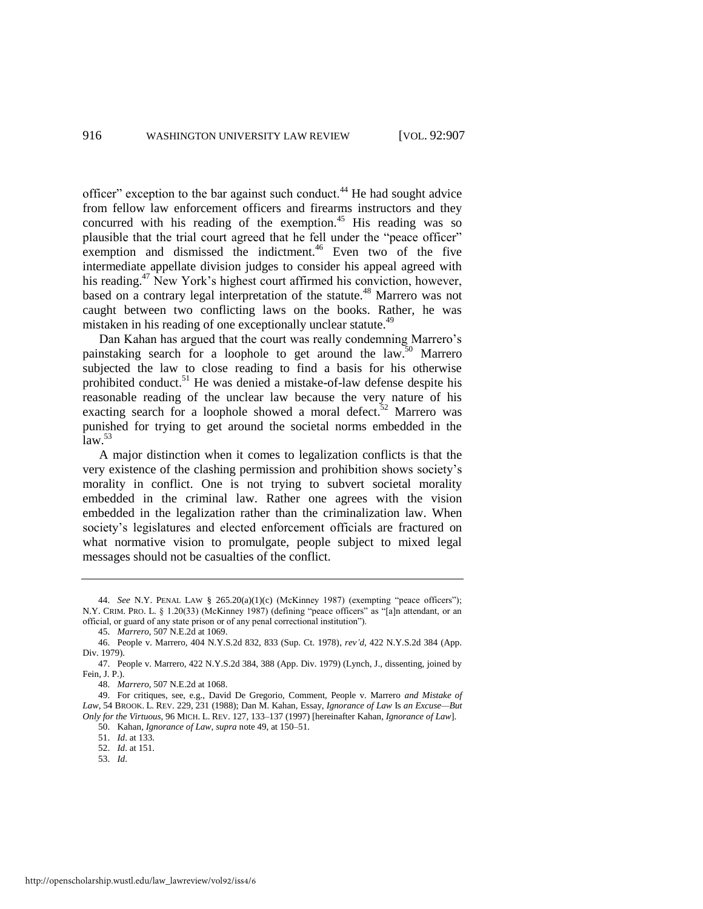officer" exception to the bar against such conduct.[44] He had sought advice from fellow law enforcement officers and firearms instructors and they concurred with his reading of the exemption.[45] His reading was so plausible that the trial court agreed that he fell under the "peace officer" exemption and dismissed the indictment.[46] Even two of the five intermediate appellate division judges to consider his appeal agreed with his reading.[47] New York's highest court affirmed his conviction, however, based on a contrary legal interpretation of the statute.[48] Marrero was not caught between two conflicting laws on the books. Rather, he was mistaken in his reading of one exceptionally unclear statute.[49]

Dan Kahan has argued that the court was really condemning Marrero's painstaking search for a loophole to get around the law.[50] Marrero subjected the law to close reading to find a basis for his otherwise prohibited conduct.[51] He was denied a mistake-of-law defense despite his reasonable reading of the unclear law because the very nature of his exacting search for a loophole showed a moral defect.[52] Marrero was punished for trying to get around the societal norms embedded in the law.[53]

A major distinction when it comes to legalization conflicts is that the very existence of the clashing permission and prohibition shows society's morality in conflict. One is not trying to subvert societal morality embedded in the criminal law. Rather one agrees with the vision embedded in the legalization rather than the criminalization law. When society's legislatures and elected enforcement officials are fractured on what normative vision to promulgate, people subject to mixed legal messages should not be casualties of the conflict.

---

44. *See* N.Y. PENAL LAW § 265.20(a)(1)(c) (McKinney 1987) (exempting "peace officers"); N.Y. CRIM. PRO. L. § 1.20(33) (McKinney 1987) (defining "peace officers" as "[a]n attendant, or an official, or guard of any state prison or of any penal correctional institution").

45. *Marrero*, 507 N.E.2d at 1069.

46. People v. Marrero, 404 N.Y.S.2d 832, 833 (Sup. Ct. 1978), *rev'd*, 422 N.Y.S.2d 384 (App. Div. 1979).

47. People v. Marrero, 422 N.Y.S.2d 384, 388 (App. Div. 1979) (Lynch, J., dissenting, joined by Fein, J. P.).

48. *Marrero*, 507 N.E.2d at 1068.

49. For critiques, see, e.g., David De Gregorio, Comment, People v. Marrero *and Mistake of Law*, 54 BROOK. L. REV. 229, 231 (1988); Dan M. Kahan, Essay, *Ignorance of Law* Is *an Excuse—But Only for the Virtuous*, 96 MICH. L. REV. 127, 133–137 (1997) [hereinafter Kahan, *Ignorance of Law*].

50. Kahan, *Ignorance of Law*, *supra* note 49, at 150–51.

51. *Id*. at 133.

52. *Id*. at 151.

53. *Id*.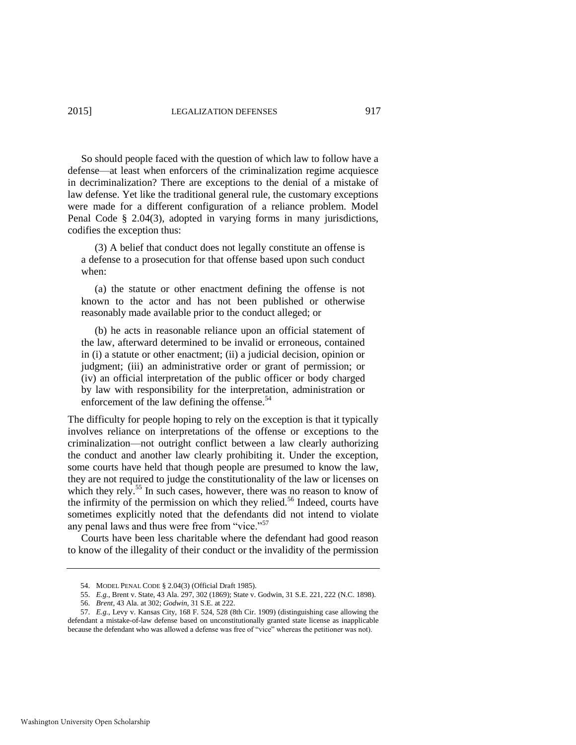So should people faced with the question of which law to follow have a defense—at least when enforcers of the criminalization regime acquiesce in decriminalization? There are exceptions to the denial of a mistake of law defense. Yet like the traditional general rule, the customary exceptions were made for a different configuration of a reliance problem. Model Penal Code § 2.04(3), adopted in varying forms in many jurisdictions, codifies the exception thus:

> (3) A belief that conduct does not legally constitute an offense is a defense to a prosecution for that offense based upon such conduct when:
>
> (a) the statute or other enactment defining the offense is not known to the actor and has not been published or otherwise reasonably made available prior to the conduct alleged; or
>
> (b) he acts in reasonable reliance upon an official statement of the law, afterward determined to be invalid or erroneous, contained in (i) a statute or other enactment; (ii) a judicial decision, opinion or judgment; (iii) an administrative order or grant of permission; or (iv) an official interpretation of the public officer or body charged by law with responsibility for the interpretation, administration or enforcement of the law defining the offense.[54]

The difficulty for people hoping to rely on the exception is that it typically involves reliance on interpretations of the offense or exceptions to the criminalization—not outright conflict between a law clearly authorizing the conduct and another law clearly prohibiting it. Under the exception, some courts have held that though people are presumed to know the law, they are not required to judge the constitutionality of the law or licenses on which they rely.[55] In such cases, however, there was no reason to know of the infirmity of the permission on which they relied.[56] Indeed, courts have sometimes explicitly noted that the defendants did not intend to violate any penal laws and thus were free from "vice."[57]

Courts have been less charitable where the defendant had good reason to know of the illegality of their conduct or the invalidity of the permission

---

54. MODEL PENAL CODE § 2.04(3) (Official Draft 1985).

55. *E.g.*, Brent v. State, 43 Ala. 297, 302 (1869); State v. Godwin, 31 S.E. 221, 222 (N.C. 1898).

56. *Brent*, 43 Ala. at 302; *Godwin*, 31 S.E. at 222.

57. *E.g.*, Levy v. Kansas City, 168 F. 524, 528 (8th Cir. 1909) (distinguishing case allowing the defendant a mistake-of-law defense based on unconstitutionally granted state license as inapplicable because the defendant who was allowed a defense was free of "vice" whereas the petitioner was not).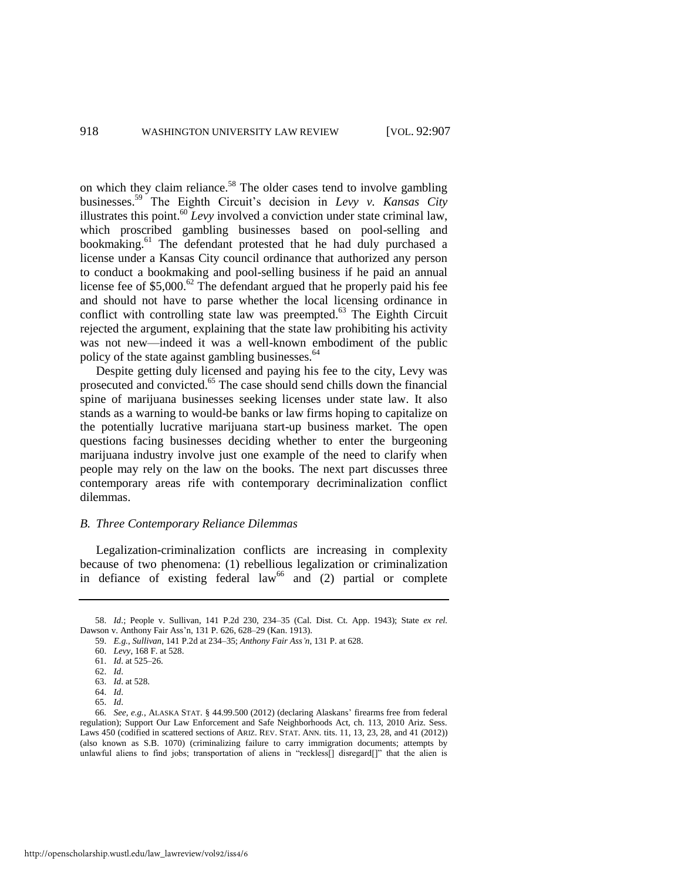on which they claim reliance.[58] The older cases tend to involve gambling businesses.[59] The Eighth Circuit's decision in *Levy v. Kansas City* illustrates this point.[60] *Levy* involved a conviction under state criminal law, which proscribed gambling businesses based on pool-selling and bookmaking.[61] The defendant protested that he had duly purchased a license under a Kansas City council ordinance that authorized any person to conduct a bookmaking and pool-selling business if he paid an annual license fee of $5,000.[62] The defendant argued that he properly paid his fee and should not have to parse whether the local licensing ordinance in conflict with controlling state law was preempted.[63] The Eighth Circuit rejected the argument, explaining that the state law prohibiting his activity was not new—indeed it was a well-known embodiment of the public policy of the state against gambling businesses.[64]

Despite getting duly licensed and paying his fee to the city, Levy was prosecuted and convicted.[65] The case should send chills down the financial spine of marijuana businesses seeking licenses under state law. It also stands as a warning to would-be banks or law firms hoping to capitalize on the potentially lucrative marijuana start-up business market. The open questions facing businesses deciding whether to enter the burgeoning marijuana industry involve just one example of the need to clarify when people may rely on the law on the books. The next part discusses three contemporary areas rife with contemporary decriminalization conflict dilemmas.

### *B. Three Contemporary Reliance Dilemmas*

Legalization-criminalization conflicts are increasing in complexity because of two phenomena: (1) rebellious legalization or criminalization in defiance of existing federal law[66] and (2) partial or complete

---

58. *Id*.; People v. Sullivan, 141 P.2d 230, 234–35 (Cal. Dist. Ct. App. 1943); State *ex rel.* Dawson v. Anthony Fair Ass'n, 131 P. 626, 628–29 (Kan. 1913).

59. *E.g.*, *Sullivan*, 141 P.2d at 234–35; *Anthony Fair Ass'n*, 131 P. at 628.

60. *Levy*, 168 F. at 528.

61. *Id*. at 525–26.

62. *Id*.

63. *Id*. at 528.

64. *Id*.

65. *Id*.

66. *See, e.g.*, ALASKA STAT. § 44.99.500 (2012) (declaring Alaskans' firearms free from federal regulation); Support Our Law Enforcement and Safe Neighborhoods Act, ch. 113, 2010 Ariz. Sess. Laws 450 (codified in scattered sections of ARIZ. REV. STAT. ANN. tits. 11, 13, 23, 28, and 41 (2012)) (also known as S.B. 1070) (criminalizing failure to carry immigration documents; attempts by unlawful aliens to find jobs; transportation of aliens in "reckless[] disregard[]" that the alien is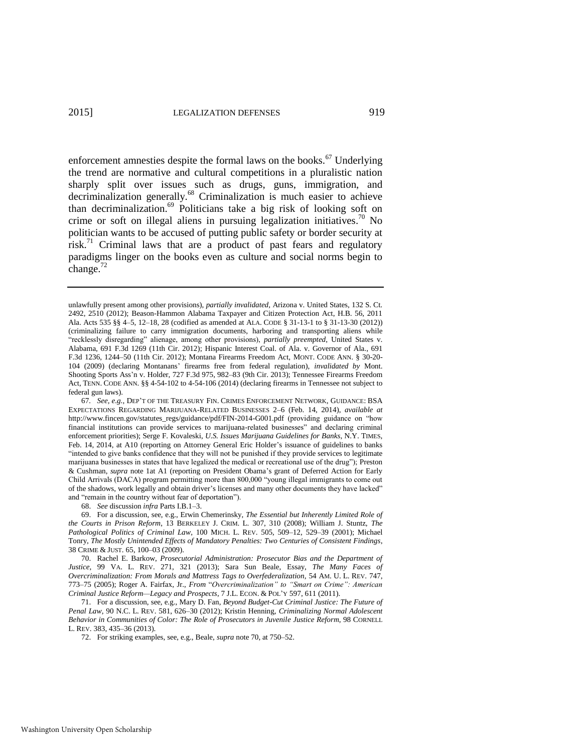enforcement amnesties despite the formal laws on the books.[67] Underlying the trend are normative and cultural competitions in a pluralistic nation sharply split over issues such as drugs, guns, immigration, and decriminalization generally.[68] Criminalization is much easier to achieve than decriminalization.[69] Politicians take a big risk of looking soft on crime or soft on illegal aliens in pursuing legalization initiatives.[70] No politician wants to be accused of putting public safety or border security at risk.[71] Criminal laws that are a product of past fears and regulatory paradigms linger on the books even as culture and social norms begin to change.[72]

---

unlawfully present among other provisions), *partially invalidated*, Arizona v. United States, 132 S. Ct. 2492, 2510 (2012); Beason-Hammon Alabama Taxpayer and Citizen Protection Act, H.B. 56, 2011 Ala. Acts 535 §§ 4–5, 12–18, 28 (codified as amended at ALA. CODE § 31-13-1 to § 31-13-30 (2012)) (criminalizing failure to carry immigration documents, harboring and transporting aliens while "recklessly disregarding" alienage, among other provisions), *partially preempted*, United States v. Alabama, 691 F.3d 1269 (11th Cir. 2012); Hispanic Interest Coal. of Ala. v. Governor of Ala., 691 F.3d 1236, 1244–50 (11th Cir. 2012); Montana Firearms Freedom Act, MONT. CODE ANN. § 30-20-104 (2009) (declaring Montanans' firearms free from federal regulation), *invalidated by* Mont. Shooting Sports Ass'n v. Holder, 727 F.3d 975, 982–83 (9th Cir. 2013); Tennessee Firearms Freedom Act, TENN. CODE ANN. §§ 4-54-102 to 4-54-106 (2014) (declaring firearms in Tennessee not subject to federal gun laws).

67. *See, e.g.*, DEP'T OF THE TREASURY FIN. CRIMES ENFORCEMENT NETWORK, GUIDANCE: BSA EXPECTATIONS REGARDING MARIJUANA-RELATED BUSINESSES 2–6 (Feb. 14, 2014), *available at* http://www.fincen.gov/statutes_regs/guidance/pdf/FIN-2014-G001.pdf (providing guidance on "how financial institutions can provide services to marijuana-related businesses" and declaring criminal enforcement priorities); Serge F. Kovaleski, *U.S. Issues Marijuana Guidelines for Banks*, N.Y. TIMES, Feb. 14, 2014, at A10 (reporting on Attorney General Eric Holder's issuance of guidelines to banks "intended to give banks confidence that they will not be punished if they provide services to legitimate marijuana businesses in states that have legalized the medical or recreational use of the drug"); Preston & Cushman, *supra* note 1at A1 (reporting on President Obama's grant of Deferred Action for Early Child Arrivals (DACA) program permitting more than 800,000 "young illegal immigrants to come out of the shadows, work legally and obtain driver's licenses and many other documents they have lacked" and "remain in the country without fear of deportation").

68. *See* discussion *infra* Parts I.B.1–3.

69. For a discussion, see, e.g., Erwin Chemerinsky, *The Essential but Inherently Limited Role of the Courts in Prison Reform*, 13 BERKELEY J. CRIM. L. 307, 310 (2008); William J. Stuntz, *The Pathological Politics of Criminal Law*, 100 MICH. L. REV. 505, 509–12, 529–39 (2001); Michael Tonry, *The Mostly Unintended Effects of Mandatory Penalties: Two Centuries of Consistent Findings*, 38 CRIME & JUST. 65, 100–03 (2009).

70. Rachel E. Barkow, *Prosecutorial Administration: Prosecutor Bias and the Department of Justice*, 99 VA. L. REV. 271, 321 (2013); Sara Sun Beale, Essay, *The Many Faces of Overcriminalization: From Morals and Mattress Tags to Overfederalization*, 54 AM. U. L. REV. 747, 773–75 (2005); Roger A. Fairfax, Jr., *From "Overcriminalization" to "Smart on Crime": American Criminal Justice Reform—Legacy and Prospects*, 7 J.L. ECON. & POL'Y 597, 611 (2011).

71. For a discussion, see, e.g., Mary D. Fan, *Beyond Budget-Cut Criminal Justice: The Future of Penal Law*, 90 N.C. L. REV. 581, 626–30 (2012); Kristin Henning, *Criminalizing Normal Adolescent Behavior in Communities of Color: The Role of Prosecutors in Juvenile Justice Reform*, 98 CORNELL L. REV. 383, 435–36 (2013).

72. For striking examples, see, e.g., Beale, *supra* note 70, at 750–52.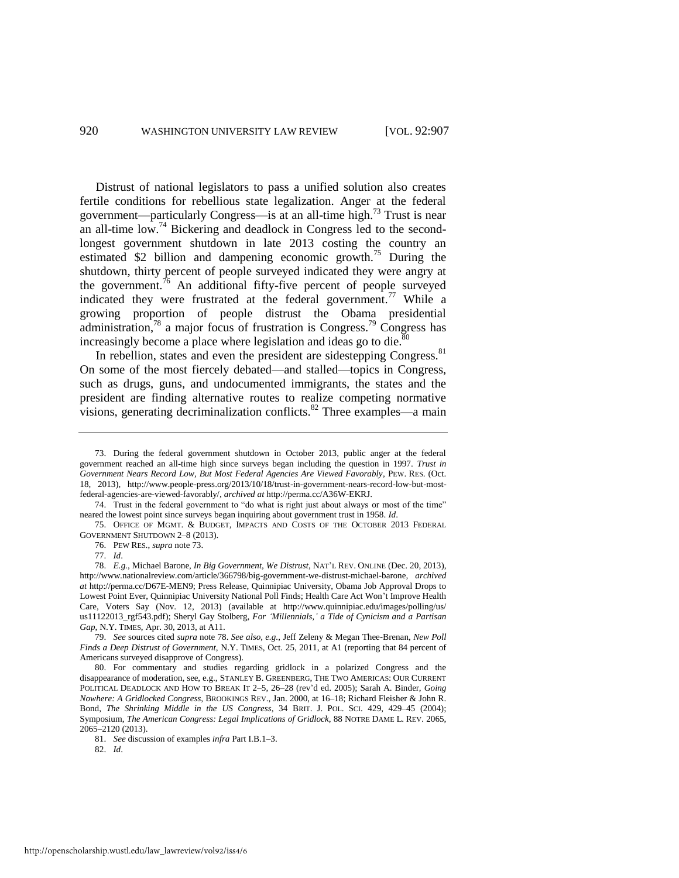Distrust of national legislators to pass a unified solution also creates fertile conditions for rebellious state legalization. Anger at the federal government—particularly Congress—is at an all-time high.[73] Trust is near an all-time low.[74] Bickering and deadlock in Congress led to the second-longest government shutdown in late 2013 costing the country an estimated $2 billion and dampening economic growth.[75] During the shutdown, thirty percent of people surveyed indicated they were angry at the government.[76] An additional fifty-five percent of people surveyed indicated they were frustrated at the federal government.[77] While a growing proportion of people distrust the Obama presidential administration,[78] a major focus of frustration is Congress.[79] Congress has increasingly become a place where legislation and ideas go to die.[80]

In rebellion, states and even the president are sidestepping Congress.[81] On some of the most fiercely debated—and stalled—topics in Congress, such as drugs, guns, and undocumented immigrants, the states and the president are finding alternative routes to realize competing normative visions, generating decriminalization conflicts.[82] Three examples—a main

---

73. During the federal government shutdown in October 2013, public anger at the federal government reached an all-time high since surveys began including the question in 1997. *Trust in Government Nears Record Low, But Most Federal Agencies Are Viewed Favorably*, PEW. RES. (Oct. 18, 2013), http://www.people-press.org/2013/10/18/trust-in-government-nears-record-low-but-most-federal-agencies-are-viewed-favorably/, *archived at* http://perma.cc/A36W-EKRJ.

74. Trust in the federal government to "do what is right just about always or most of the time" neared the lowest point since surveys began inquiring about government trust in 1958. *Id*.

75. OFFICE OF MGMT. & BUDGET, IMPACTS AND COSTS OF THE OCTOBER 2013 FEDERAL GOVERNMENT SHUTDOWN 2–8 (2013).

76. PEW RES., *supra* note 73.

77. *Id*.

78. *E.g.*, Michael Barone, *In Big Government, We Distrust*, NAT'L REV. ONLINE (Dec. 20, 2013), http://www.nationalreview.com/article/366798/big-government-we-distrust-michael-barone, *archived at* http://perma.cc/D67E-MEN9; Press Release, Quinnipiac University, Obama Job Approval Drops to Lowest Point Ever, Quinnipiac University National Poll Finds; Health Care Act Won't Improve Health Care, Voters Say (Nov. 12, 2013) (available at http://www.quinnipiac.edu/images/polling/us/us11122013_rgf543.pdf); Sheryl Gay Stolberg, *For 'Millennials,' a Tide of Cynicism and a Partisan Gap*, N.Y. TIMES, Apr. 30, 2013, at A11.

79. *See* sources cited *supra* note 78. *See also, e.g.*, Jeff Zeleny & Megan Thee-Brenan, *New Poll Finds a Deep Distrust of Government*, N.Y. TIMES, Oct. 25, 2011, at A1 (reporting that 84 percent of Americans surveyed disapprove of Congress).

80. For commentary and studies regarding gridlock in a polarized Congress and the disappearance of moderation, see, e.g., STANLEY B. GREENBERG, THE TWO AMERICAS: OUR CURRENT POLITICAL DEADLOCK AND HOW TO BREAK IT 2–5, 26–28 (rev'd ed. 2005); Sarah A. Binder, *Going Nowhere: A Gridlocked Congress*, BROOKINGS REV., Jan. 2000, at 16–18; Richard Fleisher & John R. Bond, *The Shrinking Middle in the US Congress*, 34 BRIT. J. POL. SCI. 429, 429–45 (2004); Symposium, *The American Congress: Legal Implications of Gridlock*, 88 NOTRE DAME L. REV. 2065, 2065–2120 (2013).

81. *See* discussion of examples *infra* Part I.B.1–3.

82. *Id*.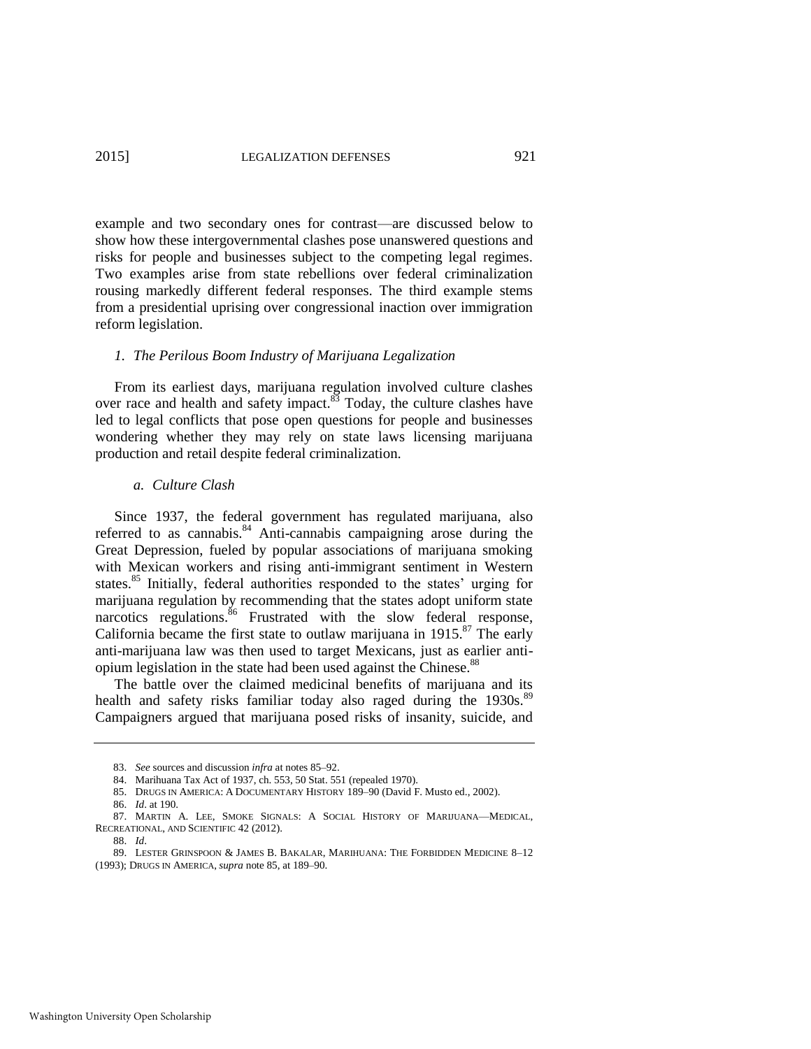example and two secondary ones for contrast—are discussed below to show how these intergovernmental clashes pose unanswered questions and risks for people and businesses subject to the competing legal regimes. Two examples arise from state rebellions over federal criminalization rousing markedly different federal responses. The third example stems from a presidential uprising over congressional inaction over immigration reform legislation.

### *1. The Perilous Boom Industry of Marijuana Legalization*

From its earliest days, marijuana regulation involved culture clashes over race and health and safety impact.[83] Today, the culture clashes have led to legal conflicts that pose open questions for people and businesses wondering whether they may rely on state laws licensing marijuana production and retail despite federal criminalization.

#### *a. Culture Clash*

Since 1937, the federal government has regulated marijuana, also referred to as cannabis.[84] Anti-cannabis campaigning arose during the Great Depression, fueled by popular associations of marijuana smoking with Mexican workers and rising anti-immigrant sentiment in Western states.[85] Initially, federal authorities responded to the states' urging for marijuana regulation by recommending that the states adopt uniform state narcotics regulations.[86] Frustrated with the slow federal response, California became the first state to outlaw marijuana in 1915.[87] The early anti-marijuana law was then used to target Mexicans, just as earlier anti-opium legislation in the state had been used against the Chinese.[88]

The battle over the claimed medicinal benefits of marijuana and its health and safety risks familiar today also raged during the 1930s.[89] Campaigners argued that marijuana posed risks of insanity, suicide, and

---

83. *See* sources and discussion *infra* at notes 85–92.

84. Marihuana Tax Act of 1937, ch. 553, 50 Stat. 551 (repealed 1970).

85. DRUGS IN AMERICA: A DOCUMENTARY HISTORY 189–90 (David F. Musto ed., 2002).

86. *Id*. at 190.

87. MARTIN A. LEE, SMOKE SIGNALS: A SOCIAL HISTORY OF MARIJUANA—MEDICAL, RECREATIONAL, AND SCIENTIFIC 42 (2012).

88. *Id*.

89. LESTER GRINSPOON & JAMES B. BAKALAR, MARIHUANA: THE FORBIDDEN MEDICINE 8–12 (1993); DRUGS IN AMERICA, *supra* note 85, at 189–90.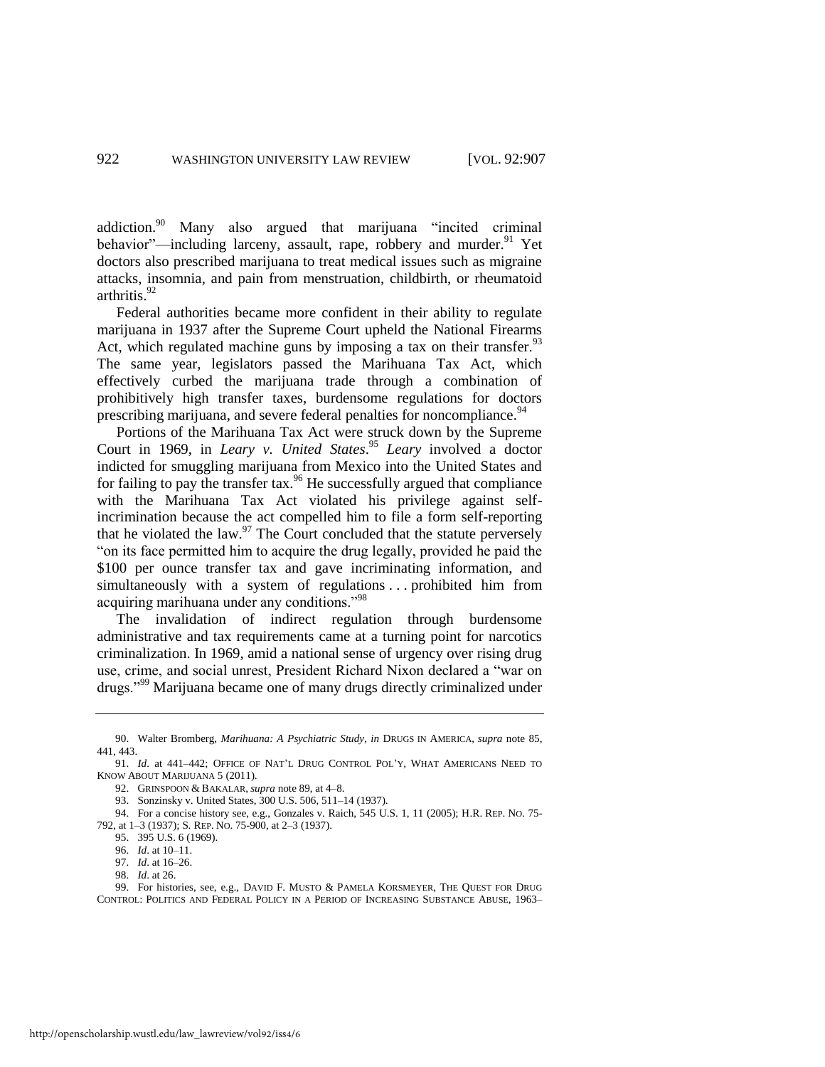addiction.[90] Many also argued that marijuana "incited criminal behavior"—including larceny, assault, rape, robbery and murder.[91] Yet doctors also prescribed marijuana to treat medical issues such as migraine attacks, insomnia, and pain from menstruation, childbirth, or rheumatoid arthritis.[92]

Federal authorities became more confident in their ability to regulate marijuana in 1937 after the Supreme Court upheld the National Firearms Act, which regulated machine guns by imposing a tax on their transfer.[93] The same year, legislators passed the Marihuana Tax Act, which effectively curbed the marijuana trade through a combination of prohibitively high transfer taxes, burdensome regulations for doctors prescribing marijuana, and severe federal penalties for noncompliance.[94]

Portions of the Marihuana Tax Act were struck down by the Supreme Court in 1969, in *Leary v. United States*.[95] *Leary* involved a doctor indicted for smuggling marijuana from Mexico into the United States and for failing to pay the transfer tax.[96] He successfully argued that compliance with the Marihuana Tax Act violated his privilege against self-incrimination because the act compelled him to file a form self-reporting that he violated the law.[97] The Court concluded that the statute perversely "on its face permitted him to acquire the drug legally, provided he paid the $100 per ounce transfer tax and gave incriminating information, and simultaneously with a system of regulations . . . prohibited him from acquiring marihuana under any conditions."[98]

The invalidation of indirect regulation through burdensome administrative and tax requirements came at a turning point for narcotics criminalization. In 1969, amid a national sense of urgency over rising drug use, crime, and social unrest, President Richard Nixon declared a "war on drugs."[99] Marijuana became one of many drugs directly criminalized under

---

90. Walter Bromberg, *Marihuana: A Psychiatric Study*, *in* DRUGS IN AMERICA, *supra* note 85, 441, 443.

91. *Id*. at 441–442; OFFICE OF NAT'L DRUG CONTROL POL'Y, WHAT AMERICANS NEED TO KNOW ABOUT MARIJUANA 5 (2011).

92. GRINSPOON & BAKALAR, *supra* note 89, at 4–8.

93. Sonzinsky v. United States, 300 U.S. 506, 511–14 (1937).

94. For a concise history see, e.g., Gonzales v. Raich, 545 U.S. 1, 11 (2005); H.R. REP. NO. 75-792, at 1–3 (1937); S. REP. NO. 75-900, at 2–3 (1937).

95. 395 U.S. 6 (1969).

96. *Id*. at 10–11.

97. *Id*. at 16–26.

98. *Id*. at 26.

99. For histories, see, e.g., DAVID F. MUSTO & PAMELA KORSMEYER, THE QUEST FOR DRUG CONTROL: POLITICS AND FEDERAL POLICY IN A PERIOD OF INCREASING SUBSTANCE ABUSE, 1963–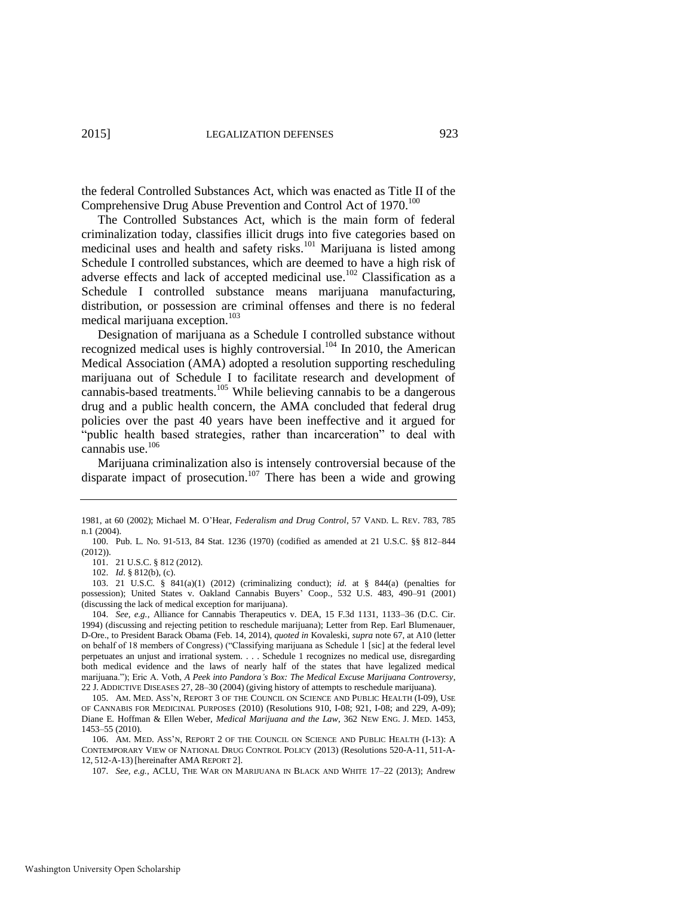the federal Controlled Substances Act, which was enacted as Title II of the Comprehensive Drug Abuse Prevention and Control Act of 1970.[100]

The Controlled Substances Act, which is the main form of federal criminalization today, classifies illicit drugs into five categories based on medicinal uses and health and safety risks.[101] Marijuana is listed among Schedule I controlled substances, which are deemed to have a high risk of adverse effects and lack of accepted medicinal use.[102] Classification as a Schedule I controlled substance means marijuana manufacturing, distribution, or possession are criminal offenses and there is no federal medical marijuana exception.[103]

Designation of marijuana as a Schedule I controlled substance without recognized medical uses is highly controversial.[104] In 2010, the American Medical Association (AMA) adopted a resolution supporting rescheduling marijuana out of Schedule I to facilitate research and development of cannabis-based treatments.[105] While believing cannabis to be a dangerous drug and a public health concern, the AMA concluded that federal drug policies over the past 40 years have been ineffective and it argued for "public health based strategies, rather than incarceration" to deal with cannabis use.[106]

Marijuana criminalization also is intensely controversial because of the disparate impact of prosecution.[107] There has been a wide and growing

---

1981, at 60 (2002); Michael M. O'Hear, *Federalism and Drug Control*, 57 VAND. L. REV. 783, 785 n.1 (2004).

100. Pub. L. No. 91-513, 84 Stat. 1236 (1970) (codified as amended at 21 U.S.C. §§ 812–844 (2012)).

101. 21 U.S.C. § 812 (2012).

102. *Id*. § 812(b), (c).

103. 21 U.S.C. § 841(a)(1) (2012) (criminalizing conduct); *id.* at § 844(a) (penalties for possession); United States v. Oakland Cannabis Buyers' Coop., 532 U.S. 483, 490–91 (2001) (discussing the lack of medical exception for marijuana).

104. *See, e.g.*, Alliance for Cannabis Therapeutics v. DEA, 15 F.3d 1131, 1133–36 (D.C. Cir. 1994) (discussing and rejecting petition to reschedule marijuana); Letter from Rep. Earl Blumenauer, D-Ore., to President Barack Obama (Feb. 14, 2014), *quoted in* Kovaleski, *supra* note 67, at A10 (letter on behalf of 18 members of Congress) ("Classifying marijuana as Schedule 1 [sic] at the federal level perpetuates an unjust and irrational system. . . . Schedule 1 recognizes no medical use, disregarding both medical evidence and the laws of nearly half of the states that have legalized medical marijuana."); Eric A. Voth, *A Peek into Pandora's Box: The Medical Excuse Marijuana Controversy*, 22 J. ADDICTIVE DISEASES 27, 28–30 (2004) (giving history of attempts to reschedule marijuana).

105. AM. MED. ASS'N, REPORT 3 OF THE COUNCIL ON SCIENCE AND PUBLIC HEALTH (I-09), USE OF CANNABIS FOR MEDICINAL PURPOSES (2010) (Resolutions 910, I-08; 921, I-08; and 229, A-09); Diane E. Hoffman & Ellen Weber, *Medical Marijuana and the Law*, 362 NEW ENG. J. MED. 1453, 1453–55 (2010).

106. AM. MED. ASS'N, REPORT 2 OF THE COUNCIL ON SCIENCE AND PUBLIC HEALTH (I-13): A CONTEMPORARY VIEW OF NATIONAL DRUG CONTROL POLICY (2013) (Resolutions 520-A-11, 511-A-12, 512-A-13) [hereinafter AMA REPORT 2].

107. *See, e.g.*, ACLU, THE WAR ON MARIJUANA IN BLACK AND WHITE 17–22 (2013); Andrew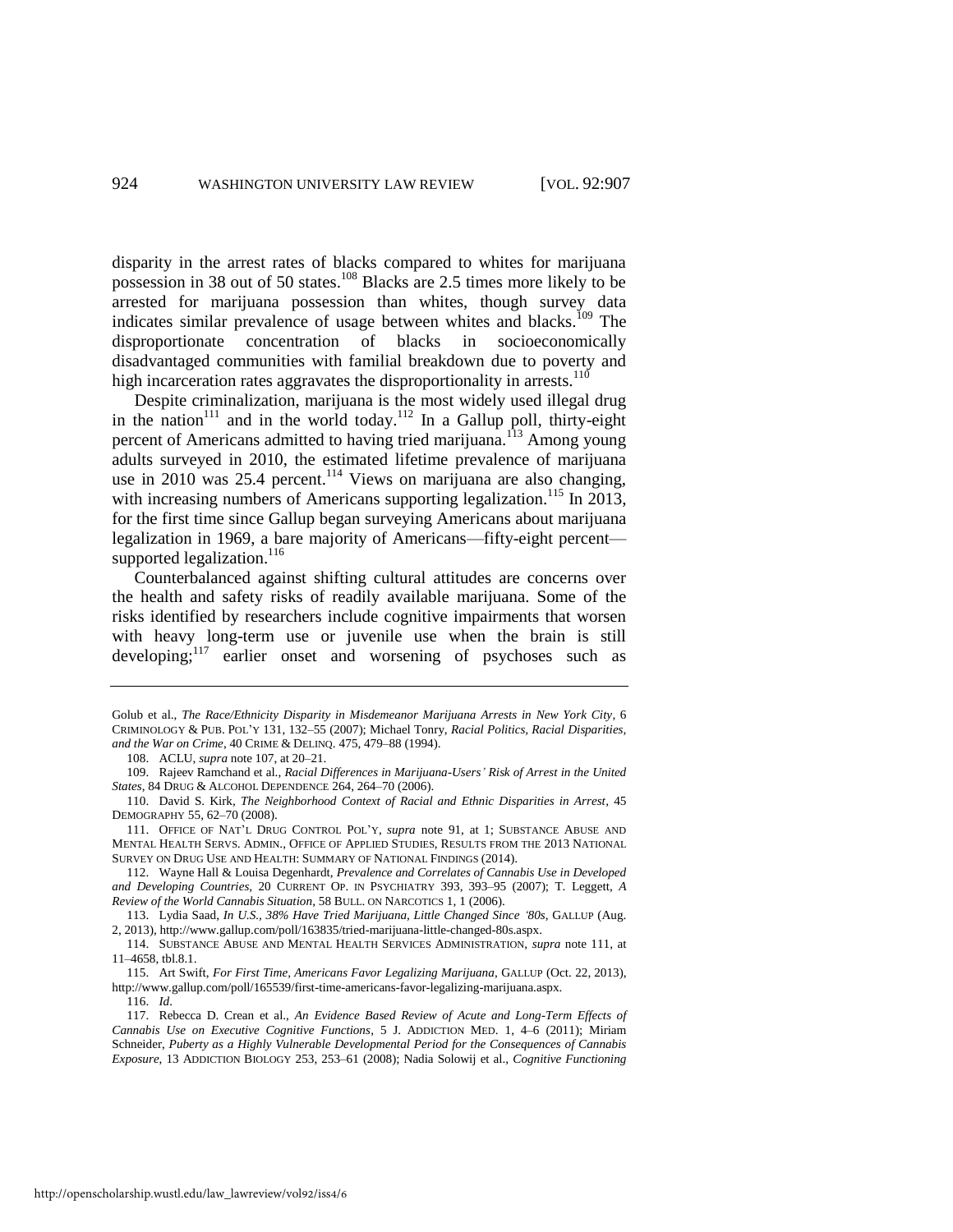disparity in the arrest rates of blacks compared to whites for marijuana possession in 38 out of 50 states.[108] Blacks are 2.5 times more likely to be arrested for marijuana possession than whites, though survey data indicates similar prevalence of usage between whites and blacks.[109] The disproportionate concentration of blacks in socioeconomically disadvantaged communities with familial breakdown due to poverty and high incarceration rates aggravates the disproportionality in arrests.[110]

Despite criminalization, marijuana is the most widely used illegal drug in the nation[111] and in the world today.[112] In a Gallup poll, thirty-eight percent of Americans admitted to having tried marijuana.[113] Among young adults surveyed in 2010, the estimated lifetime prevalence of marijuana use in 2010 was 25.4 percent.[114] Views on marijuana are also changing, with increasing numbers of Americans supporting legalization.[115] In 2013, for the first time since Gallup began surveying Americans about marijuana legalization in 1969, a bare majority of Americans—fifty-eight percent—supported legalization.[116]

Counterbalanced against shifting cultural attitudes are concerns over the health and safety risks of readily available marijuana. Some of the risks identified by researchers include cognitive impairments that worsen with heavy long-term use or juvenile use when the brain is still developing;[117] earlier onset and worsening of psychoses such as

---

Golub et al., *The Race/Ethnicity Disparity in Misdemeanor Marijuana Arrests in New York City*, 6 CRIMINOLOGY & PUB. POL'Y 131, 132–55 (2007); Michael Tonry, *Racial Politics, Racial Disparities, and the War on Crime*, 40 CRIME & DELINQ. 475, 479–88 (1994).

108. ACLU, *supra* note 107, at 20–21.

109. Rajeev Ramchand et al., *Racial Differences in Marijuana-Users' Risk of Arrest in the United States*, 84 DRUG & ALCOHOL DEPENDENCE 264, 264–70 (2006).

110. David S. Kirk, *The Neighborhood Context of Racial and Ethnic Disparities in Arrest*, 45 DEMOGRAPHY 55, 62–70 (2008).

111. OFFICE OF NAT'L DRUG CONTROL POL'Y, *supra* note 91, at 1; SUBSTANCE ABUSE AND MENTAL HEALTH SERVS. ADMIN., OFFICE OF APPLIED STUDIES, RESULTS FROM THE 2013 NATIONAL SURVEY ON DRUG USE AND HEALTH: SUMMARY OF NATIONAL FINDINGS (2014).

112. Wayne Hall & Louisa Degenhardt, *Prevalence and Correlates of Cannabis Use in Developed and Developing Countries*, 20 CURRENT OP. IN PSYCHIATRY 393, 393–95 (2007); T. Leggett, *A Review of the World Cannabis Situation*, 58 BULL. ON NARCOTICS 1, 1 (2006).

113. Lydia Saad, *In U.S., 38% Have Tried Marijuana, Little Changed Since '80s*, GALLUP (Aug. 2, 2013), http://www.gallup.com/poll/163835/tried-marijuana-little-changed-80s.aspx.

114. SUBSTANCE ABUSE AND MENTAL HEALTH SERVICES ADMINISTRATION, *supra* note 111, at 11–4658, tbl.8.1.

115. Art Swift, *For First Time, Americans Favor Legalizing Marijuana*, GALLUP (Oct. 22, 2013), http://www.gallup.com/poll/165539/first-time-americans-favor-legalizing-marijuana.aspx.

116. *Id*.

117. Rebecca D. Crean et al., *An Evidence Based Review of Acute and Long-Term Effects of Cannabis Use on Executive Cognitive Functions*, 5 J. ADDICTION MED. 1, 4–6 (2011); Miriam Schneider, *Puberty as a Highly Vulnerable Developmental Period for the Consequences of Cannabis Exposure*, 13 ADDICTION BIOLOGY 253, 253–61 (2008); Nadia Solowij et al., *Cognitive Functioning*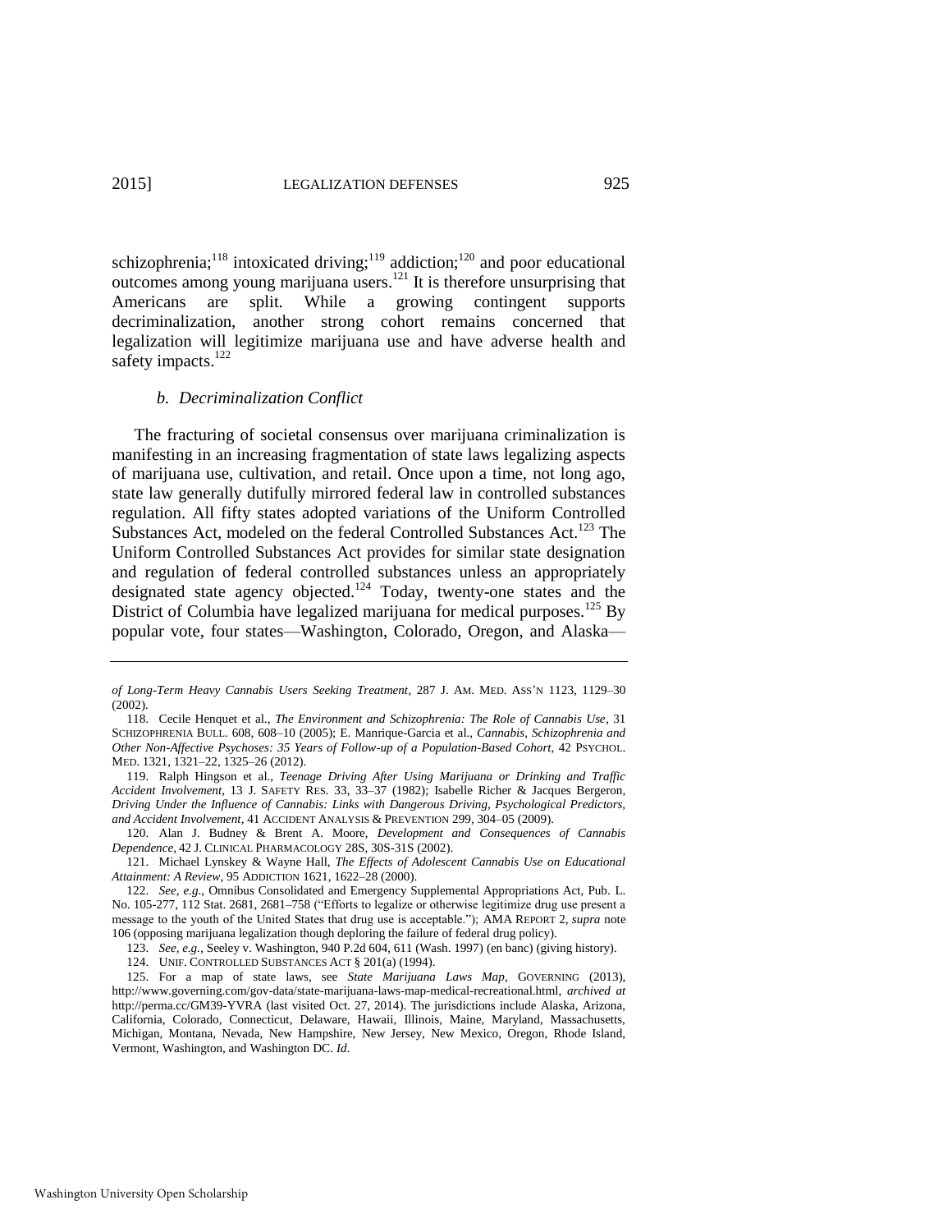schizophrenia;[118] intoxicated driving;[119] addiction;[120] and poor educational outcomes among young marijuana users.[121] It is therefore unsurprising that Americans are split. While a growing contingent supports decriminalization, another strong cohort remains concerned that legalization will legitimize marijuana use and have adverse health and safety impacts.[122]

### *b. Decriminalization Conflict*

The fracturing of societal consensus over marijuana criminalization is manifesting in an increasing fragmentation of state laws legalizing aspects of marijuana use, cultivation, and retail. Once upon a time, not long ago, state law generally dutifully mirrored federal law in controlled substances regulation. All fifty states adopted variations of the Uniform Controlled Substances Act, modeled on the federal Controlled Substances Act.[123] The Uniform Controlled Substances Act provides for similar state designation and regulation of federal controlled substances unless an appropriately designated state agency objected.[124] Today, twenty-one states and the District of Columbia have legalized marijuana for medical purposes.[125] By popular vote, four states—Washington, Colorado, Oregon, and Alaska—

---

*of Long-Term Heavy Cannabis Users Seeking Treatment*, 287 J. AM. MED. ASS'N 1123, 1129–30 (2002).

118. Cecile Henquet et al., *The Environment and Schizophrenia: The Role of Cannabis Use*, 31 SCHIZOPHRENIA BULL. 608, 608–10 (2005); E. Manrique-Garcia et al., *Cannabis, Schizophrenia and Other Non-Affective Psychoses: 35 Years of Follow-up of a Population-Based Cohort*, 42 PSYCHOL. MED. 1321, 1321–22, 1325–26 (2012).

119. Ralph Hingson et al., *Teenage Driving After Using Marijuana or Drinking and Traffic Accident Involvement*, 13 J. SAFETY RES. 33, 33–37 (1982); Isabelle Richer & Jacques Bergeron, *Driving Under the Influence of Cannabis: Links with Dangerous Driving, Psychological Predictors, and Accident Involvement*, 41 ACCIDENT ANALYSIS & PREVENTION 299, 304–05 (2009).

120. Alan J. Budney & Brent A. Moore, *Development and Consequences of Cannabis Dependence*, 42 J. CLINICAL PHARMACOLOGY 28S, 30S-31S (2002).

121. Michael Lynskey & Wayne Hall, *The Effects of Adolescent Cannabis Use on Educational Attainment: A Review*, 95 ADDICTION 1621, 1622–28 (2000).

122. *See, e.g.*, Omnibus Consolidated and Emergency Supplemental Appropriations Act, Pub. L. No. 105-277, 112 Stat. 2681, 2681–758 ("Efforts to legalize or otherwise legitimize drug use present a message to the youth of the United States that drug use is acceptable."); AMA REPORT 2, *supra* note 106 (opposing marijuana legalization though deploring the failure of federal drug policy).

123. *See, e.g.*, Seeley v. Washington, 940 P.2d 604, 611 (Wash. 1997) (en banc) (giving history).

124. UNIF. CONTROLLED SUBSTANCES ACT § 201(a) (1994).

125. For a map of state laws, see *State Marijuana Laws Map*, GOVERNING (2013), http://www.governing.com/gov-data/state-marijuana-laws-map-medical-recreational.html, *archived at* http://perma.cc/GM39-YVRA (last visited Oct. 27, 2014). The jurisdictions include Alaska, Arizona, California, Colorado, Connecticut, Delaware, Hawaii, Illinois, Maine, Maryland, Massachusetts, Michigan, Montana, Nevada, New Hampshire, New Jersey, New Mexico, Oregon, Rhode Island, Vermont, Washington, and Washington DC. *Id.*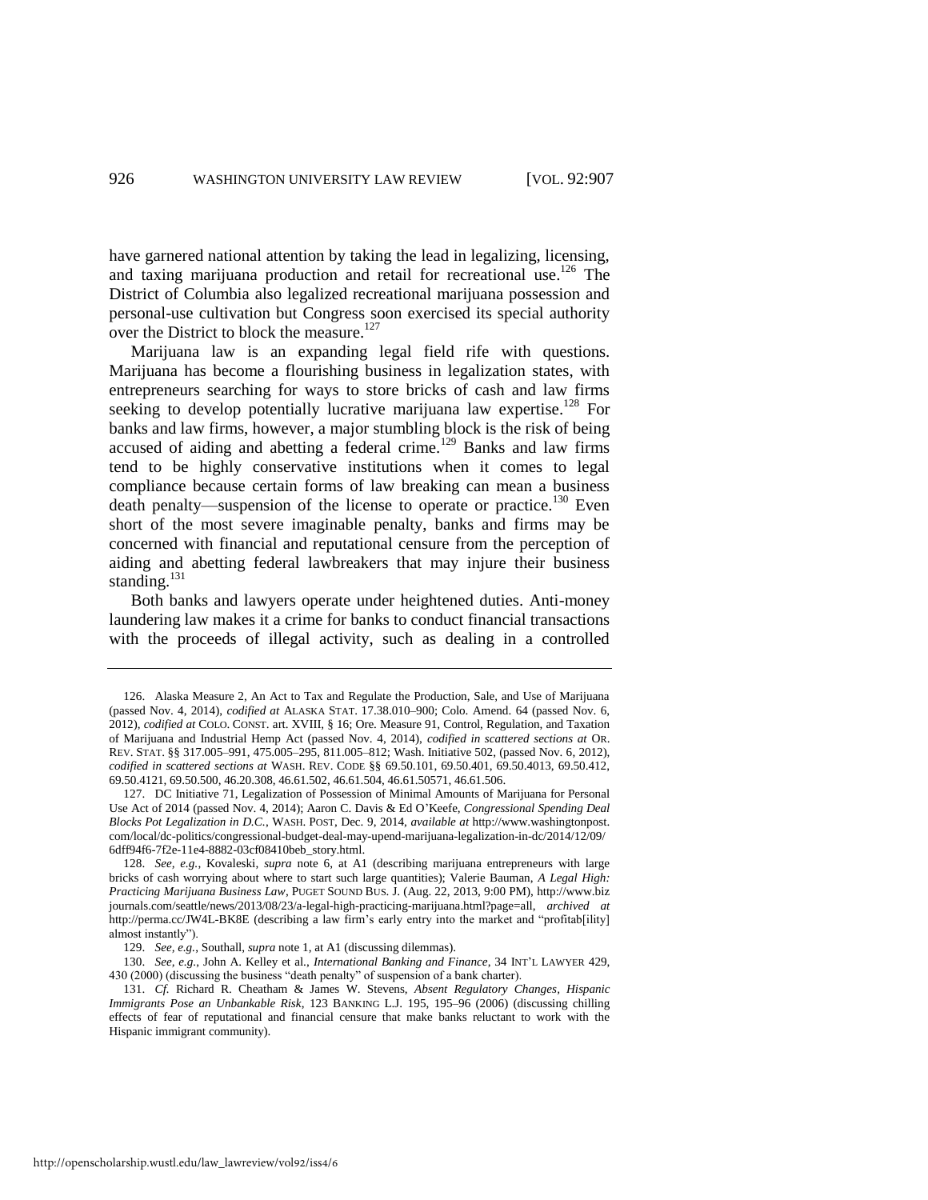have garnered national attention by taking the lead in legalizing, licensing, and taxing marijuana production and retail for recreational use.[126] The District of Columbia also legalized recreational marijuana possession and personal-use cultivation but Congress soon exercised its special authority over the District to block the measure.[127]

Marijuana law is an expanding legal field rife with questions. Marijuana has become a flourishing business in legalization states, with entrepreneurs searching for ways to store bricks of cash and law firms seeking to develop potentially lucrative marijuana law expertise.[128] For banks and law firms, however, a major stumbling block is the risk of being accused of aiding and abetting a federal crime.[129] Banks and law firms tend to be highly conservative institutions when it comes to legal compliance because certain forms of law breaking can mean a business death penalty—suspension of the license to operate or practice.[130] Even short of the most severe imaginable penalty, banks and firms may be concerned with financial and reputational censure from the perception of aiding and abetting federal lawbreakers that may injure their business standing.[131]

Both banks and lawyers operate under heightened duties. Anti-money laundering law makes it a crime for banks to conduct financial transactions with the proceeds of illegal activity, such as dealing in a controlled

---

126. Alaska Measure 2, An Act to Tax and Regulate the Production, Sale, and Use of Marijuana (passed Nov. 4, 2014), *codified at* ALASKA STAT. 17.38.010–900; Colo. Amend. 64 (passed Nov. 6, 2012), *codified at* COLO. CONST. art. XVIII, § 16; Ore. Measure 91, Control, Regulation, and Taxation of Marijuana and Industrial Hemp Act (passed Nov. 4, 2014), *codified in scattered sections at* OR. REV. STAT. §§ 317.005–991, 475.005–295, 811.005–812; Wash. Initiative 502, (passed Nov. 6, 2012), *codified in scattered sections at* WASH. REV. CODE §§ 69.50.101, 69.50.401, 69.50.4013, 69.50.412, 69.50.4121, 69.50.500, 46.20.308, 46.61.502, 46.61.504, 46.61.50571, 46.61.506.

127. DC Initiative 71, Legalization of Possession of Minimal Amounts of Marijuana for Personal Use Act of 2014 (passed Nov. 4, 2014); Aaron C. Davis & Ed O'Keefe, *Congressional Spending Deal Blocks Pot Legalization in D.C.*, WASH. POST, Dec. 9, 2014, *available at* http://www.washingtonpost.com/local/dc-politics/congressional-budget-deal-may-upend-marijuana-legalization-in-dc/2014/12/09/6dff94f6-7f2e-11e4-8882-03cf08410beb_story.html.

128. *See, e.g.*, Kovaleski, *supra* note 6, at A1 (describing marijuana entrepreneurs with large bricks of cash worrying about where to start such large quantities); Valerie Bauman, *A Legal High: Practicing Marijuana Business Law*, PUGET SOUND BUS. J. (Aug. 22, 2013, 9:00 PM), http://www.bizjournals.com/seattle/news/2013/08/23/a-legal-high-practicing-marijuana.html?page=all, *archived at* http://perma.cc/JW4L-BK8E (describing a law firm's early entry into the market and "profitab[ility] almost instantly").

129. *See, e.g.*, Southall, *supra* note 1, at A1 (discussing dilemmas).

130. *See, e.g.*, John A. Kelley et al., *International Banking and Finance*, 34 INT'L LAWYER 429, 430 (2000) (discussing the business "death penalty" of suspension of a bank charter).

131. *Cf.* Richard R. Cheatham & James W. Stevens, *Absent Regulatory Changes, Hispanic Immigrants Pose an Unbankable Risk*, 123 BANKING L.J. 195, 195–96 (2006) (discussing chilling effects of fear of reputational and financial censure that make banks reluctant to work with the Hispanic immigrant community).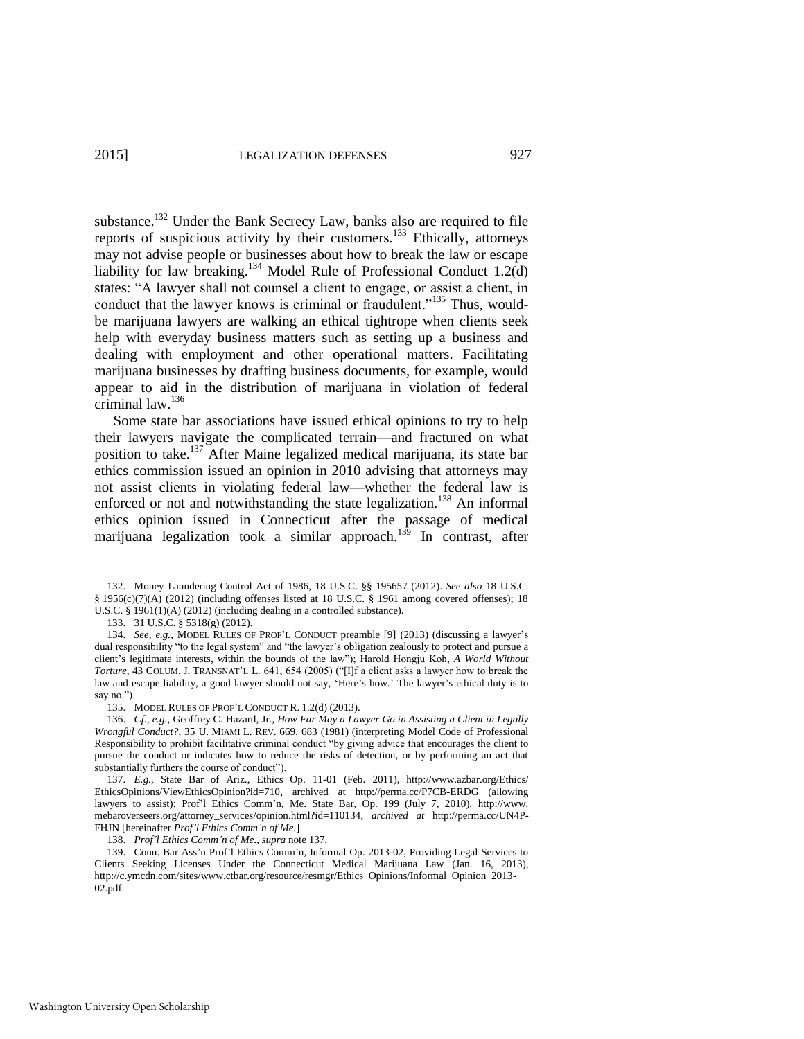substance.[132] Under the Bank Secrecy Law, banks also are required to file reports of suspicious activity by their customers.[133] Ethically, attorneys may not advise people or businesses about how to break the law or escape liability for law breaking.[134] Model Rule of Professional Conduct 1.2(d) states: "A lawyer shall not counsel a client to engage, or assist a client, in conduct that the lawyer knows is criminal or fraudulent."[135] Thus, would-be marijuana lawyers are walking an ethical tightrope when clients seek help with everyday business matters such as setting up a business and dealing with employment and other operational matters. Facilitating marijuana businesses by drafting business documents, for example, would appear to aid in the distribution of marijuana in violation of federal criminal law.[136]

Some state bar associations have issued ethical opinions to try to help their lawyers navigate the complicated terrain—and fractured on what position to take.[137] After Maine legalized medical marijuana, its state bar ethics commission issued an opinion in 2010 advising that attorneys may not assist clients in violating federal law—whether the federal law is enforced or not and notwithstanding the state legalization.[138] An informal ethics opinion issued in Connecticut after the passage of medical marijuana legalization took a similar approach.[139] In contrast, after

---

132. Money Laundering Control Act of 1986, 18 U.S.C. §§ 195657 (2012). *See also* 18 U.S.C. § 1956(c)(7)(A) (2012) (including offenses listed at 18 U.S.C. § 1961 among covered offenses); 18 U.S.C. § 1961(1)(A) (2012) (including dealing in a controlled substance).

133. 31 U.S.C. § 5318(g) (2012).

134. *See, e.g.*, MODEL RULES OF PROF'L CONDUCT preamble [9] (2013) (discussing a lawyer's dual responsibility "to the legal system" and "the lawyer's obligation zealously to protect and pursue a client's legitimate interests, within the bounds of the law"); Harold Hongju Koh, *A World Without Torture*, 43 COLUM. J. TRANSNAT'L L. 641, 654 (2005) ("[I]f a client asks a lawyer how to break the law and escape liability, a good lawyer should not say, 'Here's how.' The lawyer's ethical duty is to say no.").

135. MODEL RULES OF PROF'L CONDUCT R. 1.2(d) (2013).

136. *Cf., e.g.*, Geoffrey C. Hazard, Jr., *How Far May a Lawyer Go in Assisting a Client in Legally Wrongful Conduct?*, 35 U. MIAMI L. REV. 669, 683 (1981) (interpreting Model Code of Professional Responsibility to prohibit facilitative criminal conduct "by giving advice that encourages the client to pursue the conduct or indicates how to reduce the risks of detection, or by performing an act that substantially furthers the course of conduct").

137. *E.g.*, State Bar of Ariz., Ethics Op. 11-01 (Feb. 2011), http://www.azbar.org/Ethics/EthicsOpinions/ViewEthicsOpinion?id=710, archived at http://perma.cc/P7CB-ERDG (allowing lawyers to assist); Prof'l Ethics Comm'n, Me. State Bar, Op. 199 (July 7, 2010), http://www.mebaroverseers.org/attorney_services/opinion.html?id=110134, *archived at* http://perma.cc/UN4P-FHJN [hereinafter *Prof'l Ethics Comm'n of Me.*].

138. *Prof'l Ethics Comm'n of Me.*, *supra* note 137.

139. Conn. Bar Ass'n Prof'l Ethics Comm'n, Informal Op. 2013-02, Providing Legal Services to Clients Seeking Licenses Under the Connecticut Medical Marijuana Law (Jan. 16, 2013), http://c.ymcdn.com/sites/www.ctbar.org/resource/resmgr/Ethics_Opinions/Informal_Opinion_2013-02.pdf.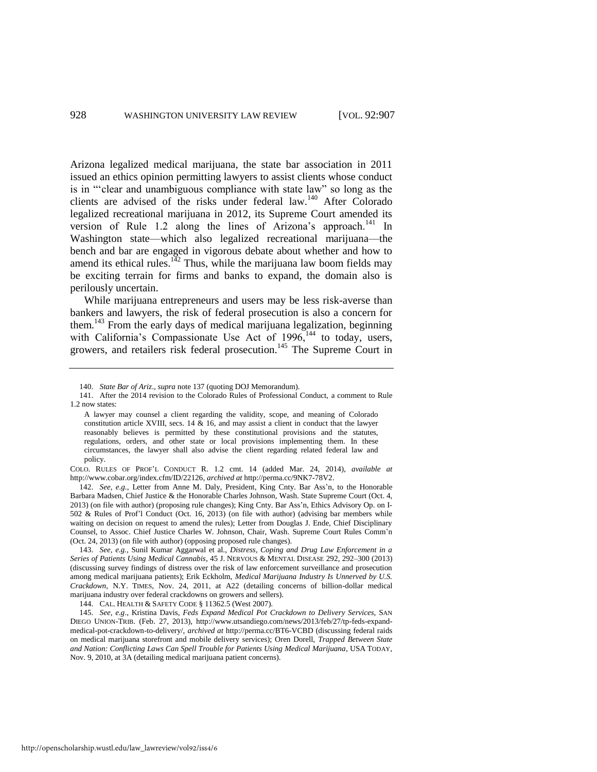Arizona legalized medical marijuana, the state bar association in 2011 issued an ethics opinion permitting lawyers to assist clients whose conduct is in "'clear and unambiguous compliance with state law" so long as the clients are advised of the risks under federal law.[140] After Colorado legalized recreational marijuana in 2012, its Supreme Court amended its version of Rule 1.2 along the lines of Arizona's approach.[141] In Washington state—which also legalized recreational marijuana—the bench and bar are engaged in vigorous debate about whether and how to amend its ethical rules.[142] Thus, while the marijuana law boom fields may be exciting terrain for firms and banks to expand, the domain also is perilously uncertain.

While marijuana entrepreneurs and users may be less risk-averse than bankers and lawyers, the risk of federal prosecution is also a concern for them.[143] From the early days of medical marijuana legalization, beginning with California's Compassionate Use Act of 1996,[144] to today, users, growers, and retailers risk federal prosecution.[145] The Supreme Court in

---

140. *State Bar of Ariz*., *supra* note 137 (quoting DOJ Memorandum).

141. After the 2014 revision to the Colorado Rules of Professional Conduct, a comment to Rule 1.2 now states:

> A lawyer may counsel a client regarding the validity, scope, and meaning of Colorado constitution article XVIII, secs. 14 & 16, and may assist a client in conduct that the lawyer reasonably believes is permitted by these constitutional provisions and the statutes, regulations, orders, and other state or local provisions implementing them. In these circumstances, the lawyer shall also advise the client regarding related federal law and policy.

COLO. RULES OF PROF'L CONDUCT R. 1.2 cmt. 14 (added Mar. 24, 2014), *available at* http://www.cobar.org/index.cfm/ID/22126, *archived at* http://perma.cc/9NK7-78V2.

142. *See, e.g.*, Letter from Anne M. Daly, President, King Cnty. Bar Ass'n, to the Honorable Barbara Madsen, Chief Justice & the Honorable Charles Johnson, Wash. State Supreme Court (Oct. 4, 2013) (on file with author) (proposing rule changes); King Cnty. Bar Ass'n, Ethics Advisory Op. on I-502 & Rules of Prof'l Conduct (Oct. 16, 2013) (on file with author) (advising bar members while waiting on decision on request to amend the rules); Letter from Douglas J. Ende, Chief Disciplinary Counsel, to Assoc. Chief Justice Charles W. Johnson, Chair, Wash. Supreme Court Rules Comm'n (Oct. 24, 2013) (on file with author) (opposing proposed rule changes).

143. *See, e.g.*, Sunil Kumar Aggarwal et al., *Distress, Coping and Drug Law Enforcement in a Series of Patients Using Medical Cannabis*, 45 J. NERVOUS & MENTAL DISEASE 292, 292–300 (2013) (discussing survey findings of distress over the risk of law enforcement surveillance and prosecution among medical marijuana patients); Erik Eckholm, *Medical Marijuana Industry Is Unnerved by U.S. Crackdown*, N.Y. TIMES, Nov. 24, 2011, at A22 (detailing concerns of billion-dollar medical marijuana industry over federal crackdowns on growers and sellers).

144. CAL. HEALTH & SAFETY CODE § 11362.5 (West 2007).

145. *See, e.g*., Kristina Davis, *Feds Expand Medical Pot Crackdown to Delivery Services*, SAN DIEGO UNION-TRIB. (Feb. 27, 2013), http://www.utsandiego.com/news/2013/feb/27/tp-feds-expand-medical-pot-crackdown-to-delivery/, *archived at* http://perma.cc/BT6-VCBD (discussing federal raids on medical marijuana storefront and mobile delivery services); Oren Dorell, *Trapped Between State and Nation: Conflicting Laws Can Spell Trouble for Patients Using Medical Marijuana*, USA TODAY, Nov. 9, 2010, at 3A (detailing medical marijuana patient concerns).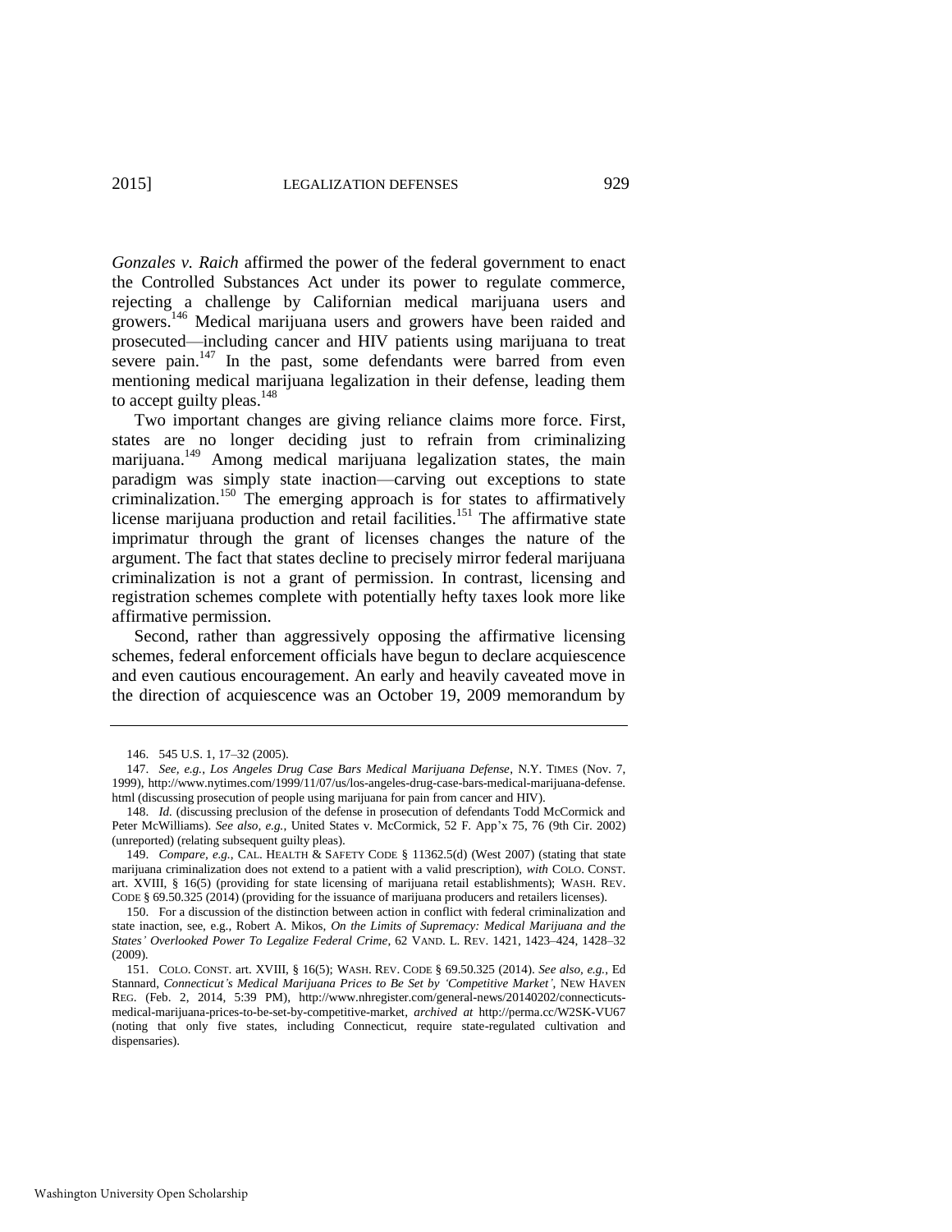*Gonzales v. Raich* affirmed the power of the federal government to enact the Controlled Substances Act under its power to regulate commerce, rejecting a challenge by Californian medical marijuana users and growers.[146] Medical marijuana users and growers have been raided and prosecuted—including cancer and HIV patients using marijuana to treat severe pain.[147] In the past, some defendants were barred from even mentioning medical marijuana legalization in their defense, leading them to accept guilty pleas.[148]

Two important changes are giving reliance claims more force. First, states are no longer deciding just to refrain from criminalizing marijuana.[149] Among medical marijuana legalization states, the main paradigm was simply state inaction—carving out exceptions to state criminalization.[150] The emerging approach is for states to affirmatively license marijuana production and retail facilities.[151] The affirmative state imprimatur through the grant of licenses changes the nature of the argument. The fact that states decline to precisely mirror federal marijuana criminalization is not a grant of permission. In contrast, licensing and registration schemes complete with potentially hefty taxes look more like affirmative permission.

Second, rather than aggressively opposing the affirmative licensing schemes, federal enforcement officials have begun to declare acquiescence and even cautious encouragement. An early and heavily caveated move in the direction of acquiescence was an October 19, 2009 memorandum by

---

146. 545 U.S. 1, 17–32 (2005).

147. *See, e.g.*, *Los Angeles Drug Case Bars Medical Marijuana Defense*, N.Y. TIMES (Nov. 7, 1999), http://www.nytimes.com/1999/11/07/us/los-angeles-drug-case-bars-medical-marijuana-defense.html (discussing prosecution of people using marijuana for pain from cancer and HIV).

148. *Id.* (discussing preclusion of the defense in prosecution of defendants Todd McCormick and Peter McWilliams). *See also, e.g.*, United States v. McCormick, 52 F. App'x 75, 76 (9th Cir. 2002) (unreported) (relating subsequent guilty pleas).

149. *Compare, e.g.*, CAL. HEALTH & SAFETY CODE § 11362.5(d) (West 2007) (stating that state marijuana criminalization does not extend to a patient with a valid prescription), *with* COLO. CONST. art. XVIII, § 16(5) (providing for state licensing of marijuana retail establishments); WASH. REV. CODE § 69.50.325 (2014) (providing for the issuance of marijuana producers and retailers licenses).

150. For a discussion of the distinction between action in conflict with federal criminalization and state inaction, see, e.g., Robert A. Mikos, *On the Limits of Supremacy: Medical Marijuana and the States' Overlooked Power To Legalize Federal Crime*, 62 VAND. L. REV. 1421, 1423–424, 1428–32 (2009).

151. COLO. CONST. art. XVIII, § 16(5); WASH. REV. CODE § 69.50.325 (2014). *See also, e.g.*, Ed Stannard, *Connecticut's Medical Marijuana Prices to Be Set by 'Competitive Market'*, NEW HAVEN REG. (Feb. 2, 2014, 5:39 PM), http://www.nhregister.com/general-news/20140202/connecticuts-medical-marijuana-prices-to-be-set-by-competitive-market, *archived at* http://perma.cc/W2SK-VU67 (noting that only five states, including Connecticut, require state-regulated cultivation and dispensaries).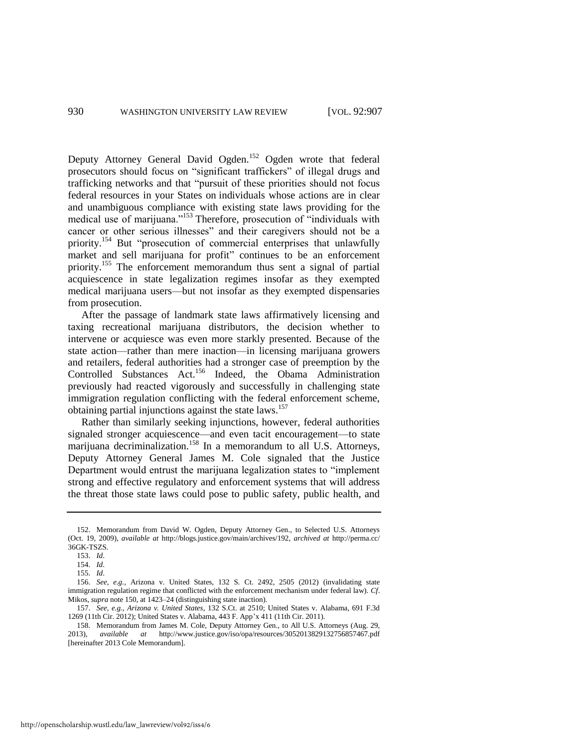Deputy Attorney General David Ogden.[152] Ogden wrote that federal prosecutors should focus on "significant traffickers" of illegal drugs and trafficking networks and that "pursuit of these priorities should not focus federal resources in your States on individuals whose actions are in clear and unambiguous compliance with existing state laws providing for the medical use of marijuana."[153] Therefore, prosecution of "individuals with cancer or other serious illnesses" and their caregivers should not be a priority.[154] But "prosecution of commercial enterprises that unlawfully market and sell marijuana for profit" continues to be an enforcement priority.[155] The enforcement memorandum thus sent a signal of partial acquiescence in state legalization regimes insofar as they exempted medical marijuana users—but not insofar as they exempted dispensaries from prosecution.

After the passage of landmark state laws affirmatively licensing and taxing recreational marijuana distributors, the decision whether to intervene or acquiesce was even more starkly presented. Because of the state action—rather than mere inaction—in licensing marijuana growers and retailers, federal authorities had a stronger case of preemption by the Controlled Substances Act.[156] Indeed, the Obama Administration previously had reacted vigorously and successfully in challenging state immigration regulation conflicting with the federal enforcement scheme, obtaining partial injunctions against the state laws.[157]

Rather than similarly seeking injunctions, however, federal authorities signaled stronger acquiescence—and even tacit encouragement—to state marijuana decriminalization.[158] In a memorandum to all U.S. Attorneys, Deputy Attorney General James M. Cole signaled that the Justice Department would entrust the marijuana legalization states to "implement strong and effective regulatory and enforcement systems that will address the threat those state laws could pose to public safety, public health, and

---

152. Memorandum from David W. Ogden, Deputy Attorney Gen., to Selected U.S. Attorneys (Oct. 19, 2009), *available at* http://blogs.justice.gov/main/archives/192, *archived at* http://perma.cc/36GK-TSZS.

153. *Id*.

154. *Id*.

155. *Id*.

156. *See, e.g.*, Arizona v. United States, 132 S. Ct. 2492, 2505 (2012) (invalidating state immigration regulation regime that conflicted with the enforcement mechanism under federal law). *Cf*. Mikos, *supra* note 150, at 1423–24 (distinguishing state inaction).

157. *See, e.g.*, *Arizona v. United States*, 132 S.Ct. at 2510; United States v. Alabama, 691 F.3d 1269 (11th Cir. 2012); United States v. Alabama, 443 F. App'x 411 (11th Cir. 2011).

158. Memorandum from James M. Cole, Deputy Attorney Gen., to All U.S. Attorneys (Aug. 29, 2013), *available at* http://www.justice.gov/iso/opa/resources/3052013829132756857467.pdf [hereinafter 2013 Cole Memorandum].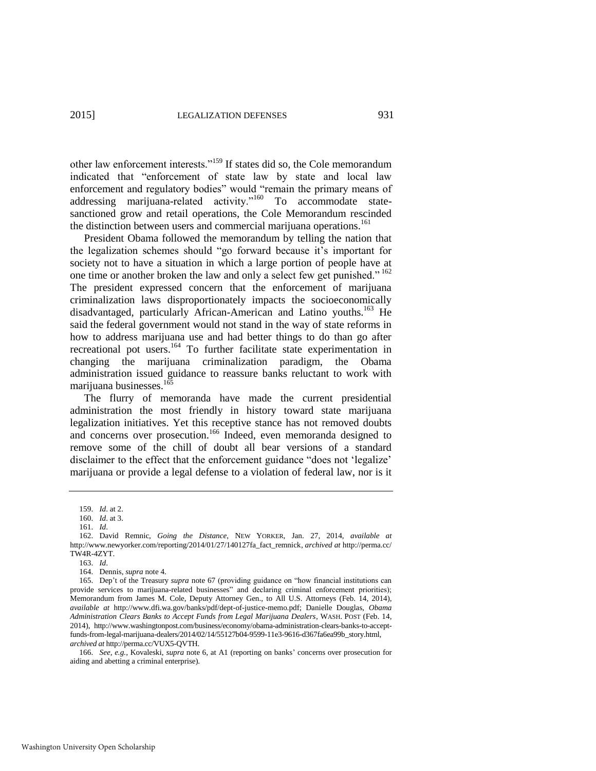other law enforcement interests."[159] If states did so, the Cole memorandum indicated that "enforcement of state law by state and local law enforcement and regulatory bodies" would "remain the primary means of addressing marijuana-related activity."[160] To accommodate state-sanctioned grow and retail operations, the Cole Memorandum rescinded the distinction between users and commercial marijuana operations.[161]

President Obama followed the memorandum by telling the nation that the legalization schemes should "go forward because it's important for society not to have a situation in which a large portion of people have at one time or another broken the law and only a select few get punished."[162] The president expressed concern that the enforcement of marijuana criminalization laws disproportionately impacts the socioeconomically disadvantaged, particularly African-American and Latino youths.[163] He said the federal government would not stand in the way of state reforms in how to address marijuana use and had better things to do than go after recreational pot users.[164] To further facilitate state experimentation in changing the marijuana criminalization paradigm, the Obama administration issued guidance to reassure banks reluctant to work with marijuana businesses.[165]

The flurry of memoranda have made the current presidential administration the most friendly in history toward state marijuana legalization initiatives. Yet this receptive stance has not removed doubts and concerns over prosecution.[166] Indeed, even memoranda designed to remove some of the chill of doubt all bear versions of a standard disclaimer to the effect that the enforcement guidance "does not 'legalize' marijuana or provide a legal defense to a violation of federal law, nor is it

---

159. *Id.* at 2.

160. *Id.* at 3.

161. *Id.*

162. David Remnic, *Going the Distance*, NEW YORKER, Jan. 27, 2014, *available at* http://www.newyorker.com/reporting/2014/01/27/140127fa_fact_remnick, *archived at* http://perma.cc/TW4R-4ZYT.

163. *Id.*

164. Dennis, *supra* note 4.

165. Dep't of the Treasury *supra* note 67 (providing guidance on "how financial institutions can provide services to marijuana-related businesses" and declaring criminal enforcement priorities); Memorandum from James M. Cole, Deputy Attorney Gen., to All U.S. Attorneys (Feb. 14, 2014), *available at* http://www.dfi.wa.gov/banks/pdf/dept-of-justice-memo.pdf; Danielle Douglas, *Obama Administration Clears Banks to Accept Funds from Legal Marijuana Dealers*, WASH. POST (Feb. 14, 2014), http://www.washingtonpost.com/business/economy/obama-administration-clears-banks-to-accept-funds-from-legal-marijuana-dealers/2014/02/14/55127b04-9599-11e3-9616-d367fa6ea99b_story.html, *archived at* http://perma.cc/VUX5-QVTH.

166. *See, e.g.*, Kovaleski, *supra* note 6, at A1 (reporting on banks' concerns over prosecution for aiding and abetting a criminal enterprise).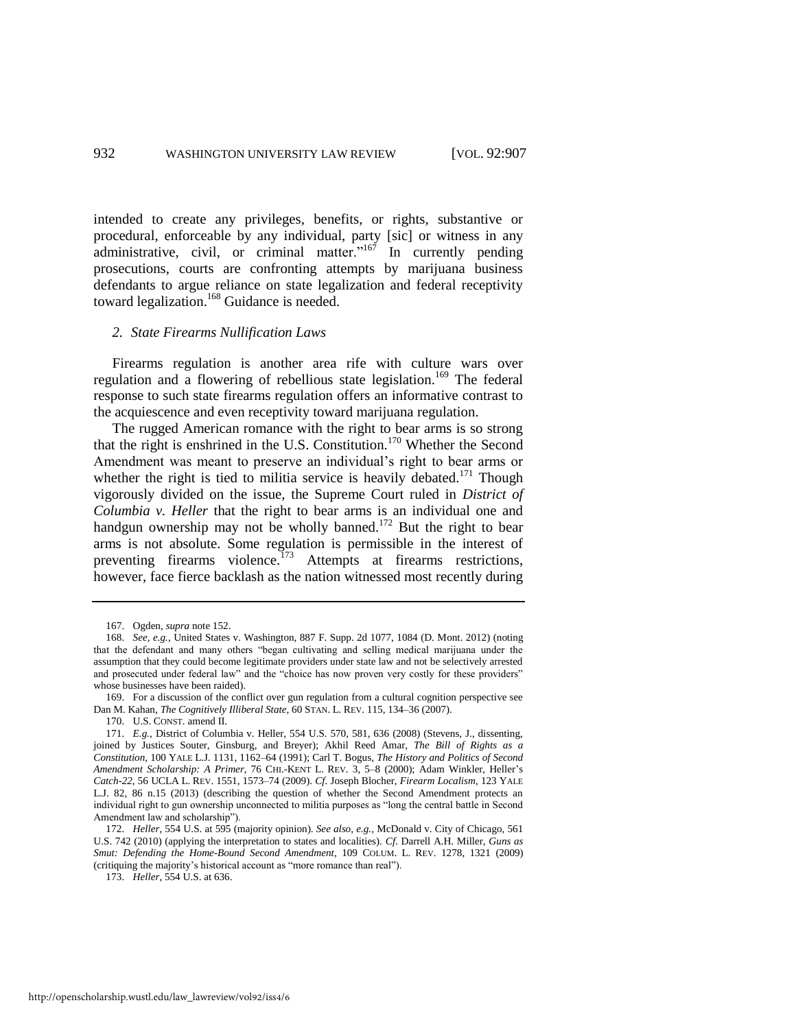intended to create any privileges, benefits, or rights, substantive or procedural, enforceable by any individual, party [sic] or witness in any administrative, civil, or criminal matter."[167] In currently pending prosecutions, courts are confronting attempts by marijuana business defendants to argue reliance on state legalization and federal receptivity toward legalization.[168] Guidance is needed.

### *2. State Firearms Nullification Laws*

Firearms regulation is another area rife with culture wars over regulation and a flowering of rebellious state legislation.[169] The federal response to such state firearms regulation offers an informative contrast to the acquiescence and even receptivity toward marijuana regulation.

The rugged American romance with the right to bear arms is so strong that the right is enshrined in the U.S. Constitution.[170] Whether the Second Amendment was meant to preserve an individual's right to bear arms or whether the right is tied to militia service is heavily debated.[171] Though vigorously divided on the issue, the Supreme Court ruled in *District of Columbia v. Heller* that the right to bear arms is an individual one and handgun ownership may not be wholly banned.[172] But the right to bear arms is not absolute. Some regulation is permissible in the interest of preventing firearms violence.[173] Attempts at firearms restrictions, however, face fierce backlash as the nation witnessed most recently during

---

167. Ogden, *supra* note 152.

168. *See, e.g.*, United States v. Washington, 887 F. Supp. 2d 1077, 1084 (D. Mont. 2012) (noting that the defendant and many others "began cultivating and selling medical marijuana under the assumption that they could become legitimate providers under state law and not be selectively arrested and prosecuted under federal law" and the "choice has now proven very costly for these providers" whose businesses have been raided).

169. For a discussion of the conflict over gun regulation from a cultural cognition perspective see Dan M. Kahan, *The Cognitively Illiberal State*, 60 STAN. L. REV. 115, 134–36 (2007).

170. U.S. CONST. amend II.

171. *E.g.*, District of Columbia v. Heller, 554 U.S. 570, 581, 636 (2008) (Stevens, J., dissenting, joined by Justices Souter, Ginsburg, and Breyer); Akhil Reed Amar, *The Bill of Rights as a Constitution*, 100 YALE L.J. 1131, 1162–64 (1991); Carl T. Bogus, *The History and Politics of Second Amendment Scholarship: A Primer*, 76 CHI.-KENT L. REV. 3, 5–8 (2000); Adam Winkler, Heller's *Catch-22*, 56 UCLA L. REV. 1551, 1573–74 (2009). *Cf*. Joseph Blocher, *Firearm Localism*, 123 YALE L.J. 82, 86 n.15 (2013) (describing the question of whether the Second Amendment protects an individual right to gun ownership unconnected to militia purposes as "long the central battle in Second Amendment law and scholarship").

172. *Heller*, 554 U.S. at 595 (majority opinion). *See also, e.g.*, McDonald v. City of Chicago, 561 U.S. 742 (2010) (applying the interpretation to states and localities). *Cf*. Darrell A.H. Miller, *Guns as Smut: Defending the Home-Bound Second Amendment*, 109 COLUM. L. REV. 1278, 1321 (2009) (critiquing the majority's historical account as "more romance than real").

173. *Heller*, 554 U.S. at 636.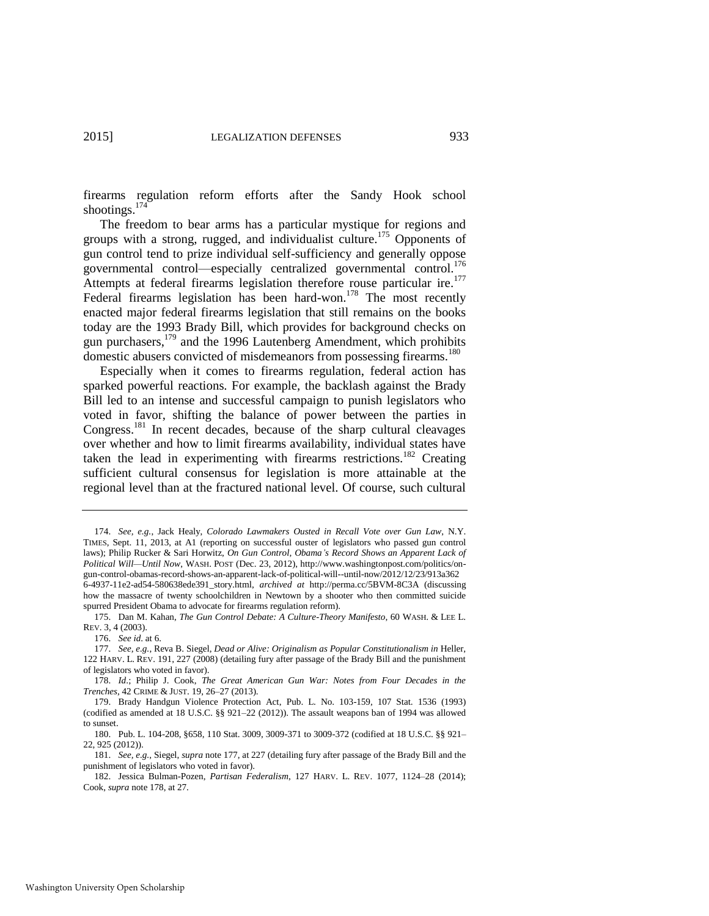firearms regulation reform efforts after the Sandy Hook school shootings.[174]

The freedom to bear arms has a particular mystique for regions and groups with a strong, rugged, and individualist culture.[175] Opponents of gun control tend to prize individual self-sufficiency and generally oppose governmental control—especially centralized governmental control.[176] Attempts at federal firearms legislation therefore rouse particular ire.[177] Federal firearms legislation has been hard-won.[178] The most recently enacted major federal firearms legislation that still remains on the books today are the 1993 Brady Bill, which provides for background checks on gun purchasers,[179] and the 1996 Lautenberg Amendment, which prohibits domestic abusers convicted of misdemeanors from possessing firearms.[180]

Especially when it comes to firearms regulation, federal action has sparked powerful reactions. For example, the backlash against the Brady Bill led to an intense and successful campaign to punish legislators who voted in favor, shifting the balance of power between the parties in Congress.[181] In recent decades, because of the sharp cultural cleavages over whether and how to limit firearms availability, individual states have taken the lead in experimenting with firearms restrictions.[182] Creating sufficient cultural consensus for legislation is more attainable at the regional level than at the fractured national level. Of course, such cultural

---

174. *See, e.g.*, Jack Healy, *Colorado Lawmakers Ousted in Recall Vote over Gun Law*, N.Y. TIMES, Sept. 11, 2013, at A1 (reporting on successful ouster of legislators who passed gun control laws); Philip Rucker & Sari Horwitz, *On Gun Control, Obama's Record Shows an Apparent Lack of Political Will—Until Now*, WASH. POST (Dec. 23, 2012), http://www.washingtonpost.com/politics/on-gun-control-obamas-record-shows-an-apparent-lack-of-political-will--until-now/2012/12/23/913a362 6-4937-11e2-ad54-580638ede391_story.html, *archived at* http://perma.cc/5BVM-8C3A (discussing how the massacre of twenty schoolchildren in Newtown by a shooter who then committed suicide spurred President Obama to advocate for firearms regulation reform).

175. Dan M. Kahan, *The Gun Control Debate: A Culture-Theory Manifesto*, 60 WASH. & LEE L. REV. 3, 4 (2003).

176. *See id.* at 6.

177. *See, e.g.*, Reva B. Siegel, *Dead or Alive: Originalism as Popular Constitutionalism in* Heller, 122 HARV. L. REV. 191, 227 (2008) (detailing fury after passage of the Brady Bill and the punishment of legislators who voted in favor).

178. *Id.*; Philip J. Cook, *The Great American Gun War: Notes from Four Decades in the Trenches*, 42 CRIME & JUST. 19, 26–27 (2013).

179. Brady Handgun Violence Protection Act, Pub. L. No. 103-159, 107 Stat. 1536 (1993) (codified as amended at 18 U.S.C. §§ 921–22 (2012)). The assault weapons ban of 1994 was allowed to sunset.

180. Pub. L. 104-208, §658, 110 Stat. 3009, 3009-371 to 3009-372 (codified at 18 U.S.C. §§ 921–22, 925 (2012)).

181. *See, e.g.*, Siegel, *supra* note 177, at 227 (detailing fury after passage of the Brady Bill and the punishment of legislators who voted in favor).

182. Jessica Bulman-Pozen, *Partisan Federalism*, 127 HARV. L. REV. 1077, 1124–28 (2014); Cook, *supra* note 178, at 27.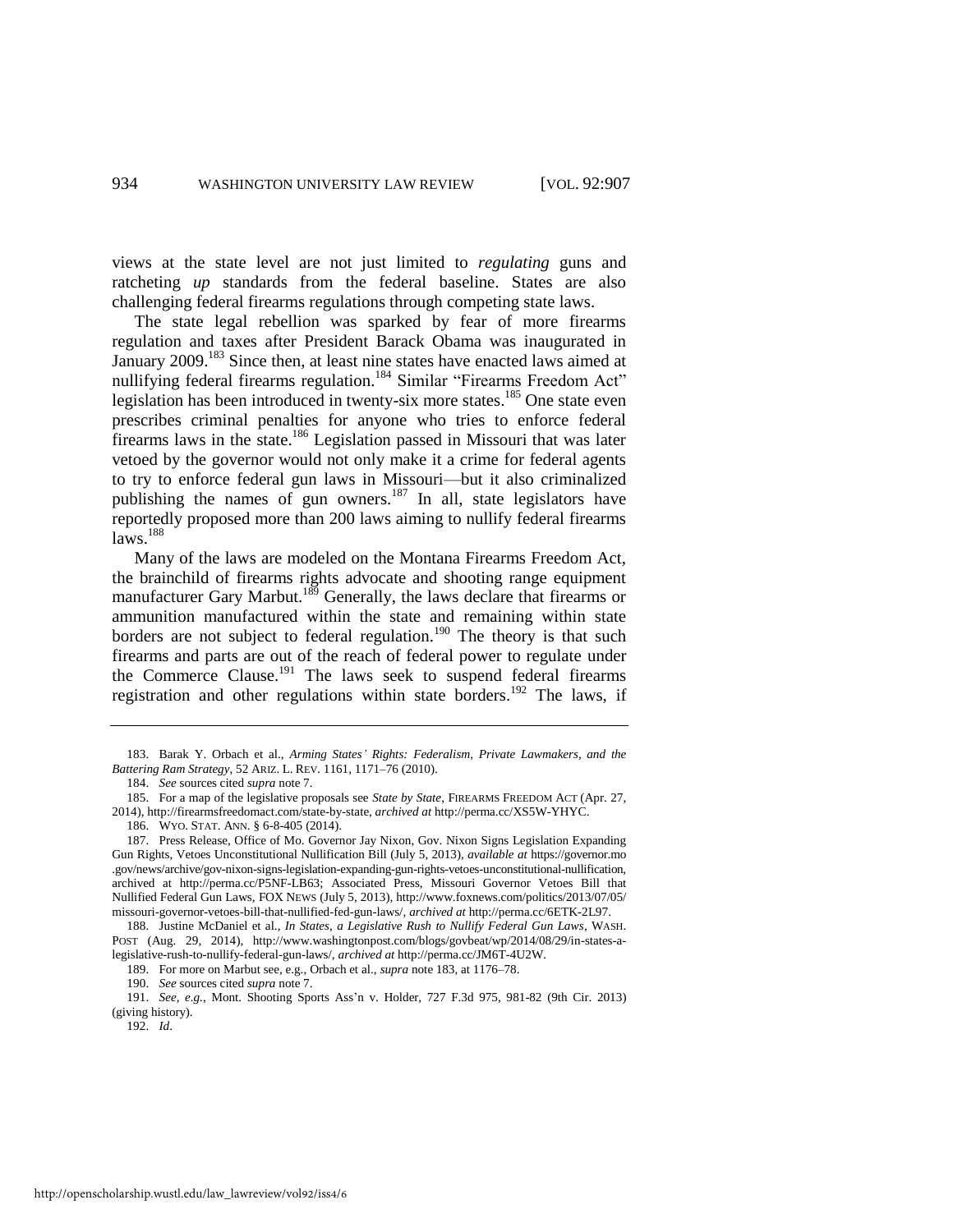views at the state level are not just limited to *regulating* guns and ratcheting *up* standards from the federal baseline. States are also challenging federal firearms regulations through competing state laws.

The state legal rebellion was sparked by fear of more firearms regulation and taxes after President Barack Obama was inaugurated in January 2009.[183] Since then, at least nine states have enacted laws aimed at nullifying federal firearms regulation.[184] Similar "Firearms Freedom Act" legislation has been introduced in twenty-six more states.[185] One state even prescribes criminal penalties for anyone who tries to enforce federal firearms laws in the state.[186] Legislation passed in Missouri that was later vetoed by the governor would not only make it a crime for federal agents to try to enforce federal gun laws in Missouri—but it also criminalized publishing the names of gun owners.[187] In all, state legislators have reportedly proposed more than 200 laws aiming to nullify federal firearms laws.[188]

Many of the laws are modeled on the Montana Firearms Freedom Act, the brainchild of firearms rights advocate and shooting range equipment manufacturer Gary Marbut.[189] Generally, the laws declare that firearms or ammunition manufactured within the state and remaining within state borders are not subject to federal regulation.[190] The theory is that such firearms and parts are out of the reach of federal power to regulate under the Commerce Clause.[191] The laws seek to suspend federal firearms registration and other regulations within state borders.[192] The laws, if

---

183. Barak Y. Orbach et al., *Arming States' Rights: Federalism, Private Lawmakers, and the Battering Ram Strategy*, 52 ARIZ. L. REV. 1161, 1171–76 (2010).

184. *See* sources cited *supra* note 7.

185. For a map of the legislative proposals see *State by State*, FIREARMS FREEDOM ACT (Apr. 27, 2014), http://firearmsfreedomact.com/state-by-state, *archived at* http://perma.cc/XS5W-YHYC.

186. WYO. STAT. ANN. § 6-8-405 (2014).

187. Press Release, Office of Mo. Governor Jay Nixon, Gov. Nixon Signs Legislation Expanding Gun Rights, Vetoes Unconstitutional Nullification Bill (July 5, 2013), *available at* https://governor.mo.gov/news/archive/gov-nixon-signs-legislation-expanding-gun-rights-vetoes-unconstitutional-nullification, archived at http://perma.cc/P5NF-LB63; Associated Press, Missouri Governor Vetoes Bill that Nullified Federal Gun Laws, FOX NEWS (July 5, 2013), http://www.foxnews.com/politics/2013/07/05/missouri-governor-vetoes-bill-that-nullified-fed-gun-laws/, *archived at* http://perma.cc/6ETK-2L97.

188. Justine McDaniel et al., *In States, a Legislative Rush to Nullify Federal Gun Laws*, WASH. POST (Aug. 29, 2014), http://www.washingtonpost.com/blogs/govbeat/wp/2014/08/29/in-states-a-legislative-rush-to-nullify-federal-gun-laws/, *archived at* http://perma.cc/JM6T-4U2W.

189. For more on Marbut see, e.g., Orbach et al., *supra* note 183, at 1176–78.

190. *See* sources cited *supra* note 7.

191. *See, e.g.*, Mont. Shooting Sports Ass'n v. Holder, 727 F.3d 975, 981-82 (9th Cir. 2013) (giving history).

192. *Id*.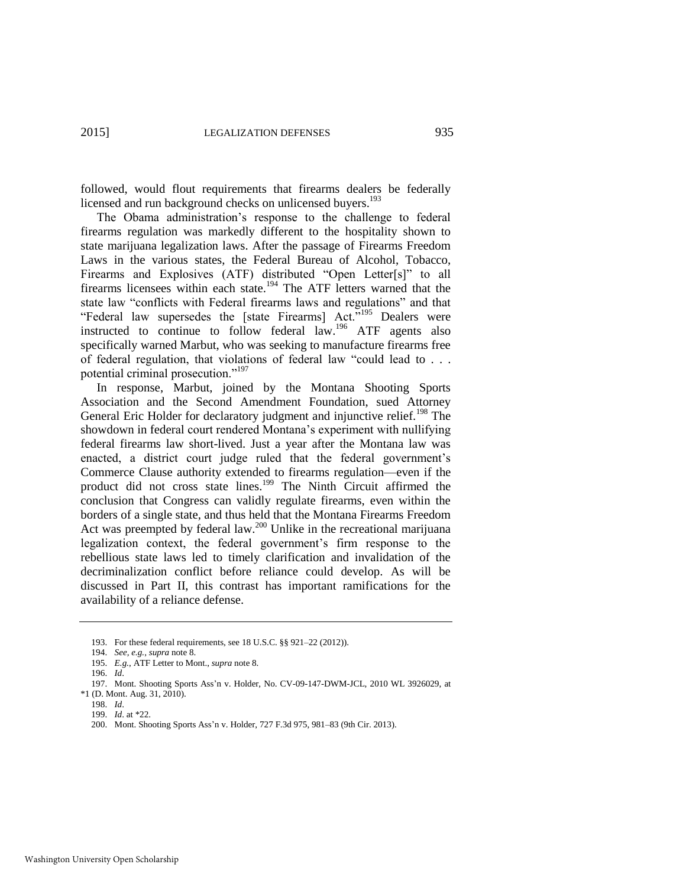followed, would flout requirements that firearms dealers be federally licensed and run background checks on unlicensed buyers.[193]

The Obama administration's response to the challenge to federal firearms regulation was markedly different to the hospitality shown to state marijuana legalization laws. After the passage of Firearms Freedom Laws in the various states, the Federal Bureau of Alcohol, Tobacco, Firearms and Explosives (ATF) distributed "Open Letter[s]" to all firearms licensees within each state.[194] The ATF letters warned that the state law "conflicts with Federal firearms laws and regulations" and that "Federal law supersedes the [state Firearms] Act."[195] Dealers were instructed to continue to follow federal law.[196] ATF agents also specifically warned Marbut, who was seeking to manufacture firearms free of federal regulation, that violations of federal law "could lead to . . . potential criminal prosecution."[197]

In response, Marbut, joined by the Montana Shooting Sports Association and the Second Amendment Foundation, sued Attorney General Eric Holder for declaratory judgment and injunctive relief.[198] The showdown in federal court rendered Montana's experiment with nullifying federal firearms law short-lived. Just a year after the Montana law was enacted, a district court judge ruled that the federal government's Commerce Clause authority extended to firearms regulation—even if the product did not cross state lines.[199] The Ninth Circuit affirmed the conclusion that Congress can validly regulate firearms, even within the borders of a single state, and thus held that the Montana Firearms Freedom Act was preempted by federal law.[200] Unlike in the recreational marijuana legalization context, the federal government's firm response to the rebellious state laws led to timely clarification and invalidation of the decriminalization conflict before reliance could develop. As will be discussed in Part II, this contrast has important ramifications for the availability of a reliance defense.

---

193. For these federal requirements, see 18 U.S.C. §§ 921–22 (2012)).

194. *See, e.g.*, *supra* note 8.

195. *E.g.*, ATF Letter to Mont., *supra* note 8.

196. *Id*.

197. Mont. Shooting Sports Ass'n v. Holder, No. CV-09-147-DWM-JCL, 2010 WL 3926029, at *1 (D. Mont. Aug. 31, 2010).

198. *Id*.

199. *Id*. at *22.

200. Mont. Shooting Sports Ass'n v. Holder, 727 F.3d 975, 981–83 (9th Cir. 2013).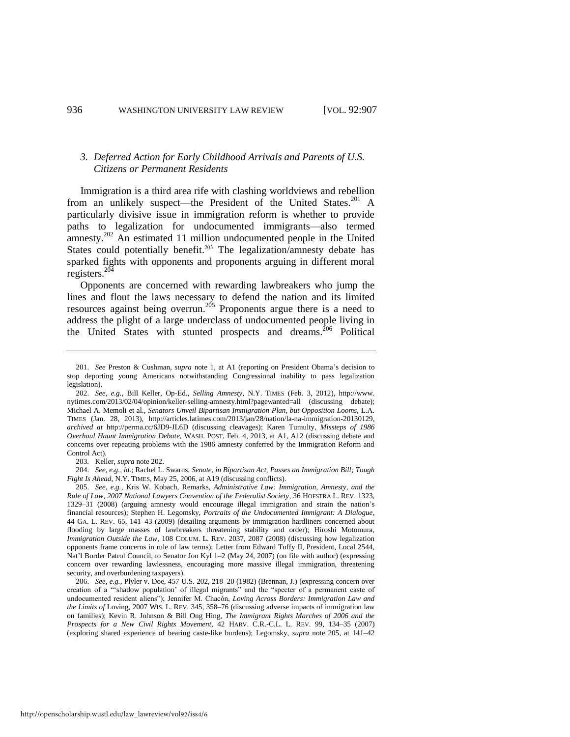### 3. *Deferred Action for Early Childhood Arrivals and Parents of U.S. Citizens or Permanent Residents*

Immigration is a third area rife with clashing worldviews and rebellion from an unlikely suspect—the President of the United States.[201] A particularly divisive issue in immigration reform is whether to provide paths to legalization for undocumented immigrants—also termed amnesty.[202] An estimated 11 million undocumented people in the United States could potentially benefit.[203] The legalization/amnesty debate has sparked fights with opponents and proponents arguing in different moral registers.[204]

Opponents are concerned with rewarding lawbreakers who jump the lines and flout the laws necessary to defend the nation and its limited resources against being overrun.[205] Proponents argue there is a need to address the plight of a large underclass of undocumented people living in the United States with stunted prospects and dreams.[206] Political

---

201. *See* Preston & Cushman, *supra* note 1, at A1 (reporting on President Obama's decision to stop deporting young Americans notwithstanding Congressional inability to pass legalization legislation).

202. *See, e.g.*, Bill Keller, Op-Ed., *Selling Amnesty*, N.Y. TIMES (Feb. 3, 2012), http://www.nytimes.com/2013/02/04/opinion/keller-selling-amnesty.html?pagewanted=all (discussing debate); Michael A. Memoli et al., *Senators Unveil Bipartisan Immigration Plan, but Opposition Looms*, L.A. TIMES (Jan. 28, 2013), http://articles.latimes.com/2013/jan/28/nation/la-na-immigration-20130129, *archived at* http://perma.cc/6JD9-JL6D (discussing cleavages); Karen Tumulty, *Missteps of 1986 Overhaul Haunt Immigration Debate*, WASH. POST, Feb. 4, 2013, at A1, A12 (discussing debate and concerns over repeating problems with the 1986 amnesty conferred by the Immigration Reform and Control Act).

203. Keller, *supra* note 202.

204. *See, e.g.*, *id.*; Rachel L. Swarns, *Senate, in Bipartisan Act, Passes an Immigration Bill; Tough Fight Is Ahead*, N.Y. TIMES, May 25, 2006, at A19 (discussing conflicts).

205. *See, e.g.*, Kris W. Kobach, Remarks, *Administrative Law: Immigration, Amnesty, and the Rule of Law, 2007 National Lawyers Convention of the Federalist Society*, 36 HOFSTRA L. REV. 1323, 1329–31 (2008) (arguing amnesty would encourage illegal immigration and strain the nation's financial resources); Stephen H. Legomsky, *Portraits of the Undocumented Immigrant: A Dialogue*, 44 GA. L. REV. 65, 141–43 (2009) (detailing arguments by immigration hardliners concerned about flooding by large masses of lawbreakers threatening stability and order); Hiroshi Motomura, *Immigration Outside the Law*, 108 COLUM. L. REV. 2037, 2087 (2008) (discussing how legalization opponents frame concerns in rule of law terms); Letter from Edward Tuffy II, President, Local 2544, Nat'l Border Patrol Council, to Senator Jon Kyl 1–2 (May 24, 2007) (on file with author) (expressing concern over rewarding lawlessness, encouraging more massive illegal immigration, threatening security, and overburdening taxpayers).

206. *See, e.g.*, Plyler v. Doe, 457 U.S. 202, 218–20 (1982) (Brennan, J.) (expressing concern over creation of a "'shadow population' of illegal migrants" and the "specter of a permanent caste of undocumented resident aliens"); Jennifer M. Chacón, *Loving Across Borders: Immigration Law and the Limits of* Loving, 2007 WIS. L. REV. 345, 358–76 (discussing adverse impacts of immigration law on families); Kevin R. Johnson & Bill Ong Hing, *The Immigrant Rights Marches of 2006 and the Prospects for a New Civil Rights Movement*, 42 HARV. C.R.-C.L. L. REV. 99, 134–35 (2007) (exploring shared experience of bearing caste-like burdens); Legomsky, *supra* note 205, at 141–42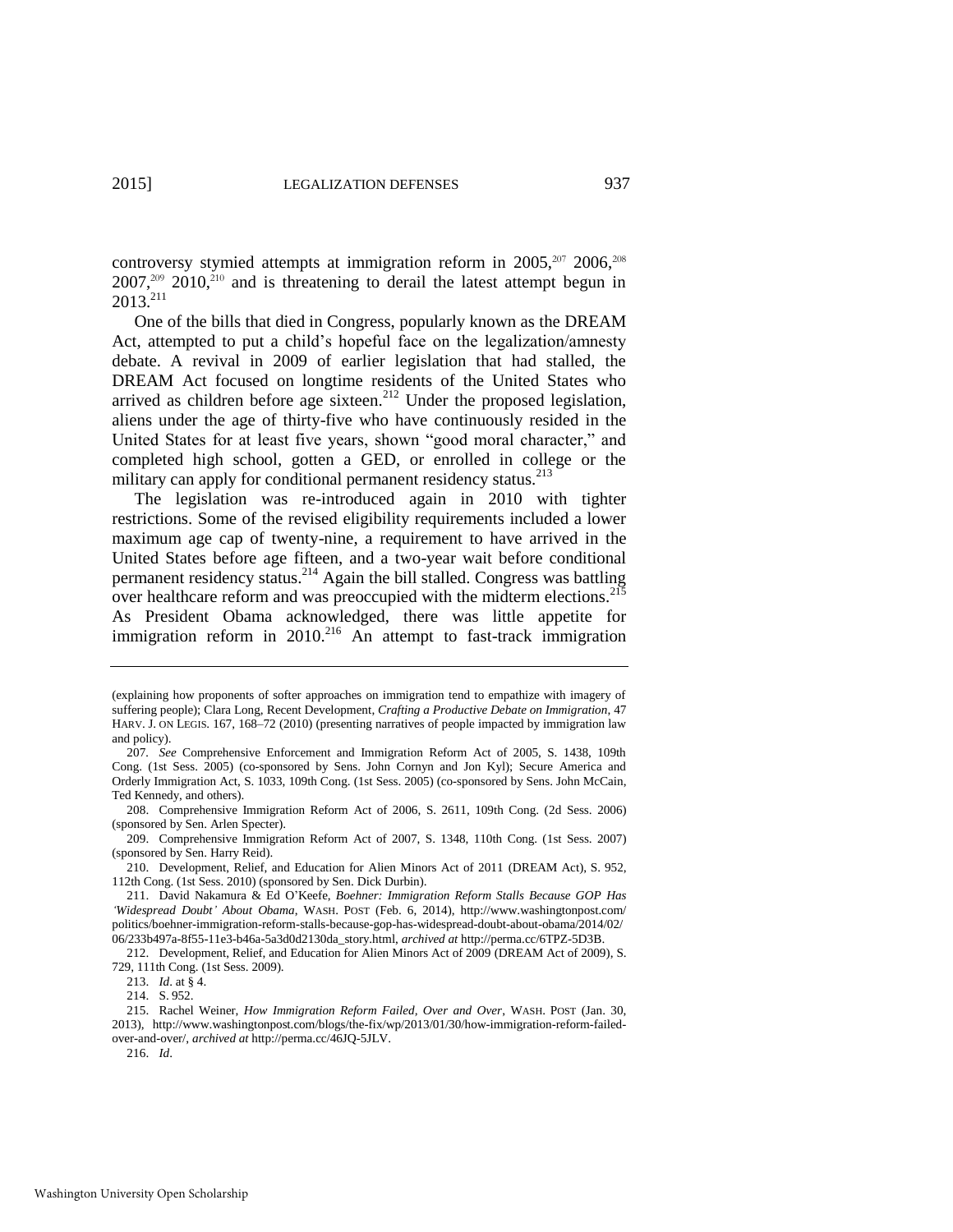controversy stymied attempts at immigration reform in 2005,[207] 2006,[208] 2007,[209] 2010,[210] and is threatening to derail the latest attempt begun in 2013.[211]

One of the bills that died in Congress, popularly known as the DREAM Act, attempted to put a child's hopeful face on the legalization/amnesty debate. A revival in 2009 of earlier legislation that had stalled, the DREAM Act focused on longtime residents of the United States who arrived as children before age sixteen.[212] Under the proposed legislation, aliens under the age of thirty-five who have continuously resided in the United States for at least five years, shown "good moral character," and completed high school, gotten a GED, or enrolled in college or the military can apply for conditional permanent residency status.[213]

The legislation was re-introduced again in 2010 with tighter restrictions. Some of the revised eligibility requirements included a lower maximum age cap of twenty-nine, a requirement to have arrived in the United States before age fifteen, and a two-year wait before conditional permanent residency status.[214] Again the bill stalled. Congress was battling over healthcare reform and was preoccupied with the midterm elections.[215] As President Obama acknowledged, there was little appetite for immigration reform in 2010.[216] An attempt to fast-track immigration

---

(explaining how proponents of softer approaches on immigration tend to empathize with imagery of suffering people); Clara Long, Recent Development, *Crafting a Productive Debate on Immigration*, 47 HARV. J. ON LEGIS. 167, 168–72 (2010) (presenting narratives of people impacted by immigration law and policy).

207. *See* Comprehensive Enforcement and Immigration Reform Act of 2005, S. 1438, 109th Cong. (1st Sess. 2005) (co-sponsored by Sens. John Cornyn and Jon Kyl); Secure America and Orderly Immigration Act, S. 1033, 109th Cong. (1st Sess. 2005) (co-sponsored by Sens. John McCain, Ted Kennedy, and others).

208. Comprehensive Immigration Reform Act of 2006, S. 2611, 109th Cong. (2d Sess. 2006) (sponsored by Sen. Arlen Specter).

209. Comprehensive Immigration Reform Act of 2007, S. 1348, 110th Cong. (1st Sess. 2007) (sponsored by Sen. Harry Reid).

210. Development, Relief, and Education for Alien Minors Act of 2011 (DREAM Act), S. 952, 112th Cong. (1st Sess. 2010) (sponsored by Sen. Dick Durbin).

211. David Nakamura & Ed O'Keefe, *Boehner: Immigration Reform Stalls Because GOP Has 'Widespread Doubt' About Obama*, WASH. POST (Feb. 6, 2014), http://www.washingtonpost.com/politics/boehner-immigration-reform-stalls-because-gop-has-widespread-doubt-about-obama/2014/02/06/233b497a-8f55-11e3-b46a-5a3d0d2130da_story.html, *archived at* http://perma.cc/6TPZ-5D3B.

212. Development, Relief, and Education for Alien Minors Act of 2009 (DREAM Act of 2009), S. 729, 111th Cong. (1st Sess. 2009).

213. *Id*. at § 4.

214. S. 952.

215. Rachel Weiner, *How Immigration Reform Failed, Over and Over*, WASH. POST (Jan. 30, 2013), http://www.washingtonpost.com/blogs/the-fix/wp/2013/01/30/how-immigration-reform-failed-over-and-over/, *archived at* http://perma.cc/46JQ-5JLV.

216. *Id*.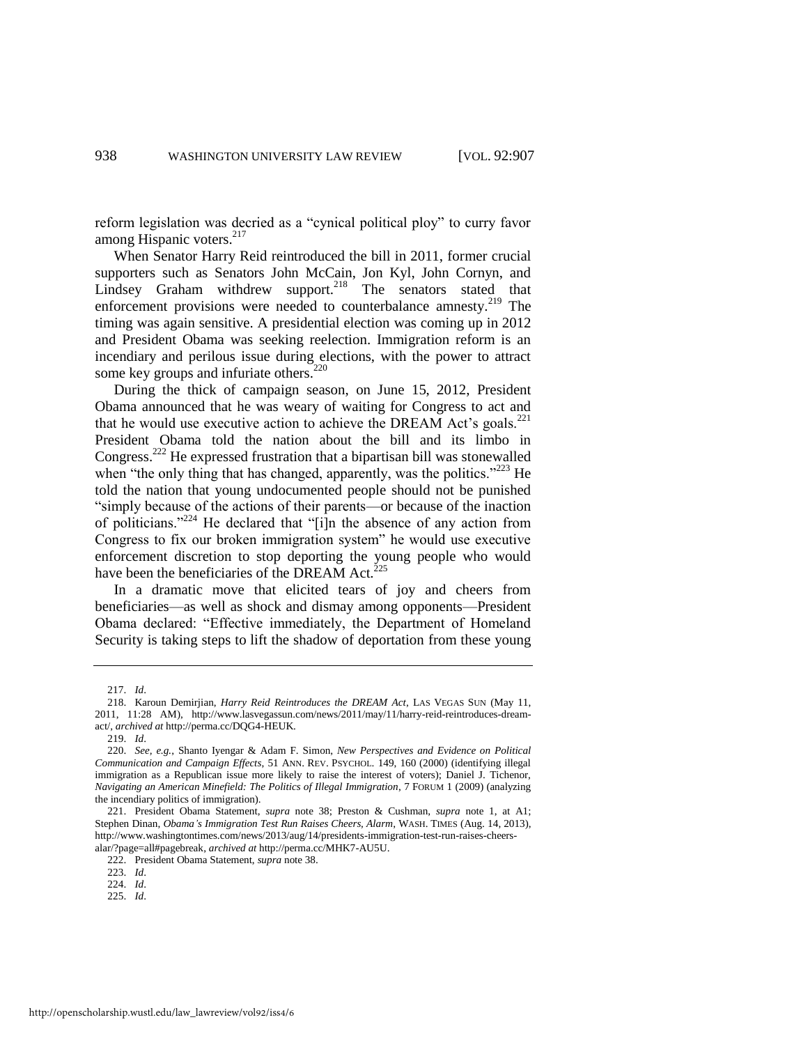reform legislation was decried as a "cynical political ploy" to curry favor among Hispanic voters.[217]

When Senator Harry Reid reintroduced the bill in 2011, former crucial supporters such as Senators John McCain, Jon Kyl, John Cornyn, and Lindsey Graham withdrew support.[218] The senators stated that enforcement provisions were needed to counterbalance amnesty.[219] The timing was again sensitive. A presidential election was coming up in 2012 and President Obama was seeking reelection. Immigration reform is an incendiary and perilous issue during elections, with the power to attract some key groups and infuriate others.[220]

During the thick of campaign season, on June 15, 2012, President Obama announced that he was weary of waiting for Congress to act and that he would use executive action to achieve the DREAM Act's goals.[221] President Obama told the nation about the bill and its limbo in Congress.[222] He expressed frustration that a bipartisan bill was stonewalled when "the only thing that has changed, apparently, was the politics."[223] He told the nation that young undocumented people should not be punished "simply because of the actions of their parents—or because of the inaction of politicians."[224] He declared that "[i]n the absence of any action from Congress to fix our broken immigration system" he would use executive enforcement discretion to stop deporting the young people who would have been the beneficiaries of the DREAM Act.[225]

In a dramatic move that elicited tears of joy and cheers from beneficiaries—as well as shock and dismay among opponents—President Obama declared: "Effective immediately, the Department of Homeland Security is taking steps to lift the shadow of deportation from these young

---

217. *Id*.

218. Karoun Demirjian, *Harry Reid Reintroduces the DREAM Act*, LAS VEGAS SUN (May 11, 2011, 11:28 AM), http://www.lasvegassun.com/news/2011/may/11/harry-reid-reintroduces-dream-act/, *archived at* http://perma.cc/DQG4-HEUK.

219. *Id*.

220. *See, e.g.*, Shanto Iyengar & Adam F. Simon, *New Perspectives and Evidence on Political Communication and Campaign Effects*, 51 ANN. REV. PSYCHOL. 149, 160 (2000) (identifying illegal immigration as a Republican issue more likely to raise the interest of voters); Daniel J. Tichenor, *Navigating an American Minefield: The Politics of Illegal Immigration*, 7 FORUM 1 (2009) (analyzing the incendiary politics of immigration).

221. President Obama Statement, *supra* note 38; Preston & Cushman, *supra* note 1, at A1; Stephen Dinan, *Obama's Immigration Test Run Raises Cheers, Alarm*, WASH. TIMES (Aug. 14, 2013), http://www.washingtontimes.com/news/2013/aug/14/presidents-immigration-test-run-raises-cheers-alar/?page=all#pagebreak, *archived at* http://perma.cc/MHK7-AU5U.

222. President Obama Statement, *supra* note 38.

223. *Id*.

224. *Id*.

225. *Id*.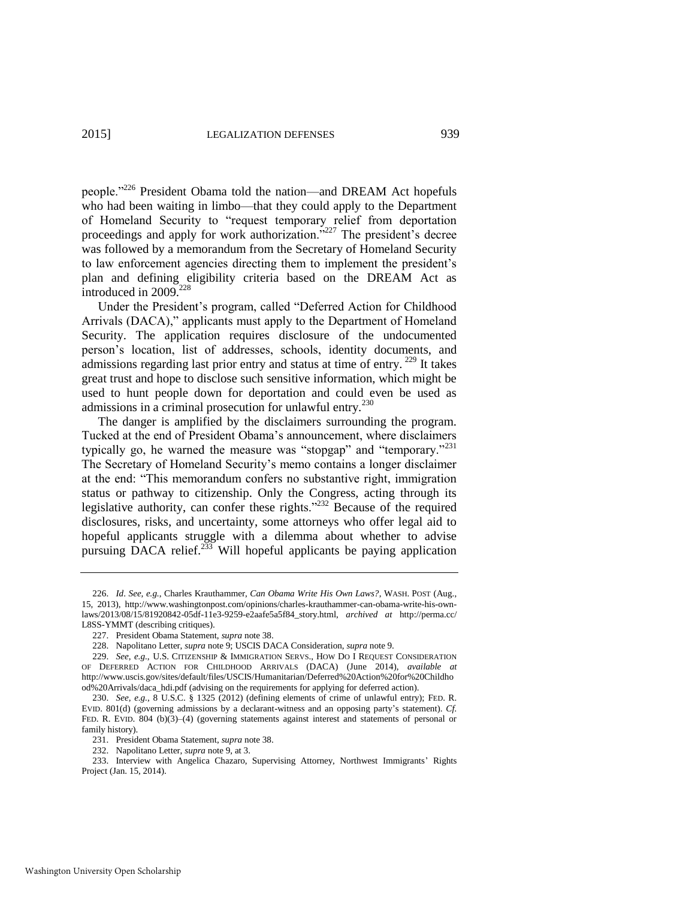people."[226] President Obama told the nation—and DREAM Act hopefuls who had been waiting in limbo—that they could apply to the Department of Homeland Security to "request temporary relief from deportation proceedings and apply for work authorization."[227] The president's decree was followed by a memorandum from the Secretary of Homeland Security to law enforcement agencies directing them to implement the president's plan and defining eligibility criteria based on the DREAM Act as introduced in 2009.[228]

Under the President's program, called "Deferred Action for Childhood Arrivals (DACA)," applicants must apply to the Department of Homeland Security. The application requires disclosure of the undocumented person's location, list of addresses, schools, identity documents, and admissions regarding last prior entry and status at time of entry.[229] It takes great trust and hope to disclose such sensitive information, which might be used to hunt people down for deportation and could even be used as admissions in a criminal prosecution for unlawful entry.[230]

The danger is amplified by the disclaimers surrounding the program. Tucked at the end of President Obama's announcement, where disclaimers typically go, he warned the measure was "stopgap" and "temporary."[231] The Secretary of Homeland Security's memo contains a longer disclaimer at the end: "This memorandum confers no substantive right, immigration status or pathway to citizenship. Only the Congress, acting through its legislative authority, can confer these rights."[232] Because of the required disclosures, risks, and uncertainty, some attorneys who offer legal aid to hopeful applicants struggle with a dilemma about whether to advise pursuing DACA relief.[233] Will hopeful applicants be paying application

---

226. *Id*. *See, e.g.*, Charles Krauthammer, *Can Obama Write His Own Laws?*, WASH. POST (Aug., 15, 2013), http://www.washingtonpost.com/opinions/charles-krauthammer-can-obama-write-his-own-laws/2013/08/15/81920842-05df-11e3-9259-e2aafe5a5f84_story.html, *archived at* http://perma.cc/L8SS-YMMT (describing critiques).

227. President Obama Statement, *supra* note 38.

228. Napolitano Letter, *supra* note 9; USCIS DACA Consideration, *supra* note 9.

229. *See, e.g.*, U.S. CITIZENSHIP & IMMIGRATION SERVS., HOW DO I REQUEST CONSIDERATION OF DEFERRED ACTION FOR CHILDHOOD ARRIVALS (DACA) (June 2014), *available at* http://www.uscis.gov/sites/default/files/USCIS/Humanitarian/Deferred%20Action%20for%20Childhood%20Arrivals/daca_hdi.pdf (advising on the requirements for applying for deferred action).

230. *See, e.g.*, 8 U.S.C. § 1325 (2012) (defining elements of crime of unlawful entry); FED. R. EVID. 801(d) (governing admissions by a declarant-witness and an opposing party's statement). *Cf.* FED. R. EVID. 804 (b)(3)–(4) (governing statements against interest and statements of personal or family history).

231. President Obama Statement, *supra* note 38.

232. Napolitano Letter, *supra* note 9, at 3.

233. Interview with Angelica Chazaro, Supervising Attorney, Northwest Immigrants' Rights Project (Jan. 15, 2014).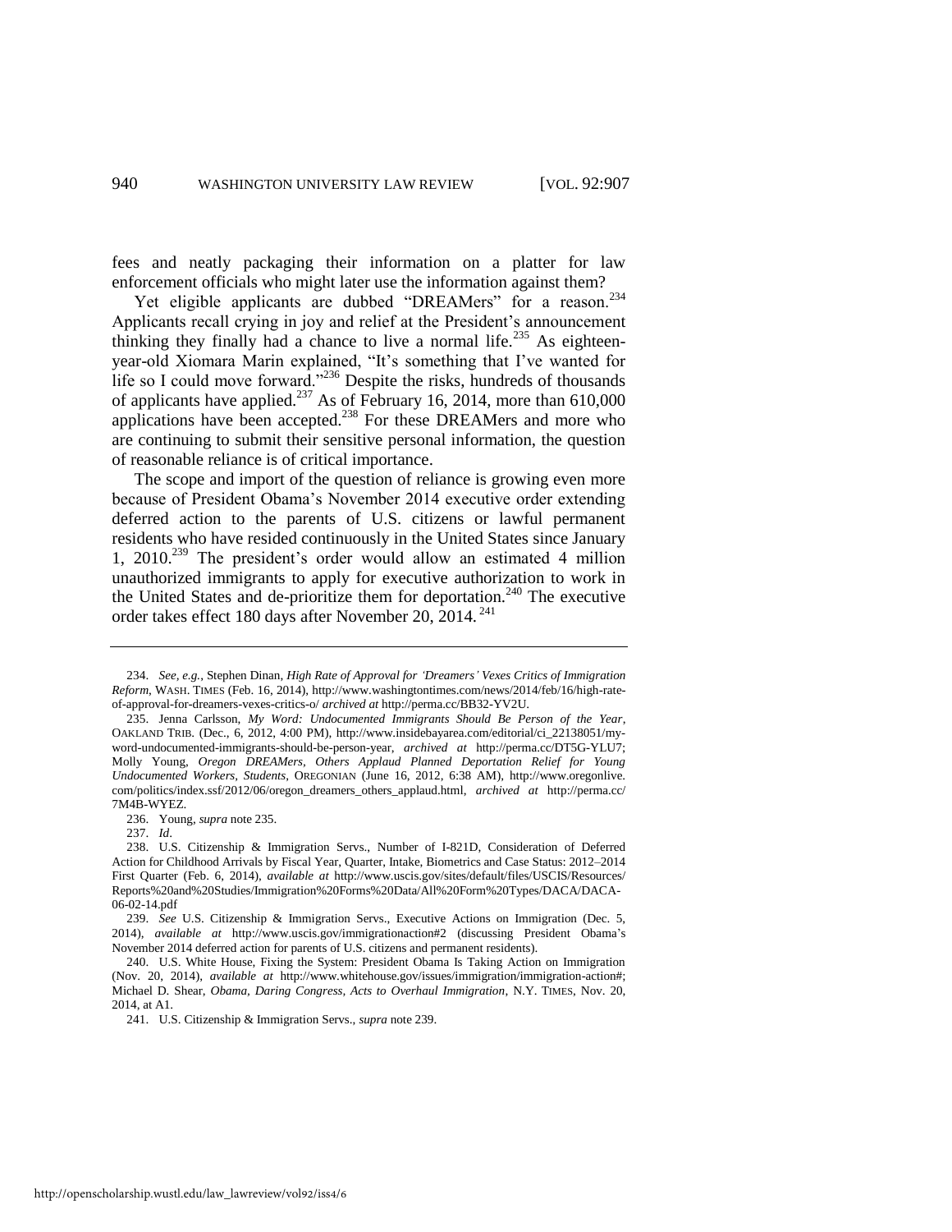fees and neatly packaging their information on a platter for law enforcement officials who might later use the information against them?

Yet eligible applicants are dubbed "DREAMers" for a reason.[234] Applicants recall crying in joy and relief at the President's announcement thinking they finally had a chance to live a normal life.[235] As eighteen-year-old Xiomara Marin explained, "It's something that I've wanted for life so I could move forward."[236] Despite the risks, hundreds of thousands of applicants have applied.[237] As of February 16, 2014, more than 610,000 applications have been accepted.[238] For these DREAMers and more who are continuing to submit their sensitive personal information, the question of reasonable reliance is of critical importance.

The scope and import of the question of reliance is growing even more because of President Obama's November 2014 executive order extending deferred action to the parents of U.S. citizens or lawful permanent residents who have resided continuously in the United States since January 1, 2010.[239] The president's order would allow an estimated 4 million unauthorized immigrants to apply for executive authorization to work in the United States and de-prioritize them for deportation.[240] The executive order takes effect 180 days after November 20, 2014.[241]

---

234. *See, e.g.*, Stephen Dinan, *High Rate of Approval for 'Dreamers' Vexes Critics of Immigration Reform*, WASH. TIMES (Feb. 16, 2014), http://www.washingtontimes.com/news/2014/feb/16/high-rate-of-approval-for-dreamers-vexes-critics-o/ *archived at* http://perma.cc/BB32-YV2U.

235. Jenna Carlsson, *My Word: Undocumented Immigrants Should Be Person of the Year*, OAKLAND TRIB. (Dec., 6, 2012, 4:00 PM), http://www.insidebayarea.com/editorial/ci_22138051/my-word-undocumented-immigrants-should-be-person-year, *archived at* http://perma.cc/DT5G-YLU7; Molly Young, *Oregon DREAMers, Others Applaud Planned Deportation Relief for Young Undocumented Workers, Students*, OREGONIAN (June 16, 2012, 6:38 AM), http://www.oregonlive.com/politics/index.ssf/2012/06/oregon_dreamers_others_applaud.html, *archived at* http://perma.cc/7M4B-WYEZ.

236. Young, *supra* note 235.

237. *Id*.

238. U.S. Citizenship & Immigration Servs., Number of I-821D, Consideration of Deferred Action for Childhood Arrivals by Fiscal Year, Quarter, Intake, Biometrics and Case Status: 2012–2014 First Quarter (Feb. 6, 2014), *available at* http://www.uscis.gov/sites/default/files/USCIS/Resources/Reports%20and%20Studies/Immigration%20Forms%20Data/All%20Form%20Types/DACA/DACA-06-02-14.pdf

239. *See* U.S. Citizenship & Immigration Servs., Executive Actions on Immigration (Dec. 5, 2014), *available at* http://www.uscis.gov/immigrationaction#2 (discussing President Obama's November 2014 deferred action for parents of U.S. citizens and permanent residents).

240. U.S. White House, Fixing the System: President Obama Is Taking Action on Immigration (Nov. 20, 2014), *available at* http://www.whitehouse.gov/issues/immigration/immigration-action#; Michael D. Shear, *Obama, Daring Congress, Acts to Overhaul Immigration*, N.Y. TIMES, Nov. 20, 2014, at A1.

241. U.S. Citizenship & Immigration Servs., *supra* note 239.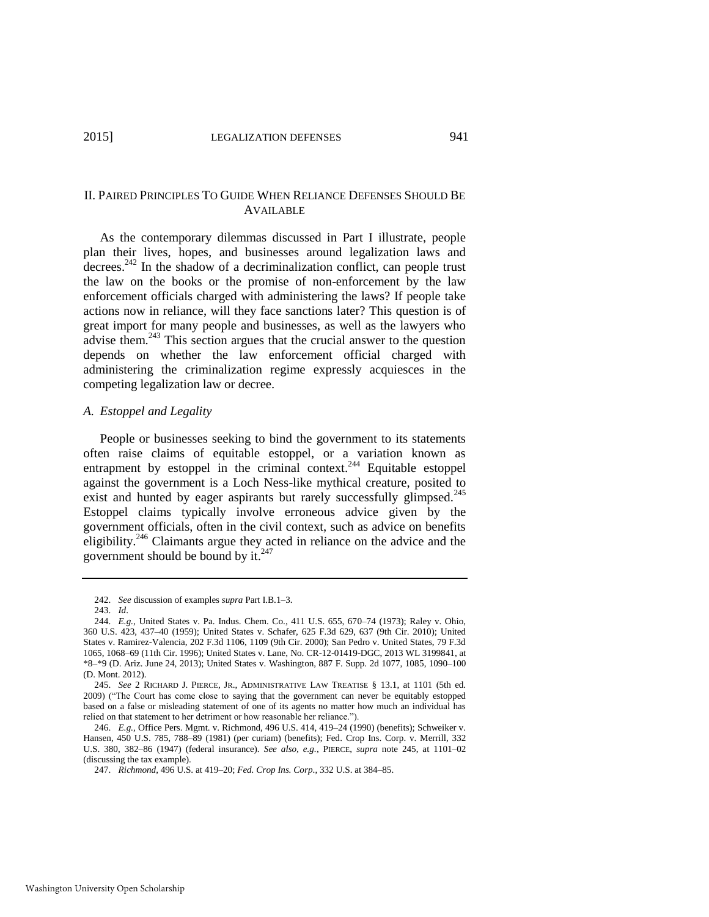## II. PAIRED PRINCIPLES TO GUIDE WHEN RELIANCE DEFENSES SHOULD BE AVAILABLE

As the contemporary dilemmas discussed in Part I illustrate, people plan their lives, hopes, and businesses around legalization laws and decrees.[242] In the shadow of a decriminalization conflict, can people trust the law on the books or the promise of non-enforcement by the law enforcement officials charged with administering the laws? If people take actions now in reliance, will they face sanctions later? This question is of great import for many people and businesses, as well as the lawyers who advise them.[243] This section argues that the crucial answer to the question depends on whether the law enforcement official charged with administering the criminalization regime expressly acquiesces in the competing legalization law or decree.

### *A. Estoppel and Legality*

People or businesses seeking to bind the government to its statements often raise claims of equitable estoppel, or a variation known as entrapment by estoppel in the criminal context.[244] Equitable estoppel against the government is a Loch Ness-like mythical creature, posited to exist and hunted by eager aspirants but rarely successfully glimpsed.[245] Estoppel claims typically involve erroneous advice given by the government officials, often in the civil context, such as advice on benefits eligibility.[246] Claimants argue they acted in reliance on the advice and the government should be bound by it.[247]

---

242. *See* discussion of examples *supra* Part I.B.1–3.

243. *Id*.

244. *E.g.*, United States v. Pa. Indus. Chem. Co., 411 U.S. 655, 670–74 (1973); Raley v. Ohio, 360 U.S. 423, 437–40 (1959); United States v. Schafer, 625 F.3d 629, 637 (9th Cir. 2010); United States v. Ramirez-Valencia, 202 F.3d 1106, 1109 (9th Cir. 2000); San Pedro v. United States, 79 F.3d 1065, 1068–69 (11th Cir. 1996); United States v. Lane, No. CR-12-01419-DGC, 2013 WL 3199841, at *8–*9 (D. Ariz. June 24, 2013); United States v. Washington, 887 F. Supp. 2d 1077, 1085, 1090–100 (D. Mont. 2012).

245. *See* 2 RICHARD J. PIERCE, JR., ADMINISTRATIVE LAW TREATISE § 13.1, at 1101 (5th ed. 2009) ("The Court has come close to saying that the government can never be equitably estopped based on a false or misleading statement of one of its agents no matter how much an individual has relied on that statement to her detriment or how reasonable her reliance.").

246. *E.g.*, Office Pers. Mgmt. v. Richmond, 496 U.S. 414, 419–24 (1990) (benefits); Schweiker v. Hansen, 450 U.S. 785, 788–89 (1981) (per curiam) (benefits); Fed. Crop Ins. Corp. v. Merrill, 332 U.S. 380, 382–86 (1947) (federal insurance). *See also, e.g.*, PIERCE, *supra* note 245, at 1101–02 (discussing the tax example).

247. *Richmond*, 496 U.S. at 419–20; *Fed. Crop Ins. Corp.*, 332 U.S. at 384–85.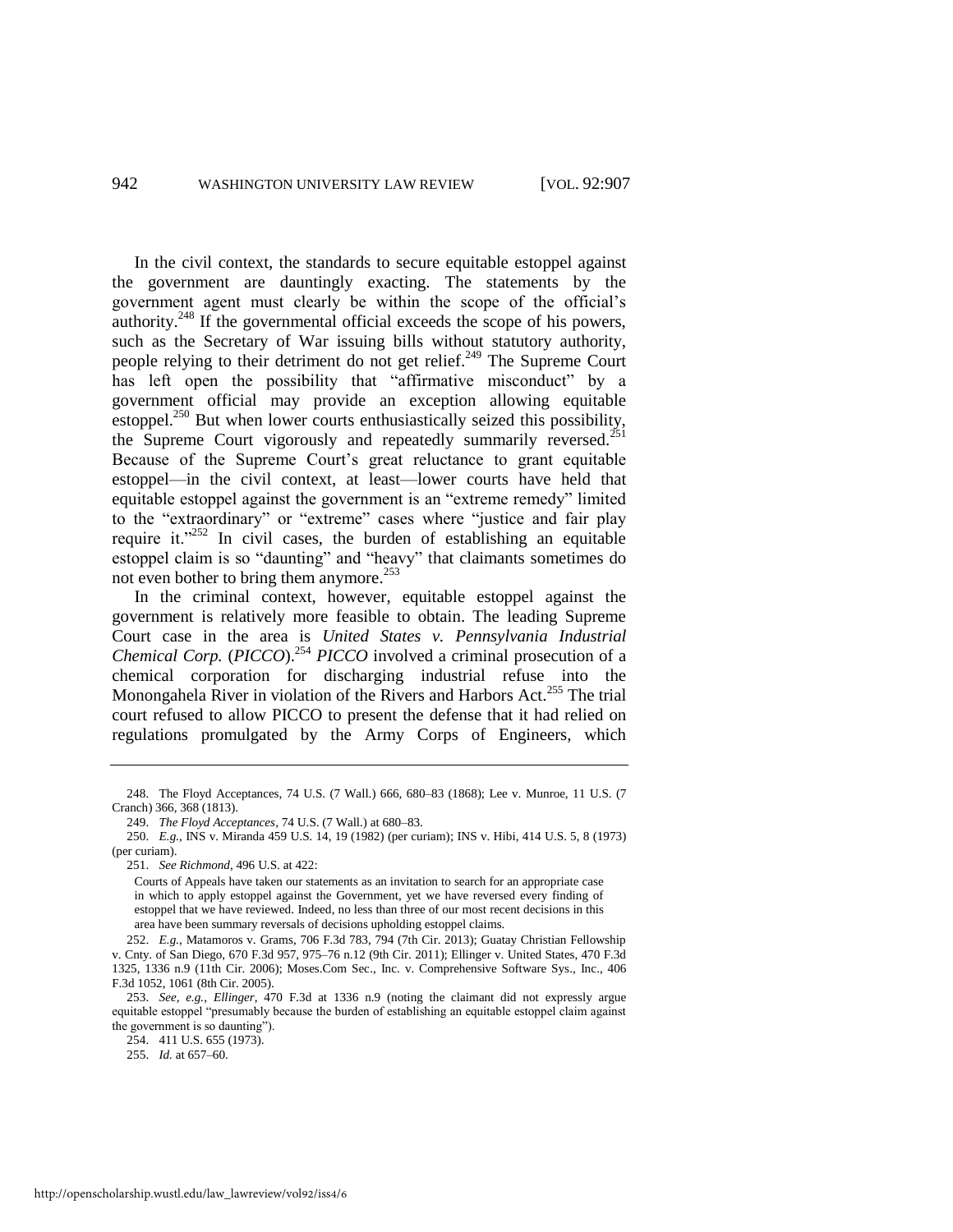In the civil context, the standards to secure equitable estoppel against the government are dauntingly exacting. The statements by the government agent must clearly be within the scope of the official's authority.[248] If the governmental official exceeds the scope of his powers, such as the Secretary of War issuing bills without statutory authority, people relying to their detriment do not get relief.[249] The Supreme Court has left open the possibility that "affirmative misconduct" by a government official may provide an exception allowing equitable estoppel.[250] But when lower courts enthusiastically seized this possibility, the Supreme Court vigorously and repeatedly summarily reversed.[251] Because of the Supreme Court's great reluctance to grant equitable estoppel—in the civil context, at least—lower courts have held that equitable estoppel against the government is an "extreme remedy" limited to the "extraordinary" or "extreme" cases where "justice and fair play require it."[252] In civil cases, the burden of establishing an equitable estoppel claim is so "daunting" and "heavy" that claimants sometimes do not even bother to bring them anymore.[253]

In the criminal context, however, equitable estoppel against the government is relatively more feasible to obtain. The leading Supreme Court case in the area is *United States v. Pennsylvania Industrial Chemical Corp.* (*PICCO*).[254] *PICCO* involved a criminal prosecution of a chemical corporation for discharging industrial refuse into the Monongahela River in violation of the Rivers and Harbors Act.[255] The trial court refused to allow PICCO to present the defense that it had relied on regulations promulgated by the Army Corps of Engineers, which

---

248. The Floyd Acceptances, 74 U.S. (7 Wall.) 666, 680–83 (1868); Lee v. Munroe, 11 U.S. (7 Cranch) 366, 368 (1813).

249. *The Floyd Acceptances*, 74 U.S. (7 Wall.) at 680–83.

250. *E.g.*, INS v. Miranda 459 U.S. 14, 19 (1982) (per curiam); INS v. Hibi, 414 U.S. 5, 8 (1973) (per curiam).

251. *See Richmond*, 496 U.S. at 422:

> Courts of Appeals have taken our statements as an invitation to search for an appropriate case in which to apply estoppel against the Government, yet we have reversed every finding of estoppel that we have reviewed. Indeed, no less than three of our most recent decisions in this area have been summary reversals of decisions upholding estoppel claims.

252. *E.g.*, Matamoros v. Grams, 706 F.3d 783, 794 (7th Cir. 2013); Guatay Christian Fellowship v. Cnty. of San Diego, 670 F.3d 957, 975–76 n.12 (9th Cir. 2011); Ellinger v. United States, 470 F.3d 1325, 1336 n.9 (11th Cir. 2006); Moses.Com Sec., Inc. v. Comprehensive Software Sys., Inc., 406 F.3d 1052, 1061 (8th Cir. 2005).

253. *See, e.g.*, *Ellinger*, 470 F.3d at 1336 n.9 (noting the claimant did not expressly argue equitable estoppel "presumably because the burden of establishing an equitable estoppel claim against the government is so daunting").

254. 411 U.S. 655 (1973).

255. *Id.* at 657–60.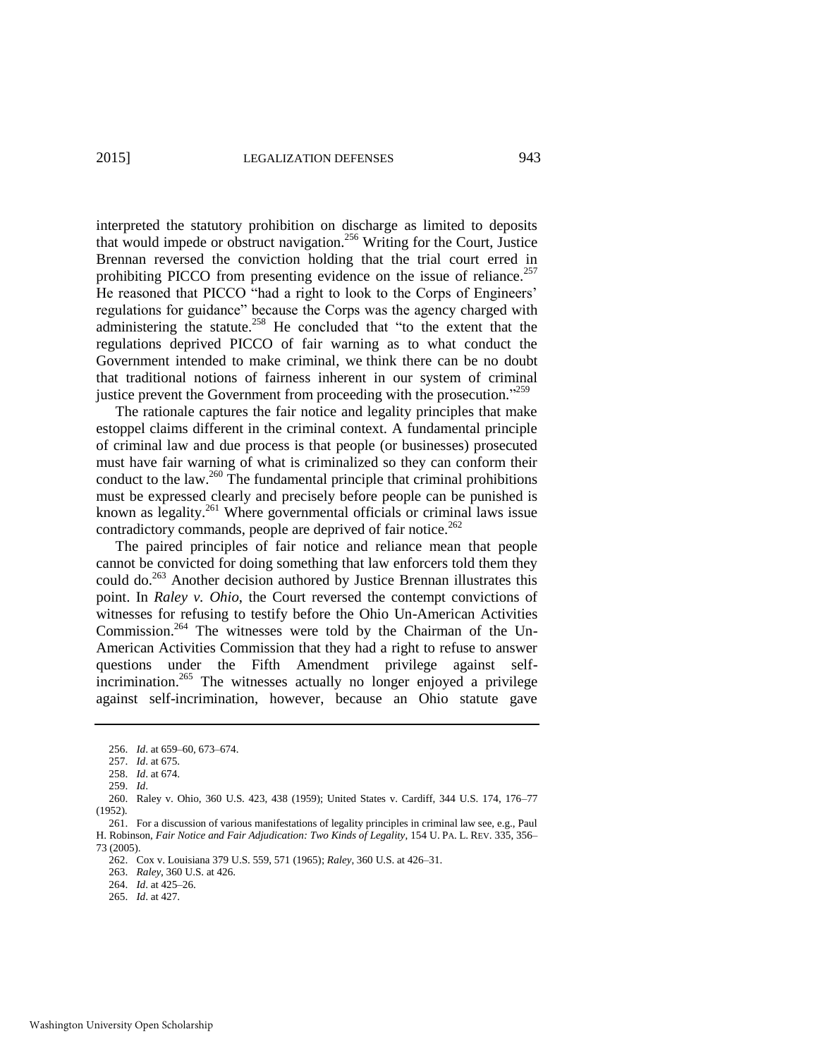interpreted the statutory prohibition on discharge as limited to deposits that would impede or obstruct navigation.[256] Writing for the Court, Justice Brennan reversed the conviction holding that the trial court erred in prohibiting PICCO from presenting evidence on the issue of reliance.[257] He reasoned that PICCO "had a right to look to the Corps of Engineers' regulations for guidance" because the Corps was the agency charged with administering the statute.[258] He concluded that "to the extent that the regulations deprived PICCO of fair warning as to what conduct the Government intended to make criminal, we think there can be no doubt that traditional notions of fairness inherent in our system of criminal justice prevent the Government from proceeding with the prosecution."[259]

The rationale captures the fair notice and legality principles that make estoppel claims different in the criminal context. A fundamental principle of criminal law and due process is that people (or businesses) prosecuted must have fair warning of what is criminalized so they can conform their conduct to the law.[260] The fundamental principle that criminal prohibitions must be expressed clearly and precisely before people can be punished is known as legality.[261] Where governmental officials or criminal laws issue contradictory commands, people are deprived of fair notice.[262]

The paired principles of fair notice and reliance mean that people cannot be convicted for doing something that law enforcers told them they could do.[263] Another decision authored by Justice Brennan illustrates this point. In *Raley v. Ohio*, the Court reversed the contempt convictions of witnesses for refusing to testify before the Ohio Un-American Activities Commission.[264] The witnesses were told by the Chairman of the Un-American Activities Commission that they had a right to refuse to answer questions under the Fifth Amendment privilege against self-incrimination.[265] The witnesses actually no longer enjoyed a privilege against self-incrimination, however, because an Ohio statute gave

---

256. *Id*. at 659–60, 673–674.

257. *Id*. at 675.

258. *Id*. at 674.

259. *Id*.

260. Raley v. Ohio, 360 U.S. 423, 438 (1959); United States v. Cardiff, 344 U.S. 174, 176–77 (1952).

261. For a discussion of various manifestations of legality principles in criminal law see, e.g., Paul H. Robinson, *Fair Notice and Fair Adjudication: Two Kinds of Legality*, 154 U. PA. L. REV. 335, 356–73 (2005).

262. Cox v. Louisiana 379 U.S. 559, 571 (1965); *Raley*, 360 U.S. at 426–31.

263. *Raley*, 360 U.S. at 426.

264. *Id*. at 425–26.

265. *Id*. at 427.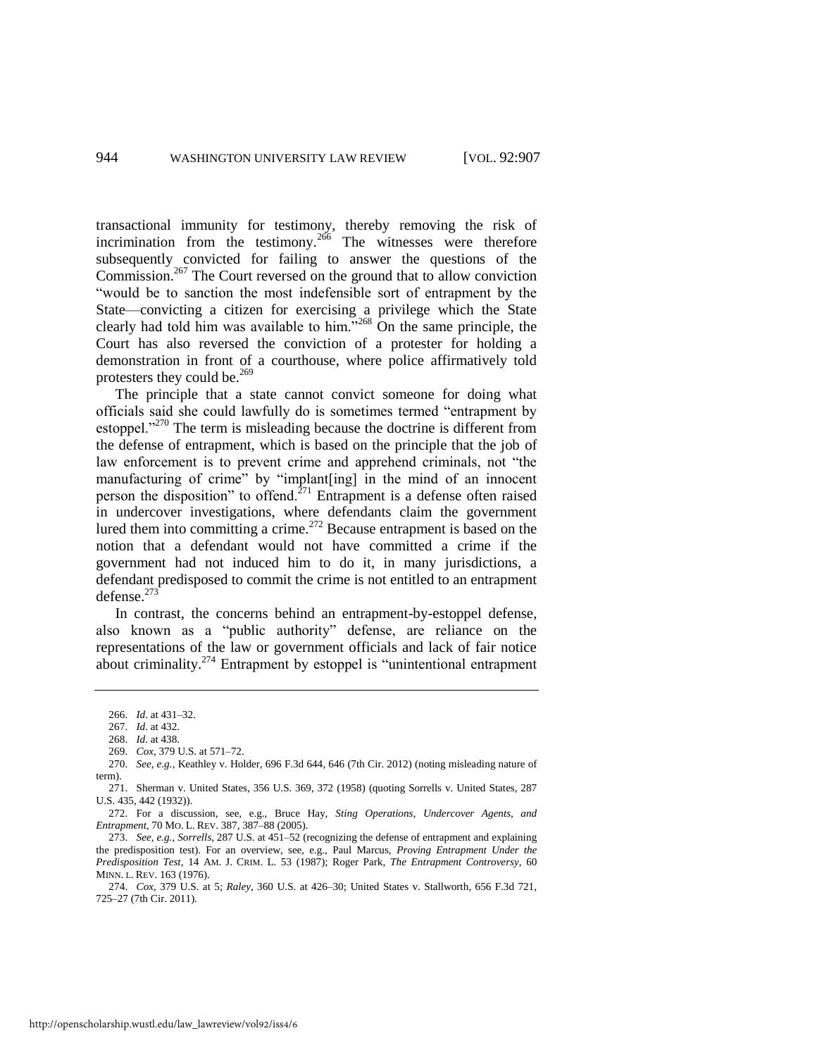transactional immunity for testimony, thereby removing the risk of incrimination from the testimony.[266] The witnesses were therefore subsequently convicted for failing to answer the questions of the Commission.[267] The Court reversed on the ground that to allow conviction "would be to sanction the most indefensible sort of entrapment by the State—convicting a citizen for exercising a privilege which the State clearly had told him was available to him."[268] On the same principle, the Court has also reversed the conviction of a protester for holding a demonstration in front of a courthouse, where police affirmatively told protesters they could be.[269]

The principle that a state cannot convict someone for doing what officials said she could lawfully do is sometimes termed "entrapment by estoppel."[270] The term is misleading because the doctrine is different from the defense of entrapment, which is based on the principle that the job of law enforcement is to prevent crime and apprehend criminals, not "the manufacturing of crime" by "implant[ing] in the mind of an innocent person the disposition" to offend.[271] Entrapment is a defense often raised in undercover investigations, where defendants claim the government lured them into committing a crime.[272] Because entrapment is based on the notion that a defendant would not have committed a crime if the government had not induced him to do it, in many jurisdictions, a defendant predisposed to commit the crime is not entitled to an entrapment defense.[273]

In contrast, the concerns behind an entrapment-by-estoppel defense, also known as a "public authority" defense, are reliance on the representations of the law or government officials and lack of fair notice about criminality.[274] Entrapment by estoppel is "unintentional entrapment

---

266. *Id*. at 431–32.

267. *Id*. at 432.

268. *Id*. at 438.

269. *Cox*, 379 U.S. at 571–72.

270. *See, e.g.*, Keathley v. Holder, 696 F.3d 644, 646 (7th Cir. 2012) (noting misleading nature of term).

271. Sherman v. United States, 356 U.S. 369, 372 (1958) (quoting Sorrells v. United States, 287 U.S. 435, 442 (1932)).

272. For a discussion, see, e.g., Bruce Hay, *Sting Operations, Undercover Agents, and Entrapment*, 70 MO. L. REV. 387, 387–88 (2005).

273. *See, e.g.*, *Sorrells*, 287 U.S. at 451–52 (recognizing the defense of entrapment and explaining the predisposition test). For an overview, see, e.g., Paul Marcus, *Proving Entrapment Under the Predisposition Test*, 14 AM. J. CRIM. L. 53 (1987); Roger Park, *The Entrapment Controversy*, 60 MINN. L. REV. 163 (1976).

274. *Cox*, 379 U.S. at 5; *Raley*, 360 U.S. at 426–30; United States v. Stallworth, 656 F.3d 721, 725–27 (7th Cir. 2011).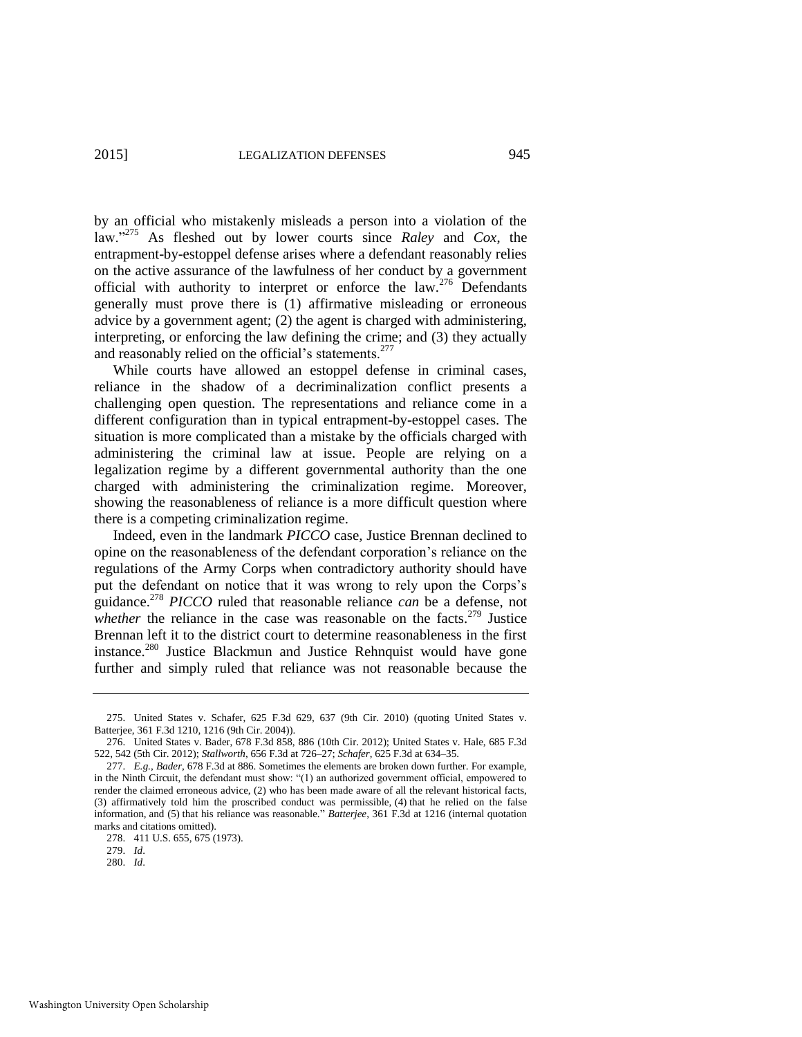by an official who mistakenly misleads a person into a violation of the law."[275] As fleshed out by lower courts since *Raley* and *Cox*, the entrapment-by-estoppel defense arises where a defendant reasonably relies on the active assurance of the lawfulness of her conduct by a government official with authority to interpret or enforce the law.[276] Defendants generally must prove there is (1) affirmative misleading or erroneous advice by a government agent; (2) the agent is charged with administering, interpreting, or enforcing the law defining the crime; and (3) they actually and reasonably relied on the official's statements.[277]

While courts have allowed an estoppel defense in criminal cases, reliance in the shadow of a decriminalization conflict presents a challenging open question. The representations and reliance come in a different configuration than in typical entrapment-by-estoppel cases. The situation is more complicated than a mistake by the officials charged with administering the criminal law at issue. People are relying on a legalization regime by a different governmental authority than the one charged with administering the criminalization regime. Moreover, showing the reasonableness of reliance is a more difficult question where there is a competing criminalization regime.

Indeed, even in the landmark *PICCO* case, Justice Brennan declined to opine on the reasonableness of the defendant corporation's reliance on the regulations of the Army Corps when contradictory authority should have put the defendant on notice that it was wrong to rely upon the Corps's guidance.[278] *PICCO* ruled that reasonable reliance *can* be a defense, not *whether* the reliance in the case was reasonable on the facts.[279] Justice Brennan left it to the district court to determine reasonableness in the first instance.[280] Justice Blackmun and Justice Rehnquist would have gone further and simply ruled that reliance was not reasonable because the

---

275. United States v. Schafer, 625 F.3d 629, 637 (9th Cir. 2010) (quoting United States v. Batterjee, 361 F.3d 1210, 1216 (9th Cir. 2004)).

276. United States v. Bader, 678 F.3d 858, 886 (10th Cir. 2012); United States v. Hale, 685 F.3d 522, 542 (5th Cir. 2012); *Stallworth*, 656 F.3d at 726–27; *Schafer*, 625 F.3d at 634–35.

277. *E.g.*, *Bader*, 678 F.3d at 886. Sometimes the elements are broken down further. For example, in the Ninth Circuit, the defendant must show: "(1) an authorized government official, empowered to render the claimed erroneous advice, (2) who has been made aware of all the relevant historical facts, (3) affirmatively told him the proscribed conduct was permissible, (4) that he relied on the false information, and (5) that his reliance was reasonable." *Batterjee*, 361 F.3d at 1216 (internal quotation marks and citations omitted).

278. 411 U.S. 655, 675 (1973).

279. *Id*.

280. *Id*.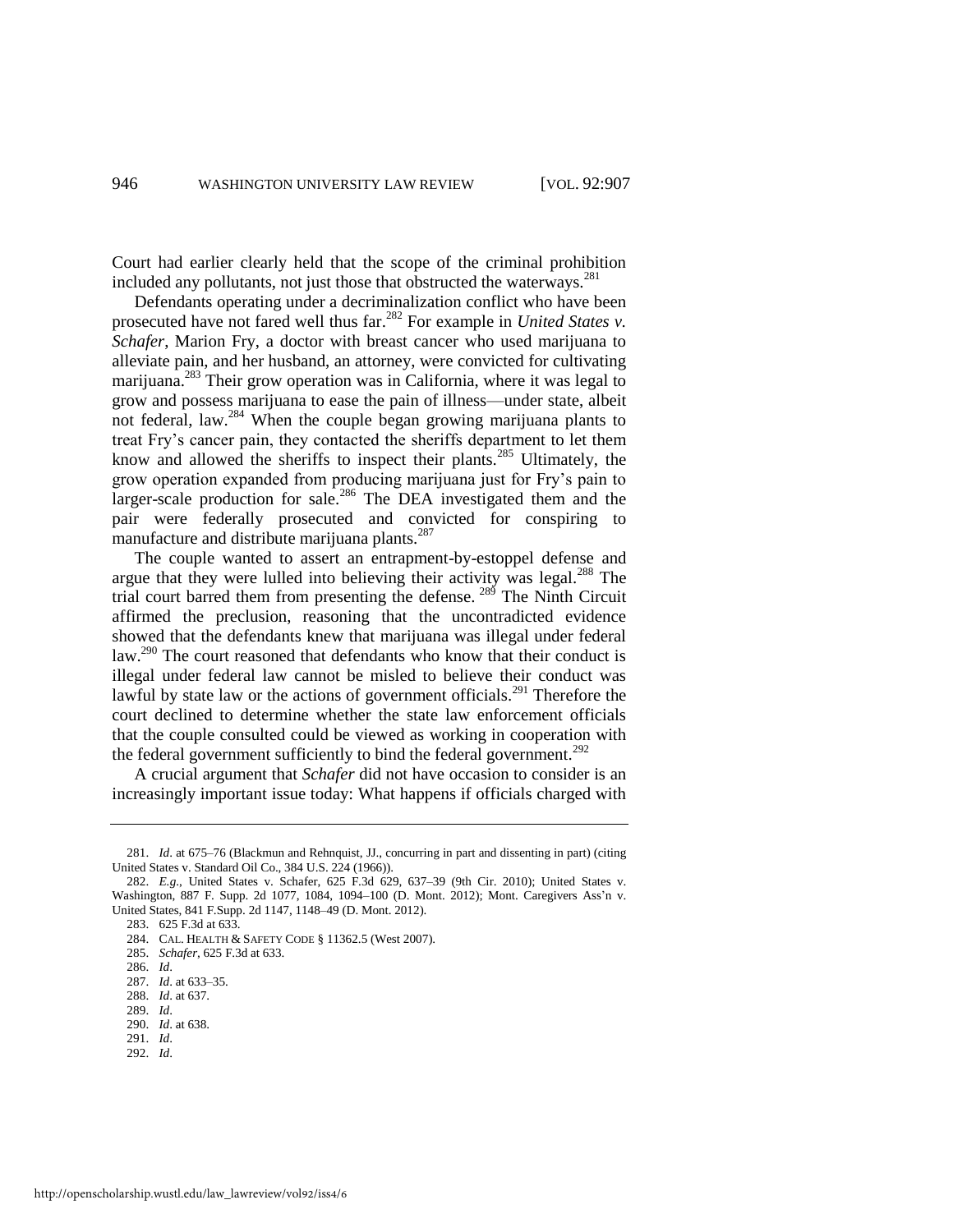Court had earlier clearly held that the scope of the criminal prohibition included any pollutants, not just those that obstructed the waterways.[281]

Defendants operating under a decriminalization conflict who have been prosecuted have not fared well thus far.[282] For example in *United States v. Schafer*, Marion Fry, a doctor with breast cancer who used marijuana to alleviate pain, and her husband, an attorney, were convicted for cultivating marijuana.[283] Their grow operation was in California, where it was legal to grow and possess marijuana to ease the pain of illness—under state, albeit not federal, law.[284] When the couple began growing marijuana plants to treat Fry's cancer pain, they contacted the sheriffs department to let them know and allowed the sheriffs to inspect their plants.[285] Ultimately, the grow operation expanded from producing marijuana just for Fry's pain to larger-scale production for sale.[286] The DEA investigated them and the pair were federally prosecuted and convicted for conspiring to manufacture and distribute marijuana plants.[287]

The couple wanted to assert an entrapment-by-estoppel defense and argue that they were lulled into believing their activity was legal.[288] The trial court barred them from presenting the defense.[289] The Ninth Circuit affirmed the preclusion, reasoning that the uncontradicted evidence showed that the defendants knew that marijuana was illegal under federal law.[290] The court reasoned that defendants who know that their conduct is illegal under federal law cannot be misled to believe their conduct was lawful by state law or the actions of government officials.[291] Therefore the court declined to determine whether the state law enforcement officials that the couple consulted could be viewed as working in cooperation with the federal government sufficiently to bind the federal government.[292]

A crucial argument that *Schafer* did not have occasion to consider is an increasingly important issue today: What happens if officials charged with

---

281. *Id*. at 675–76 (Blackmun and Rehnquist, JJ., concurring in part and dissenting in part) (citing United States v. Standard Oil Co., 384 U.S. 224 (1966)).

282. *E.g.*, United States v. Schafer, 625 F.3d 629, 637–39 (9th Cir. 2010); United States v. Washington, 887 F. Supp. 2d 1077, 1084, 1094–100 (D. Mont. 2012); Mont. Caregivers Ass'n v. United States, 841 F.Supp. 2d 1147, 1148–49 (D. Mont. 2012).

283. 625 F.3d at 633.

284. CAL. HEALTH & SAFETY CODE § 11362.5 (West 2007).

285. *Schafer*, 625 F.3d at 633.

286. *Id*.

287. *Id*. at 633–35.

288. *Id*. at 637.

289. *Id*.

290. *Id*. at 638.

291. *Id*.

292. *Id*.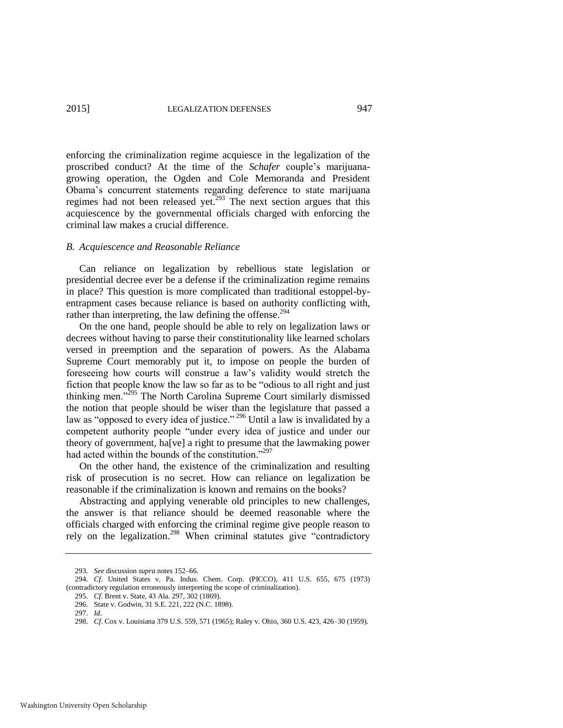enforcing the criminalization regime acquiesce in the legalization of the proscribed conduct? At the time of the *Schafer* couple's marijuana-growing operation, the Ogden and Cole Memoranda and President Obama's concurrent statements regarding deference to state marijuana regimes had not been released yet.[293] The next section argues that this acquiescence by the governmental officials charged with enforcing the criminal law makes a crucial difference.

### *B. Acquiescence and Reasonable Reliance*

Can reliance on legalization by rebellious state legislation or presidential decree ever be a defense if the criminalization regime remains in place? This question is more complicated than traditional estoppel-by-entrapment cases because reliance is based on authority conflicting with, rather than interpreting, the law defining the offense.[294]

On the one hand, people should be able to rely on legalization laws or decrees without having to parse their constitutionality like learned scholars versed in preemption and the separation of powers. As the Alabama Supreme Court memorably put it, to impose on people the burden of foreseeing how courts will construe a law's validity would stretch the fiction that people know the law so far as to be "odious to all right and just thinking men."[295] The North Carolina Supreme Court similarly dismissed the notion that people should be wiser than the legislature that passed a law as "opposed to every idea of justice."[296] Until a law is invalidated by a competent authority people "under every idea of justice and under our theory of government, ha[ve] a right to presume that the lawmaking power had acted within the bounds of the constitution."[297]

On the other hand, the existence of the criminalization and resulting risk of prosecution is no secret. How can reliance on legalization be reasonable if the criminalization is known and remains on the books?

Abstracting and applying venerable old principles to new challenges, the answer is that reliance should be deemed reasonable where the officials charged with enforcing the criminal regime give people reason to rely on the legalization.[298] When criminal statutes give "contradictory

---

293. *See* discussion *supra* notes 152–66.

294. *Cf*. United States v. Pa. Indus. Chem. Corp. (PICCO), 411 U.S. 655, 675 (1973) (contradictory regulation erroneously interpreting the scope of criminalization).

295. *Cf*. Brent v. State, 43 Ala. 297, 302 (1869).

296. State v. Godwin, 31 S.E. 221, 222 (N.C. 1898).

297. *Id*.

298. *Cf*. Cox v. Louisiana 379 U.S. 559, 571 (1965); Raley v. Ohio, 360 U.S. 423, 426–30 (1959).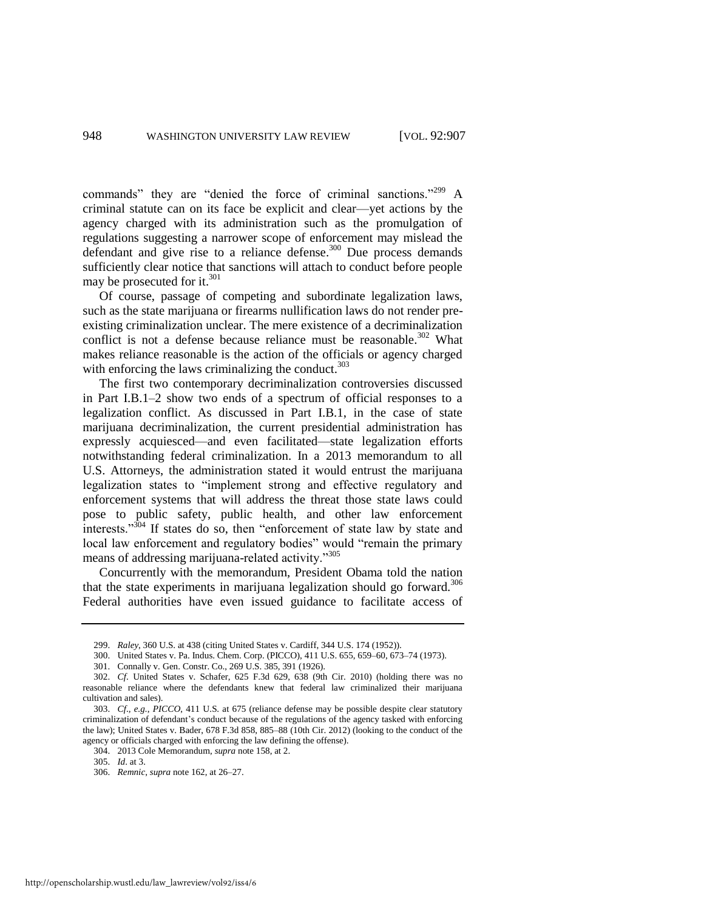commands" they are "denied the force of criminal sanctions."[299] A criminal statute can on its face be explicit and clear—yet actions by the agency charged with its administration such as the promulgation of regulations suggesting a narrower scope of enforcement may mislead the defendant and give rise to a reliance defense.[300] Due process demands sufficiently clear notice that sanctions will attach to conduct before people may be prosecuted for it.[301]

Of course, passage of competing and subordinate legalization laws, such as the state marijuana or firearms nullification laws do not render pre-existing criminalization unclear. The mere existence of a decriminalization conflict is not a defense because reliance must be reasonable.[302] What makes reliance reasonable is the action of the officials or agency charged with enforcing the laws criminalizing the conduct.[303]

The first two contemporary decriminalization controversies discussed in Part I.B.1–2 show two ends of a spectrum of official responses to a legalization conflict. As discussed in Part I.B.1, in the case of state marijuana decriminalization, the current presidential administration has expressly acquiesced—and even facilitated—state legalization efforts notwithstanding federal criminalization. In a 2013 memorandum to all U.S. Attorneys, the administration stated it would entrust the marijuana legalization states to "implement strong and effective regulatory and enforcement systems that will address the threat those state laws could pose to public safety, public health, and other law enforcement interests."[304] If states do so, then "enforcement of state law by state and local law enforcement and regulatory bodies" would "remain the primary means of addressing marijuana-related activity."[305]

Concurrently with the memorandum, President Obama told the nation that the state experiments in marijuana legalization should go forward.[306] Federal authorities have even issued guidance to facilitate access of

---

299. *Raley*, 360 U.S. at 438 (citing United States v. Cardiff, 344 U.S. 174 (1952)).

300. United States v. Pa. Indus. Chem. Corp. (PICCO), 411 U.S. 655, 659–60, 673–74 (1973).

301. Connally v. Gen. Constr. Co., 269 U.S. 385, 391 (1926).

302. *Cf*. United States v. Schafer, 625 F.3d 629, 638 (9th Cir. 2010) (holding there was no reasonable reliance where the defendants knew that federal law criminalized their marijuana cultivation and sales).

303. *Cf., e.g.*, *PICCO*, 411 U.S. at 675 (reliance defense may be possible despite clear statutory criminalization of defendant's conduct because of the regulations of the agency tasked with enforcing the law); United States v. Bader, 678 F.3d 858, 885–88 (10th Cir. 2012) (looking to the conduct of the agency or officials charged with enforcing the law defining the offense).

304. 2013 Cole Memorandum, *supra* note 158, at 2.

305. *Id*. at 3.

306. *Remnic*, *supra* note 162, at 26–27.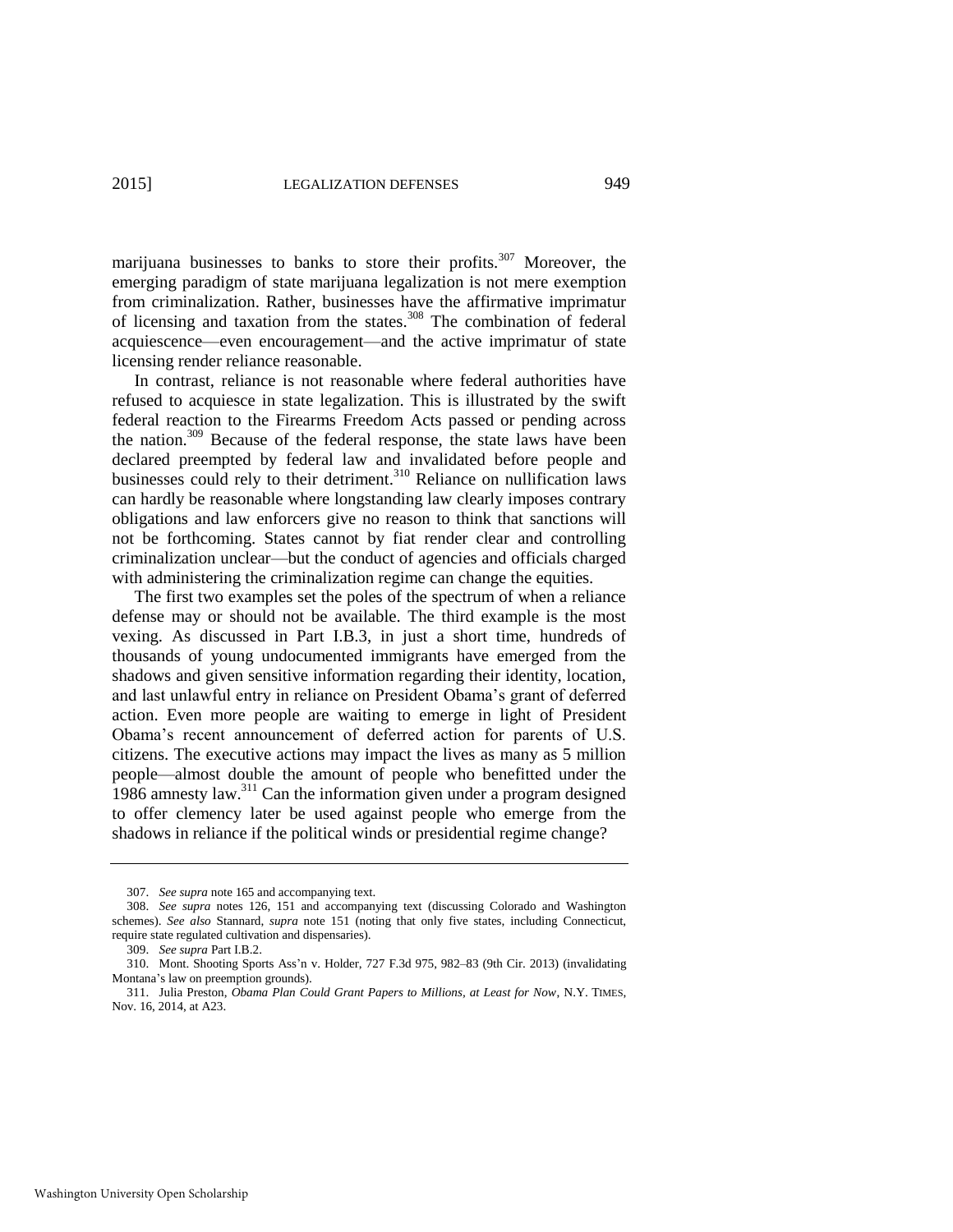marijuana businesses to banks to store their profits.[307] Moreover, the emerging paradigm of state marijuana legalization is not mere exemption from criminalization. Rather, businesses have the affirmative imprimatur of licensing and taxation from the states.[308] The combination of federal acquiescence—even encouragement—and the active imprimatur of state licensing render reliance reasonable.

In contrast, reliance is not reasonable where federal authorities have refused to acquiesce in state legalization. This is illustrated by the swift federal reaction to the Firearms Freedom Acts passed or pending across the nation.[309] Because of the federal response, the state laws have been declared preempted by federal law and invalidated before people and businesses could rely to their detriment.[310] Reliance on nullification laws can hardly be reasonable where longstanding law clearly imposes contrary obligations and law enforcers give no reason to think that sanctions will not be forthcoming. States cannot by fiat render clear and controlling criminalization unclear—but the conduct of agencies and officials charged with administering the criminalization regime can change the equities.

The first two examples set the poles of the spectrum of when a reliance defense may or should not be available. The third example is the most vexing. As discussed in Part I.B.3, in just a short time, hundreds of thousands of young undocumented immigrants have emerged from the shadows and given sensitive information regarding their identity, location, and last unlawful entry in reliance on President Obama's grant of deferred action. Even more people are waiting to emerge in light of President Obama's recent announcement of deferred action for parents of U.S. citizens. The executive actions may impact the lives as many as 5 million people—almost double the amount of people who benefitted under the 1986 amnesty law.[311] Can the information given under a program designed to offer clemency later be used against people who emerge from the shadows in reliance if the political winds or presidential regime change?

---

307. *See supra* note 165 and accompanying text.

308. *See supra* notes 126, 151 and accompanying text (discussing Colorado and Washington schemes). *See also* Stannard, *supra* note 151 (noting that only five states, including Connecticut, require state regulated cultivation and dispensaries).

309. *See supra* Part I.B.2.

310. Mont. Shooting Sports Ass'n v. Holder, 727 F.3d 975, 982–83 (9th Cir. 2013) (invalidating Montana's law on preemption grounds).

311. Julia Preston, *Obama Plan Could Grant Papers to Millions, at Least for Now*, N.Y. TIMES, Nov. 16, 2014, at A23.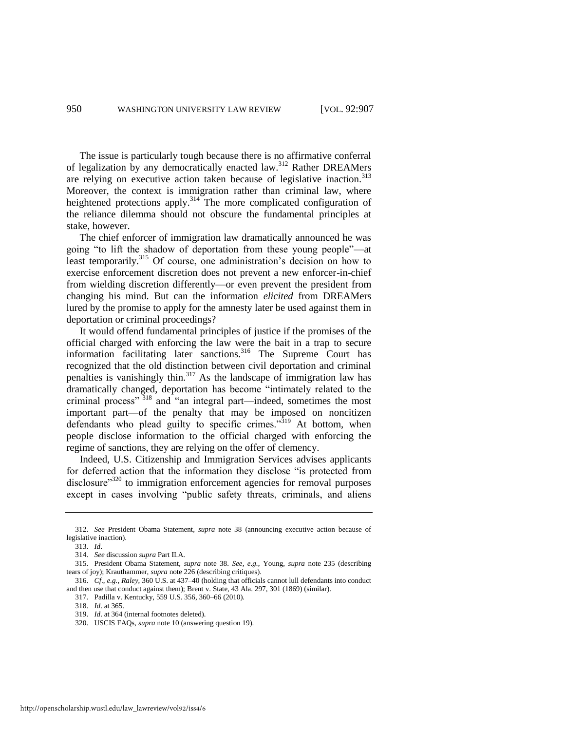The issue is particularly tough because there is no affirmative conferral of legalization by any democratically enacted law.[312] Rather DREAMers are relying on executive action taken because of legislative inaction.[313] Moreover, the context is immigration rather than criminal law, where heightened protections apply.[314] The more complicated configuration of the reliance dilemma should not obscure the fundamental principles at stake, however.

The chief enforcer of immigration law dramatically announced he was going "to lift the shadow of deportation from these young people"—at least temporarily.[315] Of course, one administration's decision on how to exercise enforcement discretion does not prevent a new enforcer-in-chief from wielding discretion differently—or even prevent the president from changing his mind. But can the information *elicited* from DREAMers lured by the promise to apply for the amnesty later be used against them in deportation or criminal proceedings?

It would offend fundamental principles of justice if the promises of the official charged with enforcing the law were the bait in a trap to secure information facilitating later sanctions.[316] The Supreme Court has recognized that the old distinction between civil deportation and criminal penalties is vanishingly thin.[317] As the landscape of immigration law has dramatically changed, deportation has become "intimately related to the criminal process"[318] and "an integral part—indeed, sometimes the most important part—of the penalty that may be imposed on noncitizen defendants who plead guilty to specific crimes."[319] At bottom, when people disclose information to the official charged with enforcing the regime of sanctions, they are relying on the offer of clemency.

Indeed, U.S. Citizenship and Immigration Services advises applicants for deferred action that the information they disclose "is protected from disclosure"[320] to immigration enforcement agencies for removal purposes except in cases involving "public safety threats, criminals, and aliens

---

312. *See* President Obama Statement, *supra* note 38 (announcing executive action because of legislative inaction).

313. *Id*.

314. *See* discussion *supra* Part II.A.

315. President Obama Statement, *supra* note 38. *See, e.g.*, Young, *supra* note 235 (describing tears of joy); Krauthammer, *supra* note 226 (describing critiques).

316. *Cf*., *e.g.*, *Raley*, 360 U.S. at 437–40 (holding that officials cannot lull defendants into conduct and then use that conduct against them); Brent v. State, 43 Ala. 297, 301 (1869) (similar).

317. Padilla v. Kentucky, 559 U.S. 356, 360–66 (2010).

318. *Id*. at 365.

319. *Id*. at 364 (internal footnotes deleted).

320. USCIS FAQs, *supra* note 10 (answering question 19).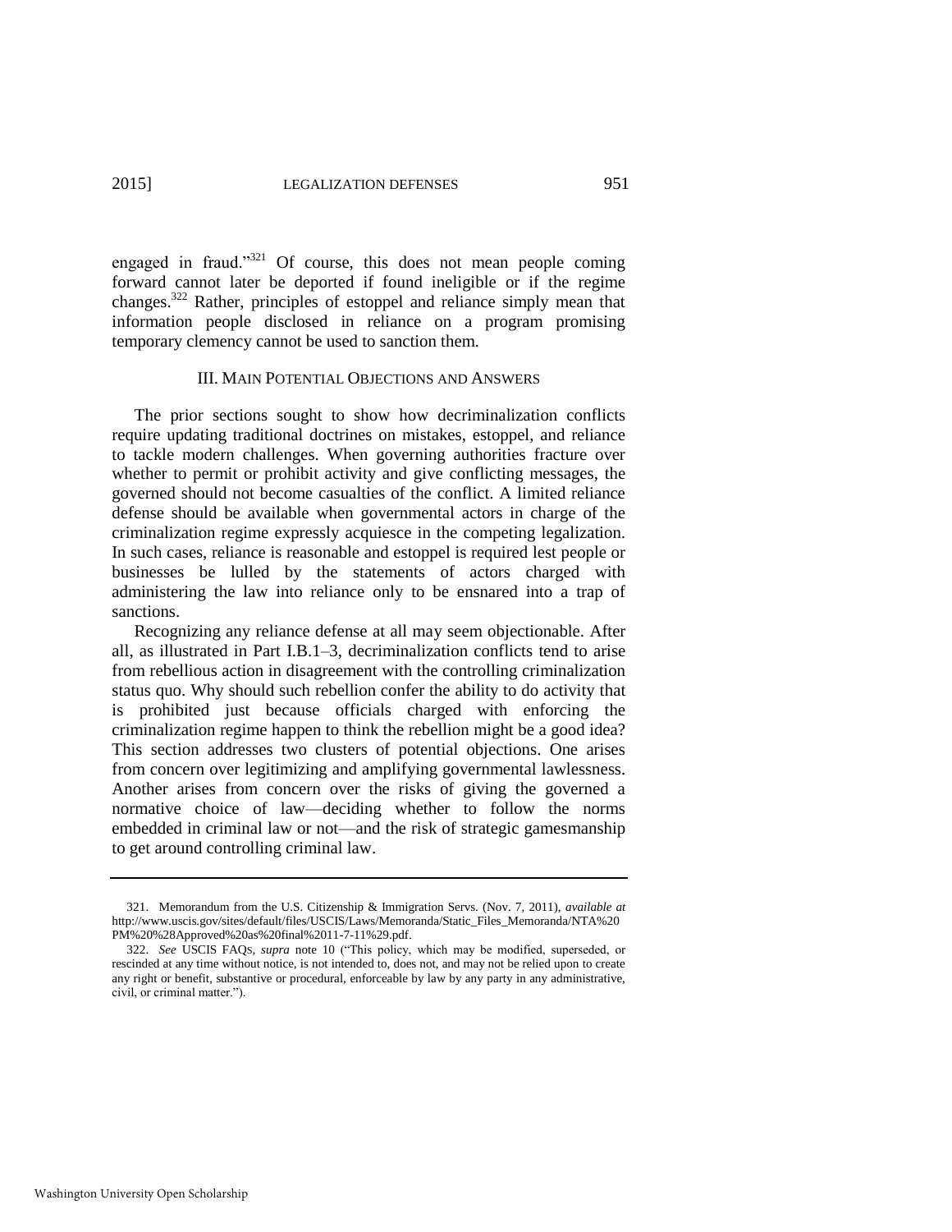engaged in fraud."[321] Of course, this does not mean people coming forward cannot later be deported if found ineligible or if the regime changes.[322] Rather, principles of estoppel and reliance simply mean that information people disclosed in reliance on a program promising temporary clemency cannot be used to sanction them.

## III. MAIN POTENTIAL OBJECTIONS AND ANSWERS

The prior sections sought to show how decriminalization conflicts require updating traditional doctrines on mistakes, estoppel, and reliance to tackle modern challenges. When governing authorities fracture over whether to permit or prohibit activity and give conflicting messages, the governed should not become casualties of the conflict. A limited reliance defense should be available when governmental actors in charge of the criminalization regime expressly acquiesce in the competing legalization. In such cases, reliance is reasonable and estoppel is required lest people or businesses be lulled by the statements of actors charged with administering the law into reliance only to be ensnared into a trap of sanctions.

Recognizing any reliance defense at all may seem objectionable. After all, as illustrated in Part I.B.1–3, decriminalization conflicts tend to arise from rebellious action in disagreement with the controlling criminalization status quo. Why should such rebellion confer the ability to do activity that is prohibited just because officials charged with enforcing the criminalization regime happen to think the rebellion might be a good idea? This section addresses two clusters of potential objections. One arises from concern over legitimizing and amplifying governmental lawlessness. Another arises from concern over the risks of giving the governed a normative choice of law—deciding whether to follow the norms embedded in criminal law or not—and the risk of strategic gamesmanship to get around controlling criminal law.

---

321. Memorandum from the U.S. Citizenship & Immigration Servs. (Nov. 7, 2011), *available at* http://www.uscis.gov/sites/default/files/USCIS/Laws/Memoranda/Static_Files_Memoranda/NTA%20PM%20%28Approved%20as%20final%2011-7-11%29.pdf.

322. *See* USCIS FAQs, *supra* note 10 ("This policy, which may be modified, superseded, or rescinded at any time without notice, is not intended to, does not, and may not be relied upon to create any right or benefit, substantive or procedural, enforceable by law by any party in any administrative, civil, or criminal matter.").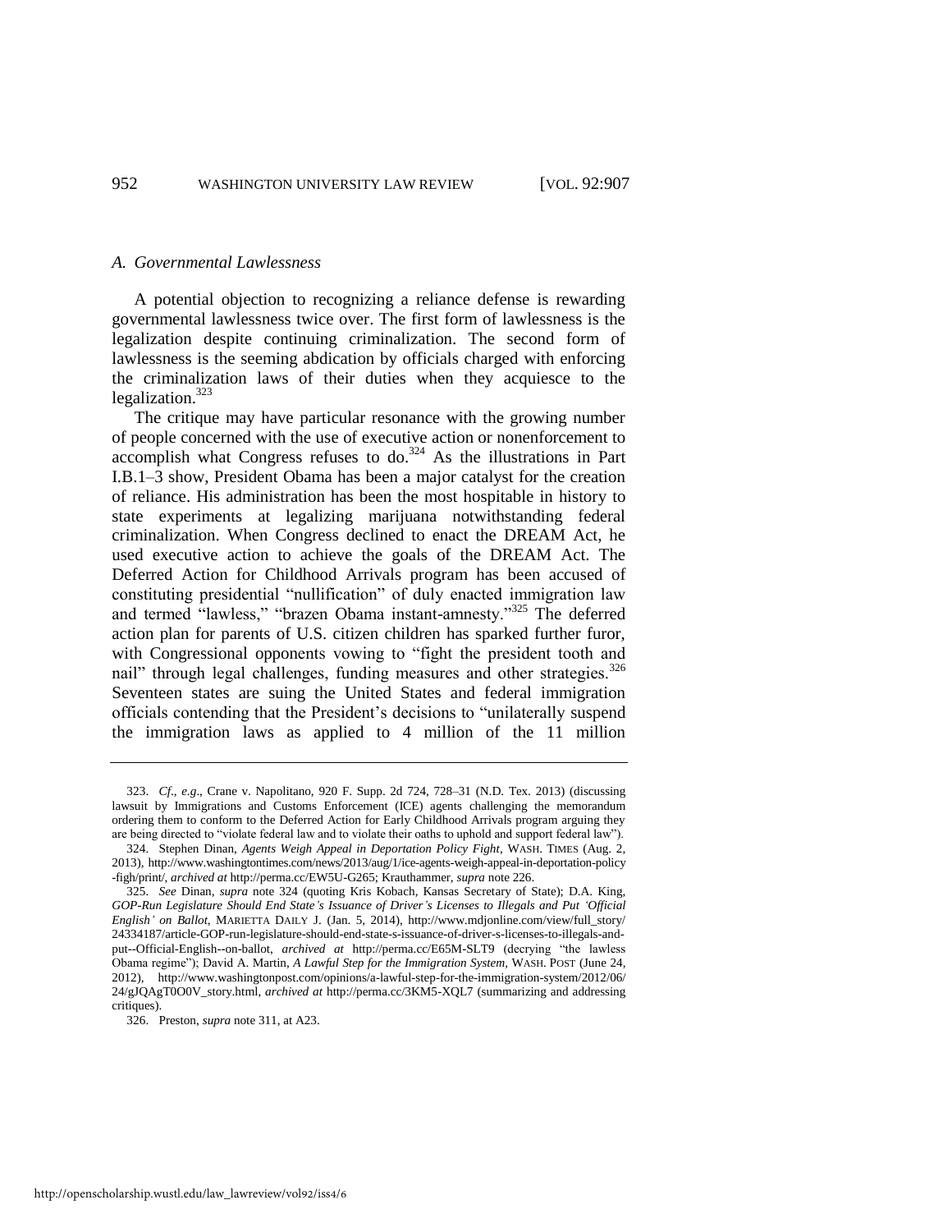### *A. Governmental Lawlessness*

A potential objection to recognizing a reliance defense is rewarding governmental lawlessness twice over. The first form of lawlessness is the legalization despite continuing criminalization. The second form of lawlessness is the seeming abdication by officials charged with enforcing the criminalization laws of their duties when they acquiesce to the legalization.[323]

The critique may have particular resonance with the growing number of people concerned with the use of executive action or nonenforcement to accomplish what Congress refuses to do.[324] As the illustrations in Part I.B.1–3 show, President Obama has been a major catalyst for the creation of reliance. His administration has been the most hospitable in history to state experiments at legalizing marijuana notwithstanding federal criminalization. When Congress declined to enact the DREAM Act, he used executive action to achieve the goals of the DREAM Act. The Deferred Action for Childhood Arrivals program has been accused of constituting presidential "nullification" of duly enacted immigration law and termed "lawless," "brazen Obama instant-amnesty."[325] The deferred action plan for parents of U.S. citizen children has sparked further furor, with Congressional opponents vowing to "fight the president tooth and nail" through legal challenges, funding measures and other strategies.[326] Seventeen states are suing the United States and federal immigration officials contending that the President's decisions to "unilaterally suspend the immigration laws as applied to 4 million of the 11 million

---

323. *Cf., e.g.*, Crane v. Napolitano, 920 F. Supp. 2d 724, 728–31 (N.D. Tex. 2013) (discussing lawsuit by Immigrations and Customs Enforcement (ICE) agents challenging the memorandum ordering them to conform to the Deferred Action for Early Childhood Arrivals program arguing they are being directed to "violate federal law and to violate their oaths to uphold and support federal law").

324. Stephen Dinan, *Agents Weigh Appeal in Deportation Policy Fight*, WASH. TIMES (Aug. 2, 2013), http://www.washingtontimes.com/news/2013/aug/1/ice-agents-weigh-appeal-in-deportation-policy-figh/print/, *archived at* http://perma.cc/EW5U-G265; Krauthammer, *supra* note 226.

325. *See* Dinan, *supra* note 324 (quoting Kris Kobach, Kansas Secretary of State); D.A. King, *GOP-Run Legislature Should End State's Issuance of Driver's Licenses to Illegals and Put 'Official English' on Ballot*, MARIETTA DAILY J. (Jan. 5, 2014), http://www.mdjonline.com/view/full_story/24334187/article-GOP-run-legislature-should-end-state-s-issuance-of-driver-s-licenses-to-illegals-and-put--Official-English--on-ballot, *archived at* http://perma.cc/E65M-SLT9 (decrying "the lawless Obama regime"); David A. Martin, *A Lawful Step for the Immigration System*, WASH. POST (June 24, 2012), http://www.washingtonpost.com/opinions/a-lawful-step-for-the-immigration-system/2012/06/24/gJQAgT0O0V_story.html, *archived at* http://perma.cc/3KM5-XQL7 (summarizing and addressing critiques).

326. Preston, *supra* note 311, at A23.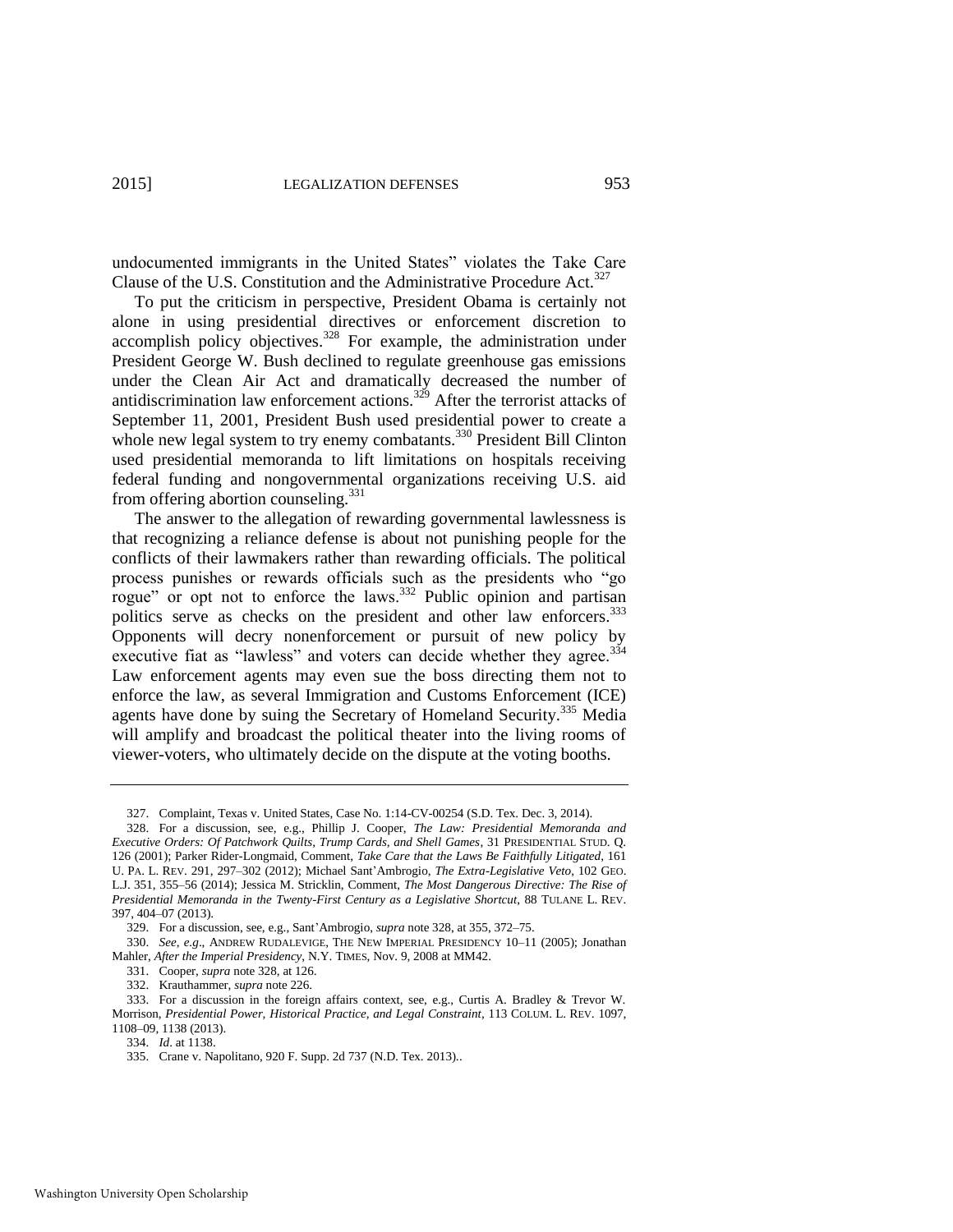undocumented immigrants in the United States" violates the Take Care Clause of the U.S. Constitution and the Administrative Procedure Act.[327]

To put the criticism in perspective, President Obama is certainly not alone in using presidential directives or enforcement discretion to accomplish policy objectives.[328] For example, the administration under President George W. Bush declined to regulate greenhouse gas emissions under the Clean Air Act and dramatically decreased the number of antidiscrimination law enforcement actions.[329] After the terrorist attacks of September 11, 2001, President Bush used presidential power to create a whole new legal system to try enemy combatants.[330] President Bill Clinton used presidential memoranda to lift limitations on hospitals receiving federal funding and nongovernmental organizations receiving U.S. aid from offering abortion counseling.[331]

The answer to the allegation of rewarding governmental lawlessness is that recognizing a reliance defense is about not punishing people for the conflicts of their lawmakers rather than rewarding officials. The political process punishes or rewards officials such as the presidents who "go rogue" or opt not to enforce the laws.[332] Public opinion and partisan politics serve as checks on the president and other law enforcers.[333] Opponents will decry nonenforcement or pursuit of new policy by executive fiat as "lawless" and voters can decide whether they agree.[334] Law enforcement agents may even sue the boss directing them not to enforce the law, as several Immigration and Customs Enforcement (ICE) agents have done by suing the Secretary of Homeland Security.[335] Media will amplify and broadcast the political theater into the living rooms of viewer-voters, who ultimately decide on the dispute at the voting booths.

---

327. Complaint, Texas v. United States, Case No. 1:14-CV-00254 (S.D. Tex. Dec. 3, 2014).

328. For a discussion, see, e.g., Phillip J. Cooper, *The Law: Presidential Memoranda and Executive Orders: Of Patchwork Quilts, Trump Cards, and Shell Games*, 31 PRESIDENTIAL STUD. Q. 126 (2001); Parker Rider-Longmaid, Comment, *Take Care that the Laws Be Faithfully Litigated*, 161 U. PA. L. REV. 291, 297–302 (2012); Michael Sant'Ambrogio, *The Extra-Legislative Veto*, 102 GEO. L.J. 351, 355–56 (2014); Jessica M. Stricklin, Comment, *The Most Dangerous Directive: The Rise of Presidential Memoranda in the Twenty-First Century as a Legislative Shortcut*, 88 TULANE L. REV. 397, 404–07 (2013).

329. For a discussion, see, e.g., Sant'Ambrogio, *supra* note 328, at 355, 372–75.

330. *See, e.g*., ANDREW RUDALEVIGE, THE NEW IMPERIAL PRESIDENCY 10–11 (2005); Jonathan Mahler, *After the Imperial Presidency*, N.Y. TIMES, Nov. 9, 2008 at MM42.

331. Cooper, *supra* note 328, at 126.

332. Krauthammer, *supra* note 226.

333. For a discussion in the foreign affairs context, see, e.g., Curtis A. Bradley & Trevor W. Morrison, *Presidential Power, Historical Practice, and Legal Constraint*, 113 COLUM. L. REV. 1097, 1108–09, 1138 (2013).

334. *Id*. at 1138.

335. Crane v. Napolitano, 920 F. Supp. 2d 737 (N.D. Tex. 2013)..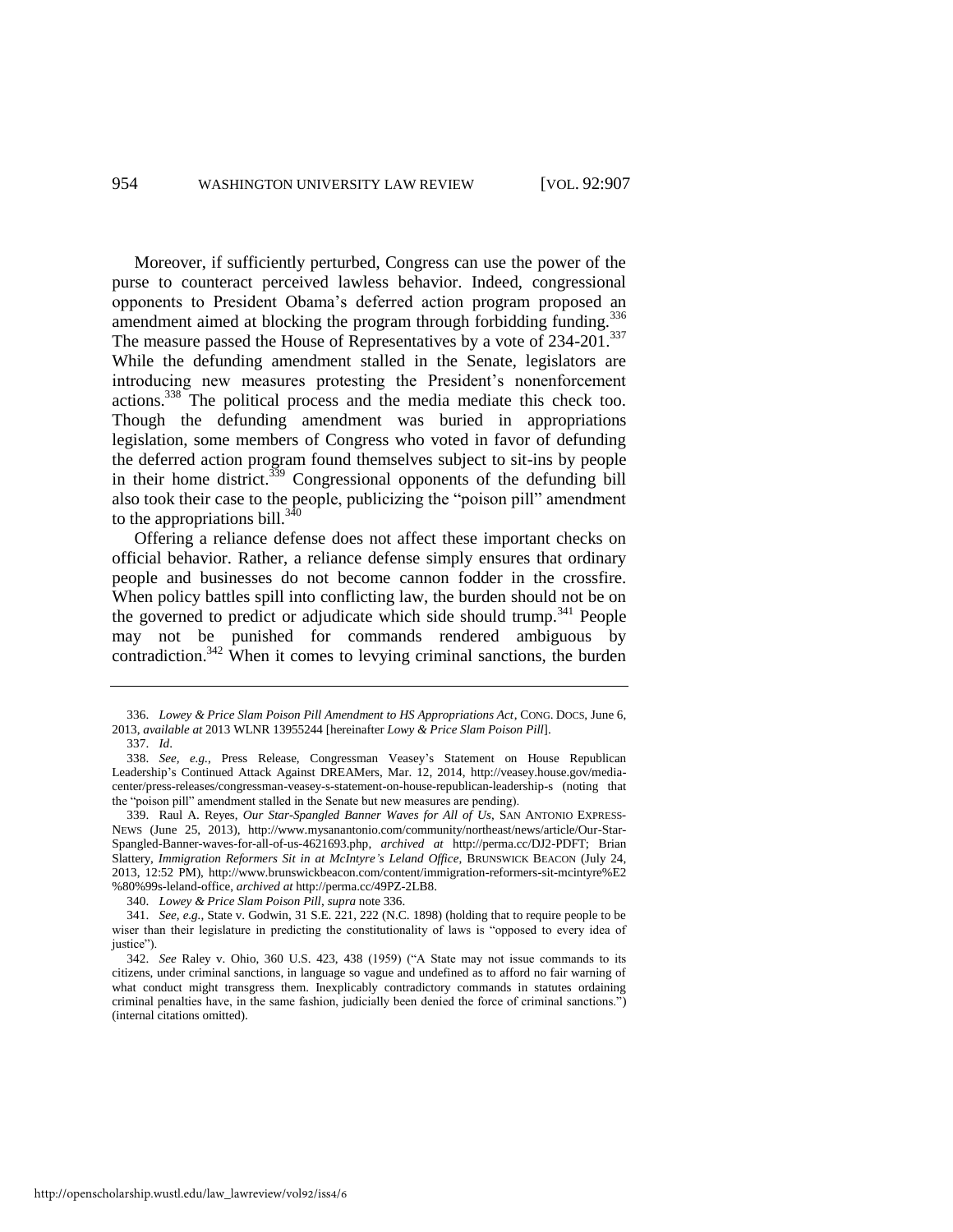Moreover, if sufficiently perturbed, Congress can use the power of the purse to counteract perceived lawless behavior. Indeed, congressional opponents to President Obama's deferred action program proposed an amendment aimed at blocking the program through forbidding funding.[336] The measure passed the House of Representatives by a vote of 234-201.[337] While the defunding amendment stalled in the Senate, legislators are introducing new measures protesting the President's nonenforcement actions.[338] The political process and the media mediate this check too. Though the defunding amendment was buried in appropriations legislation, some members of Congress who voted in favor of defunding the deferred action program found themselves subject to sit-ins by people in their home district.[339] Congressional opponents of the defunding bill also took their case to the people, publicizing the "poison pill" amendment to the appropriations bill.[340]

Offering a reliance defense does not affect these important checks on official behavior. Rather, a reliance defense simply ensures that ordinary people and businesses do not become cannon fodder in the crossfire. When policy battles spill into conflicting law, the burden should not be on the governed to predict or adjudicate which side should trump.[341] People may not be punished for commands rendered ambiguous by contradiction.[342] When it comes to levying criminal sanctions, the burden

---

336. *Lowey & Price Slam Poison Pill Amendment to HS Appropriations Act*, CONG. DOCS, June 6, 2013, *available at* 2013 WLNR 13955244 [hereinafter *Lowy & Price Slam Poison Pill*].

337. *Id*.

338. *See, e.g.*, Press Release, Congressman Veasey's Statement on House Republican Leadership's Continued Attack Against DREAMers, Mar. 12, 2014, http://veasey.house.gov/media-center/press-releases/congressman-veasey-s-statement-on-house-republican-leadership-s (noting that the "poison pill" amendment stalled in the Senate but new measures are pending).

339. Raul A. Reyes, *Our Star-Spangled Banner Waves for All of Us*, SAN ANTONIO EXPRESS-NEWS (June 25, 2013), http://www.mysanantonio.com/community/northeast/news/article/Our-Star-Spangled-Banner-waves-for-all-of-us-4621693.php, *archived at* http://perma.cc/DJ2-PDFT; Brian Slattery, *Immigration Reformers Sit in at McIntyre's Leland Office*, BRUNSWICK BEACON (July 24, 2013, 12:52 PM), http://www.brunswickbeacon.com/content/immigration-reformers-sit-mcintyre%E2%80%99s-leland-office, *archived at* http://perma.cc/49PZ-2LB8.

340. *Lowey & Price Slam Poison Pill*, *supra* note 336.

341. *See, e.g.*, State v. Godwin, 31 S.E. 221, 222 (N.C. 1898) (holding that to require people to be wiser than their legislature in predicting the constitutionality of laws is "opposed to every idea of justice").

342. *See* Raley v. Ohio, 360 U.S. 423, 438 (1959) ("A State may not issue commands to its citizens, under criminal sanctions, in language so vague and undefined as to afford no fair warning of what conduct might transgress them. Inexplicably contradictory commands in statutes ordaining criminal penalties have, in the same fashion, judicially been denied the force of criminal sanctions.") (internal citations omitted).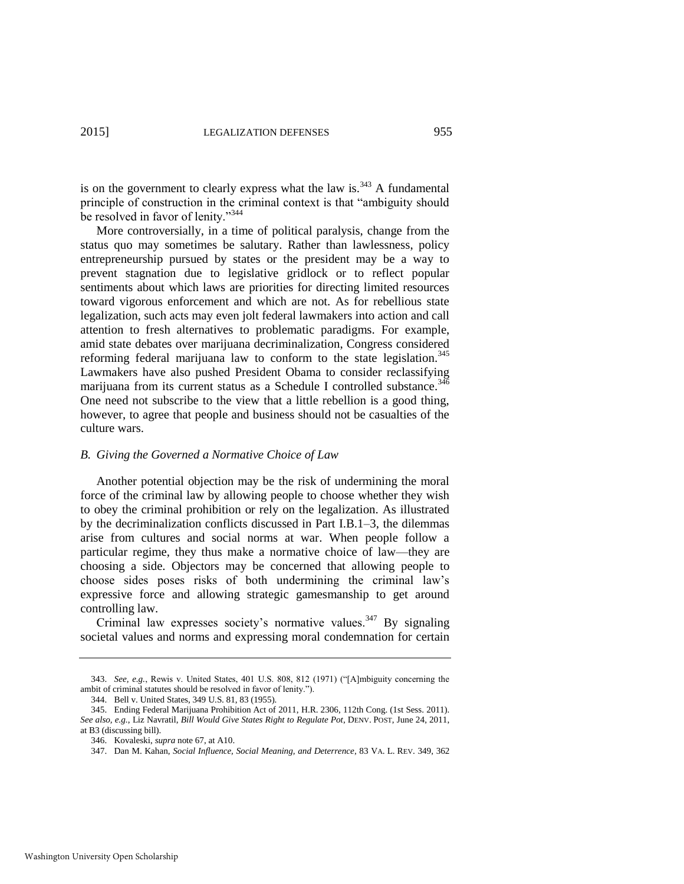is on the government to clearly express what the law is.[343] A fundamental principle of construction in the criminal context is that "ambiguity should be resolved in favor of lenity."[344]

More controversially, in a time of political paralysis, change from the status quo may sometimes be salutary. Rather than lawlessness, policy entrepreneurship pursued by states or the president may be a way to prevent stagnation due to legislative gridlock or to reflect popular sentiments about which laws are priorities for directing limited resources toward vigorous enforcement and which are not. As for rebellious state legalization, such acts may even jolt federal lawmakers into action and call attention to fresh alternatives to problematic paradigms. For example, amid state debates over marijuana decriminalization, Congress considered reforming federal marijuana law to conform to the state legislation.[345] Lawmakers have also pushed President Obama to consider reclassifying marijuana from its current status as a Schedule I controlled substance.[346] One need not subscribe to the view that a little rebellion is a good thing, however, to agree that people and business should not be casualties of the culture wars.

### *B. Giving the Governed a Normative Choice of Law*

Another potential objection may be the risk of undermining the moral force of the criminal law by allowing people to choose whether they wish to obey the criminal prohibition or rely on the legalization. As illustrated by the decriminalization conflicts discussed in Part I.B.1–3, the dilemmas arise from cultures and social norms at war. When people follow a particular regime, they thus make a normative choice of law—they are choosing a side. Objectors may be concerned that allowing people to choose sides poses risks of both undermining the criminal law's expressive force and allowing strategic gamesmanship to get around controlling law.

Criminal law expresses society's normative values.[347] By signaling societal values and norms and expressing moral condemnation for certain

---

343. *See, e.g.*, Rewis v. United States, 401 U.S. 808, 812 (1971) ("[A]mbiguity concerning the ambit of criminal statutes should be resolved in favor of lenity.").

344. Bell v. United States, 349 U.S. 81, 83 (1955).

345. Ending Federal Marijuana Prohibition Act of 2011, H.R. 2306, 112th Cong. (1st Sess. 2011). *See also, e.g.*, Liz Navratil, *Bill Would Give States Right to Regulate Pot*, DENV. POST, June 24, 2011, at B3 (discussing bill).

346. Kovaleski, *supra* note 67, at A10.

347. Dan M. Kahan, *Social Influence, Social Meaning, and Deterrence*, 83 VA. L. REV. 349, 362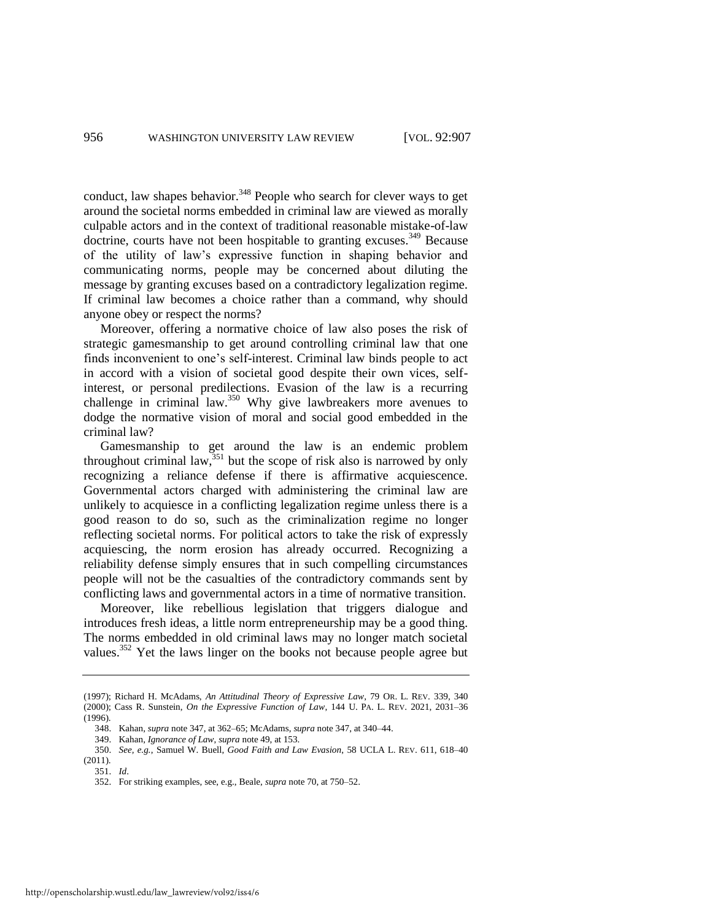conduct, law shapes behavior.[348] People who search for clever ways to get around the societal norms embedded in criminal law are viewed as morally culpable actors and in the context of traditional reasonable mistake-of-law doctrine, courts have not been hospitable to granting excuses.[349] Because of the utility of law's expressive function in shaping behavior and communicating norms, people may be concerned about diluting the message by granting excuses based on a contradictory legalization regime. If criminal law becomes a choice rather than a command, why should anyone obey or respect the norms?

Moreover, offering a normative choice of law also poses the risk of strategic gamesmanship to get around controlling criminal law that one finds inconvenient to one's self-interest. Criminal law binds people to act in accord with a vision of societal good despite their own vices, self-interest, or personal predilections. Evasion of the law is a recurring challenge in criminal law.[350] Why give lawbreakers more avenues to dodge the normative vision of moral and social good embedded in the criminal law?

Gamesmanship to get around the law is an endemic problem throughout criminal law,[351] but the scope of risk also is narrowed by only recognizing a reliance defense if there is affirmative acquiescence. Governmental actors charged with administering the criminal law are unlikely to acquiesce in a conflicting legalization regime unless there is a good reason to do so, such as the criminalization regime no longer reflecting societal norms. For political actors to take the risk of expressly acquiescing, the norm erosion has already occurred. Recognizing a reliability defense simply ensures that in such compelling circumstances people will not be the casualties of the contradictory commands sent by conflicting laws and governmental actors in a time of normative transition.

Moreover, like rebellious legislation that triggers dialogue and introduces fresh ideas, a little norm entrepreneurship may be a good thing. The norms embedded in old criminal laws may no longer match societal values.[352] Yet the laws linger on the books not because people agree but

---

(1997); Richard H. McAdams, *An Attitudinal Theory of Expressive Law*, 79 OR. L. REV. 339, 340 (2000); Cass R. Sunstein, *On the Expressive Function of Law*, 144 U. PA. L. REV. 2021, 2031–36 (1996).

348. Kahan, *supra* note 347, at 362–65; McAdams, *supra* note 347, at 340–44.

349. Kahan, *Ignorance of Law*, *supra* note 49, at 153.

350. *See, e.g.*, Samuel W. Buell, *Good Faith and Law Evasion*, 58 UCLA L. REV. 611, 618–40 (2011).

351. *Id*.

352. For striking examples, see, e.g., Beale, *supra* note 70, at 750–52.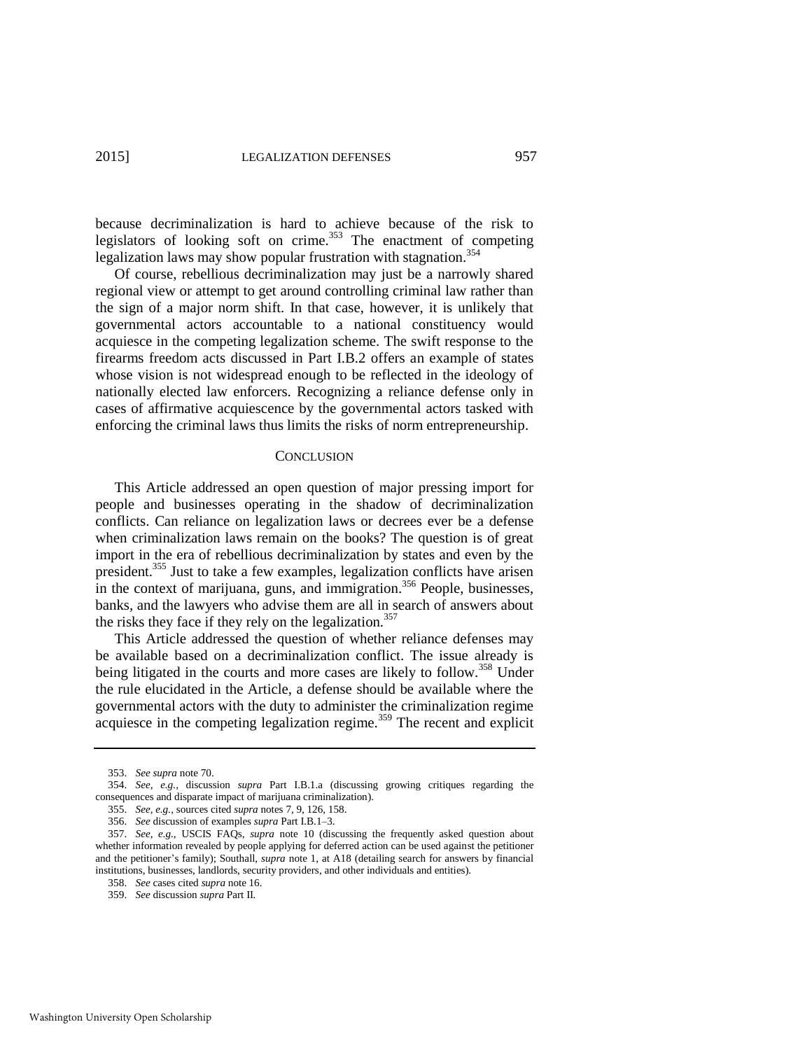because decriminalization is hard to achieve because of the risk to legislators of looking soft on crime.[353] The enactment of competing legalization laws may show popular frustration with stagnation.[354]

Of course, rebellious decriminalization may just be a narrowly shared regional view or attempt to get around controlling criminal law rather than the sign of a major norm shift. In that case, however, it is unlikely that governmental actors accountable to a national constituency would acquiesce in the competing legalization scheme. The swift response to the firearms freedom acts discussed in Part I.B.2 offers an example of states whose vision is not widespread enough to be reflected in the ideology of nationally elected law enforcers. Recognizing a reliance defense only in cases of affirmative acquiescence by the governmental actors tasked with enforcing the criminal laws thus limits the risks of norm entrepreneurship.

## CONCLUSION

This Article addressed an open question of major pressing import for people and businesses operating in the shadow of decriminalization conflicts. Can reliance on legalization laws or decrees ever be a defense when criminalization laws remain on the books? The question is of great import in the era of rebellious decriminalization by states and even by the president.[355] Just to take a few examples, legalization conflicts have arisen in the context of marijuana, guns, and immigration.[356] People, businesses, banks, and the lawyers who advise them are all in search of answers about the risks they face if they rely on the legalization.[357]

This Article addressed the question of whether reliance defenses may be available based on a decriminalization conflict. The issue already is being litigated in the courts and more cases are likely to follow.[358] Under the rule elucidated in the Article, a defense should be available where the governmental actors with the duty to administer the criminalization regime acquiesce in the competing legalization regime.[359] The recent and explicit

---

353. *See supra* note 70.

354. *See, e.g.*, discussion *supra* Part I.B.1.a (discussing growing critiques regarding the consequences and disparate impact of marijuana criminalization).

355. *See, e.g.*, sources cited *supra* notes 7, 9, 126, 158.

356. *See* discussion of examples *supra* Part I.B.1–3.

357. *See, e.g.*, USCIS FAQs, *supra* note 10 (discussing the frequently asked question about whether information revealed by people applying for deferred action can be used against the petitioner and the petitioner's family); Southall, *supra* note 1, at A18 (detailing search for answers by financial institutions, businesses, landlords, security providers, and other individuals and entities).

358. *See* cases cited *supra* note 16.

359. *See* discussion *supra* Part II.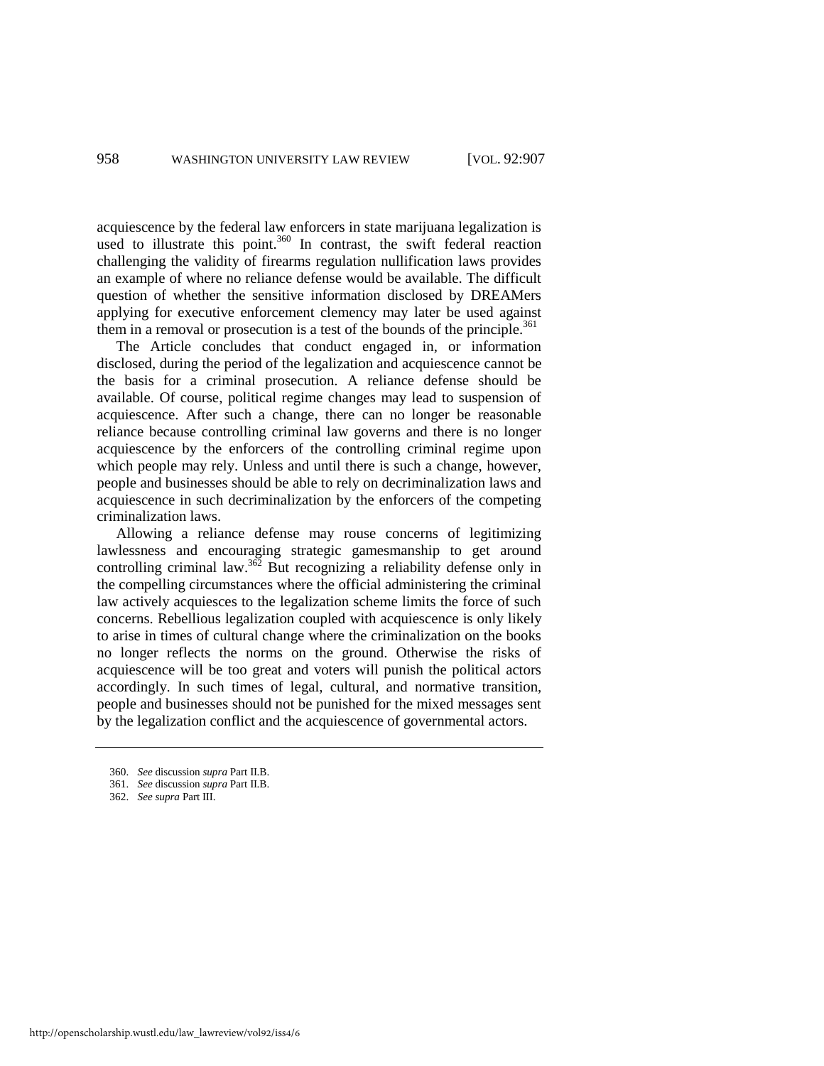acquiescence by the federal law enforcers in state marijuana legalization is used to illustrate this point.[360] In contrast, the swift federal reaction challenging the validity of firearms regulation nullification laws provides an example of where no reliance defense would be available. The difficult question of whether the sensitive information disclosed by DREAMers applying for executive enforcement clemency may later be used against them in a removal or prosecution is a test of the bounds of the principle.[361]

The Article concludes that conduct engaged in, or information disclosed, during the period of the legalization and acquiescence cannot be the basis for a criminal prosecution. A reliance defense should be available. Of course, political regime changes may lead to suspension of acquiescence. After such a change, there can no longer be reasonable reliance because controlling criminal law governs and there is no longer acquiescence by the enforcers of the controlling criminal regime upon which people may rely. Unless and until there is such a change, however, people and businesses should be able to rely on decriminalization laws and acquiescence in such decriminalization by the enforcers of the competing criminalization laws.

Allowing a reliance defense may rouse concerns of legitimizing lawlessness and encouraging strategic gamesmanship to get around controlling criminal law.[362] But recognizing a reliability defense only in the compelling circumstances where the official administering the criminal law actively acquiesces to the legalization scheme limits the force of such concerns. Rebellious legalization coupled with acquiescence is only likely to arise in times of cultural change where the criminalization on the books no longer reflects the norms on the ground. Otherwise the risks of acquiescence will be too great and voters will punish the political actors accordingly. In such times of legal, cultural, and normative transition, people and businesses should not be punished for the mixed messages sent by the legalization conflict and the acquiescence of governmental actors.

360. *See* discussion *supra* Part II.B.

361. *See* discussion *supra* Part II.B.

362. *See supra* Part III.